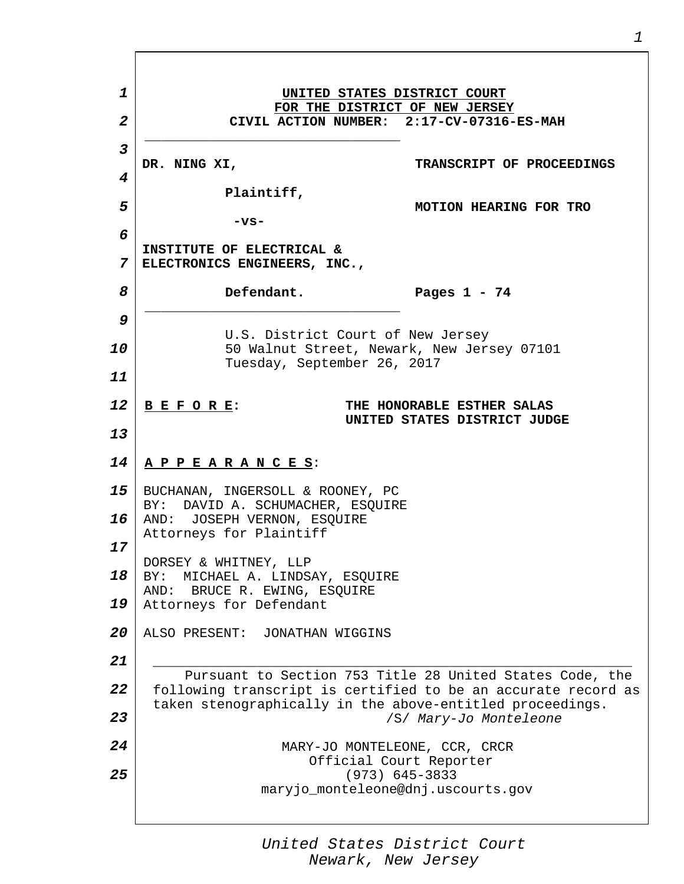**UNITED STATES DISTRICT COURT**
**FOR THE DISTRICT OF NEW JERSEY**
**CIVIL ACTION NUMBER: 2:17-CV-07316-ES-MAH**

---

**DR. NING XI,**

**Plaintiff,**

**-vs-**

**INSTITUTE OF ELECTRICAL & ELECTRONICS ENGINEERS, INC.,**

**Defendant.**

**TRANSCRIPT OF PROCEEDINGS**

**MOTION HEARING FOR TRO**

**Pages 1 - 74**

---

U.S. District Court of New Jersey
50 Walnut Street, Newark, New Jersey 07101
Tuesday, September 26, 2017

**B E F O R E**: **THE HONORABLE ESTHER SALAS**
**UNITED STATES DISTRICT JUDGE**

**A P P E A R A N C E S**:

BUCHANAN, INGERSOLL & ROONEY, PC
BY: DAVID A. SCHUMACHER, ESQUIRE
AND: JOSEPH VERNON, ESQUIRE
Attorneys for Plaintiff

DORSEY & WHITNEY, LLP
BY: MICHAEL A. LINDSAY, ESQUIRE
AND: BRUCE R. EWING, ESQUIRE
Attorneys for Defendant

ALSO PRESENT: JONATHAN WIGGINS

---

Pursuant to Section 753 Title 28 United States Code, the following transcript is certified to be an accurate record as taken stenographically in the above-entitled proceedings.

/S/ *Mary-Jo Monteleone*

MARY-JO MONTELEONE, CCR, CRCR
Official Court Reporter
(973) 645-3833
maryjo_monteleone@dnj.uscourts.gov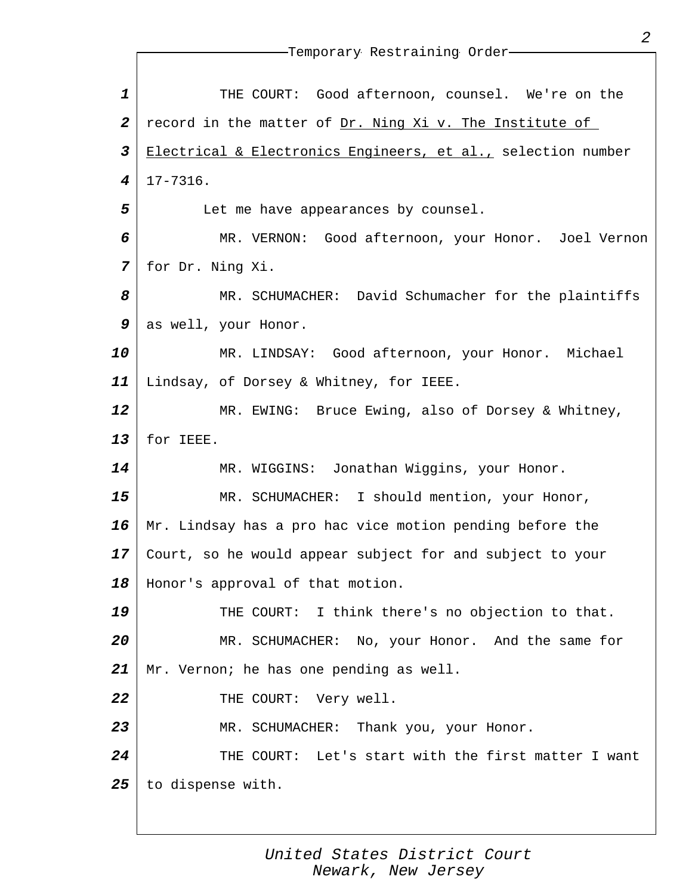THE COURT: Good afternoon, counsel. We're on the record in the matter of Dr. Ning Xi v. The Institute of Electrical & Electronics Engineers, et al., selection number 17-7316.

Let me have appearances by counsel.

MR. VERNON: Good afternoon, your Honor. Joel Vernon for Dr. Ning Xi.

MR. SCHUMACHER: David Schumacher for the plaintiffs as well, your Honor.

MR. LINDSAY: Good afternoon, your Honor. Michael Lindsay, of Dorsey & Whitney, for IEEE.

MR. EWING: Bruce Ewing, also of Dorsey & Whitney, for IEEE.

MR. WIGGINS: Jonathan Wiggins, your Honor.

MR. SCHUMACHER: I should mention, your Honor, Mr. Lindsay has a pro hac vice motion pending before the Court, so he would appear subject for and subject to your Honor's approval of that motion.

THE COURT: I think there's no objection to that.

MR. SCHUMACHER: No, your Honor. And the same for Mr. Vernon; he has one pending as well.

THE COURT: Very well.

MR. SCHUMACHER: Thank you, your Honor.

THE COURT: Let's start with the first matter I want to dispense with.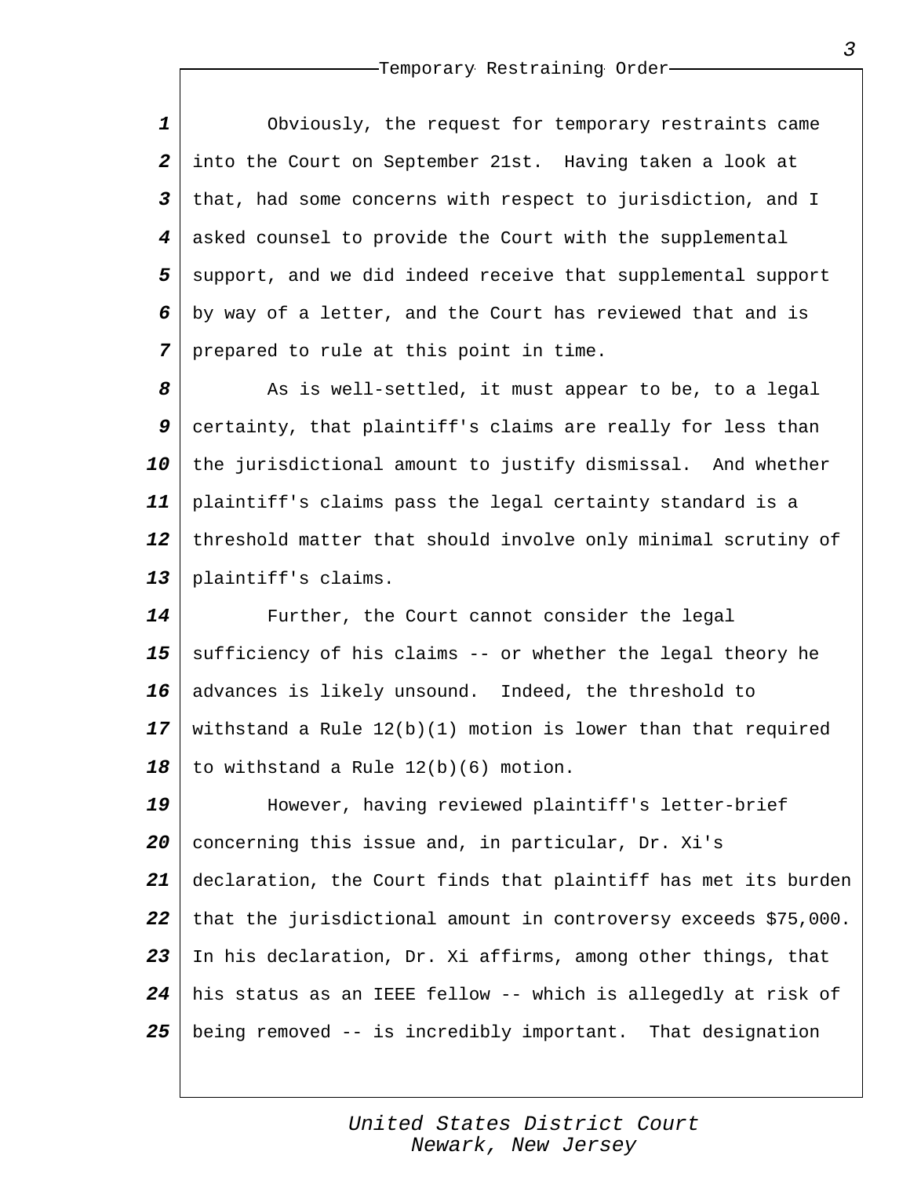Obviously, the request for temporary restraints came into the Court on September 21st. Having taken a look at that, had some concerns with respect to jurisdiction, and I asked counsel to provide the Court with the supplemental support, and we did indeed receive that supplemental support by way of a letter, and the Court has reviewed that and is prepared to rule at this point in time.

As is well-settled, it must appear to be, to a legal certainty, that plaintiff's claims are really for less than the jurisdictional amount to justify dismissal. And whether plaintiff's claims pass the legal certainty standard is a threshold matter that should involve only minimal scrutiny of plaintiff's claims.

Further, the Court cannot consider the legal sufficiency of his claims -- or whether the legal theory he advances is likely unsound. Indeed, the threshold to withstand a Rule 12(b)(1) motion is lower than that required to withstand a Rule 12(b)(6) motion.

However, having reviewed plaintiff's letter-brief concerning this issue and, in particular, Dr. Xi's declaration, the Court finds that plaintiff has met its burden that the jurisdictional amount in controversy exceeds $75,000. In his declaration, Dr. Xi affirms, among other things, that his status as an IEEE fellow -- which is allegedly at risk of being removed -- is incredibly important. That designation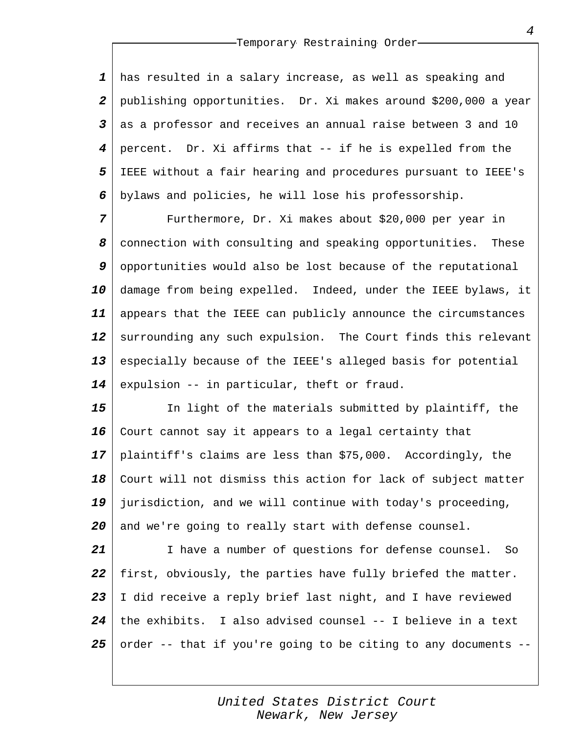has resulted in a salary increase, as well as speaking and publishing opportunities. Dr. Xi makes around $200,000 a year as a professor and receives an annual raise between 3 and 10 percent. Dr. Xi affirms that -- if he is expelled from the IEEE without a fair hearing and procedures pursuant to IEEE's bylaws and policies, he will lose his professorship.

Furthermore, Dr. Xi makes about $20,000 per year in connection with consulting and speaking opportunities. These opportunities would also be lost because of the reputational damage from being expelled. Indeed, under the IEEE bylaws, it appears that the IEEE can publicly announce the circumstances surrounding any such expulsion. The Court finds this relevant especially because of the IEEE's alleged basis for potential expulsion -- in particular, theft or fraud.

In light of the materials submitted by plaintiff, the Court cannot say it appears to a legal certainty that plaintiff's claims are less than $75,000. Accordingly, the Court will not dismiss this action for lack of subject matter jurisdiction, and we will continue with today's proceeding, and we're going to really start with defense counsel.

I have a number of questions for defense counsel. So first, obviously, the parties have fully briefed the matter. I did receive a reply brief last night, and I have reviewed the exhibits. I also advised counsel -- I believe in a text order -- that if you're going to be citing to any documents --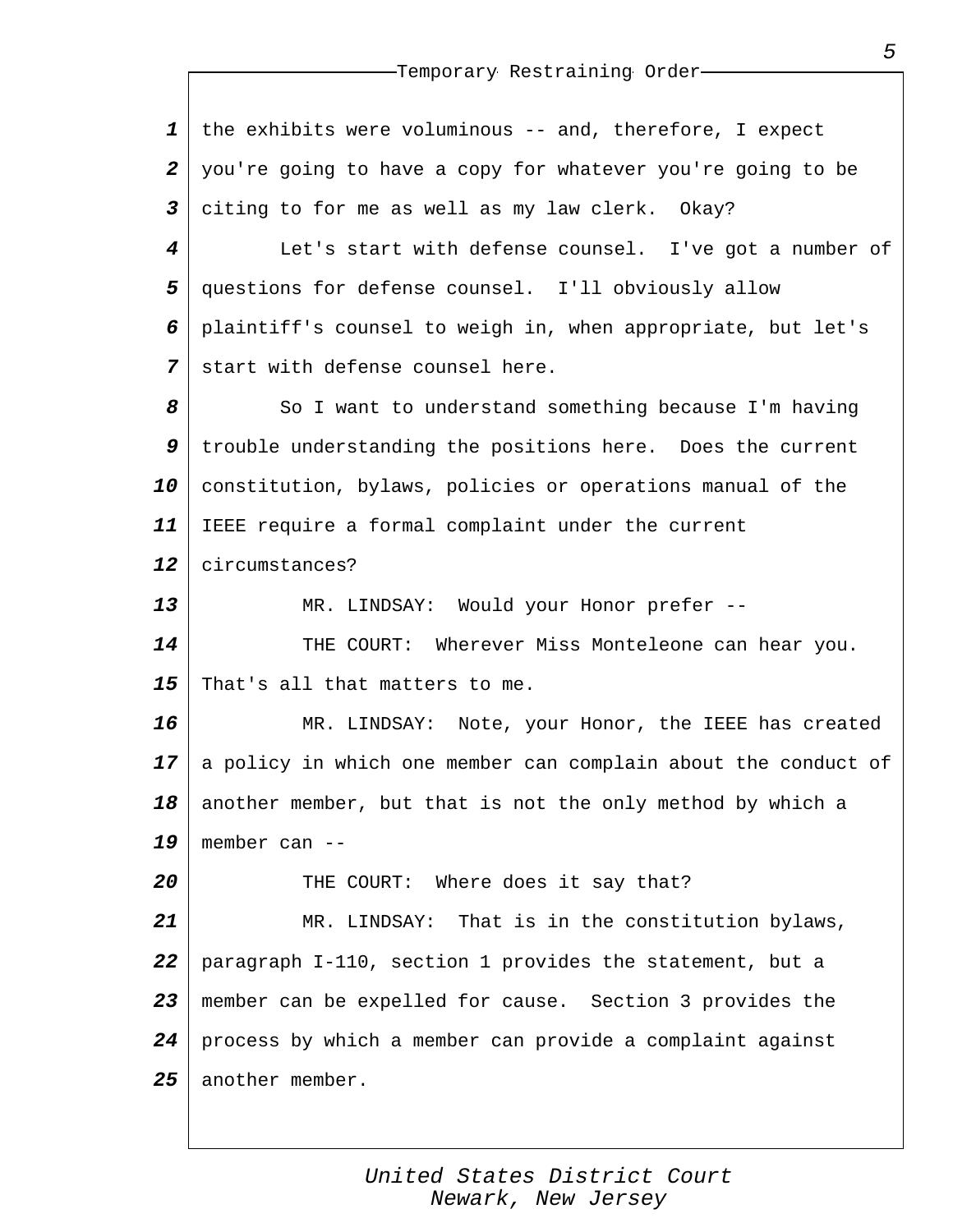the exhibits were voluminous -- and, therefore, I expect you're going to have a copy for whatever you're going to be citing to for me as well as my law clerk. Okay?

Let's start with defense counsel. I've got a number of questions for defense counsel. I'll obviously allow plaintiff's counsel to weigh in, when appropriate, but let's start with defense counsel here.

So I want to understand something because I'm having trouble understanding the positions here. Does the current constitution, bylaws, policies or operations manual of the IEEE require a formal complaint under the current circumstances?

MR. LINDSAY: Would your Honor prefer --

THE COURT: Wherever Miss Monteleone can hear you. That's all that matters to me.

MR. LINDSAY: Note, your Honor, the IEEE has created a policy in which one member can complain about the conduct of another member, but that is not the only method by which a member can --

THE COURT: Where does it say that?

MR. LINDSAY: That is in the constitution bylaws, paragraph I-110, section 1 provides the statement, but a member can be expelled for cause. Section 3 provides the process by which a member can provide a complaint against another member.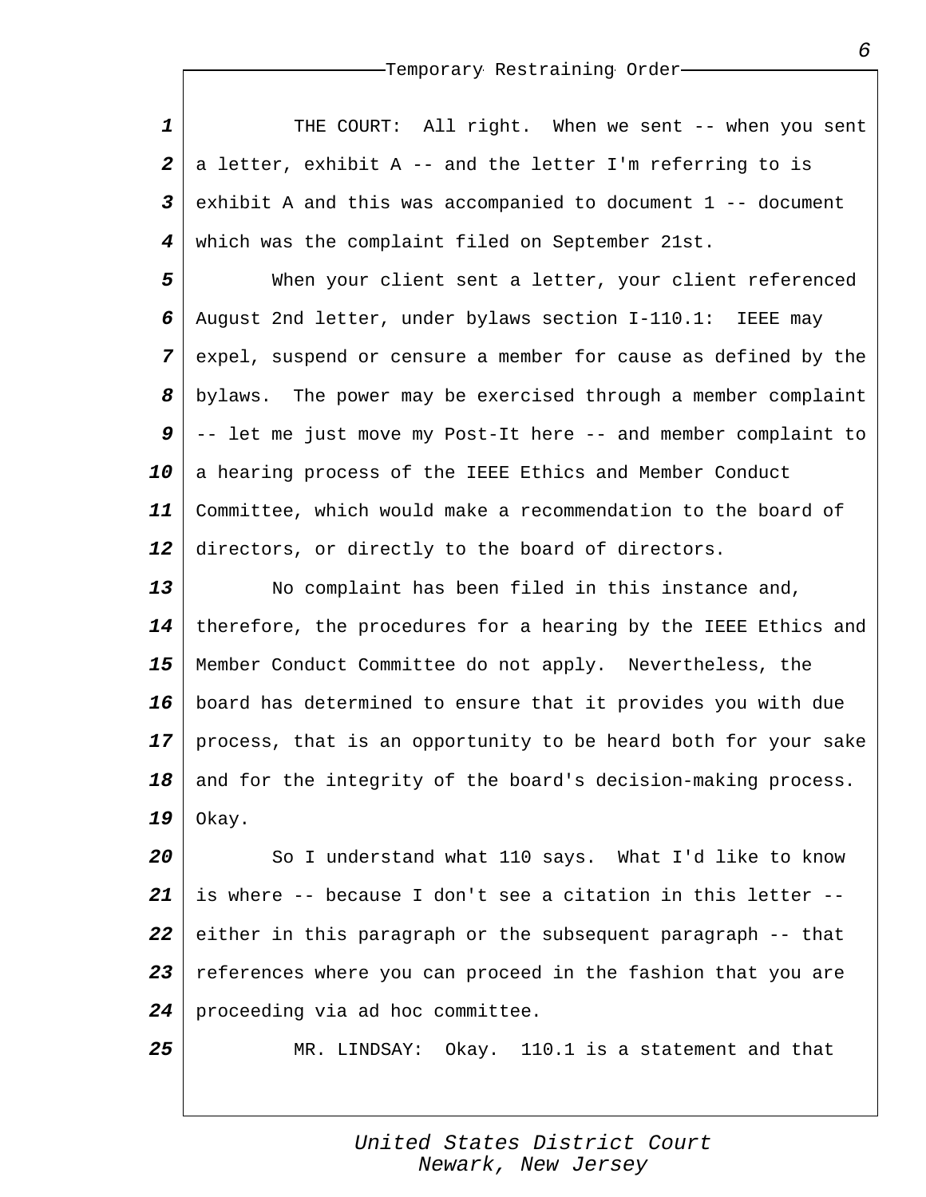THE COURT: All right. When we sent -- when you sent a letter, exhibit A -- and the letter I'm referring to is exhibit A and this was accompanied to document 1 -- document which was the complaint filed on September 21st.

When your client sent a letter, your client referenced August 2nd letter, under bylaws section I-110.1: IEEE may expel, suspend or censure a member for cause as defined by the bylaws. The power may be exercised through a member complaint -- let me just move my Post-It here -- and member complaint to a hearing process of the IEEE Ethics and Member Conduct Committee, which would make a recommendation to the board of directors, or directly to the board of directors.

No complaint has been filed in this instance and, therefore, the procedures for a hearing by the IEEE Ethics and Member Conduct Committee do not apply. Nevertheless, the board has determined to ensure that it provides you with due process, that is an opportunity to be heard both for your sake and for the integrity of the board's decision-making process. Okay.

So I understand what 110 says. What I'd like to know is where -- because I don't see a citation in this letter -- either in this paragraph or the subsequent paragraph -- that references where you can proceed in the fashion that you are proceeding via ad hoc committee.

MR. LINDSAY: Okay. 110.1 is a statement and that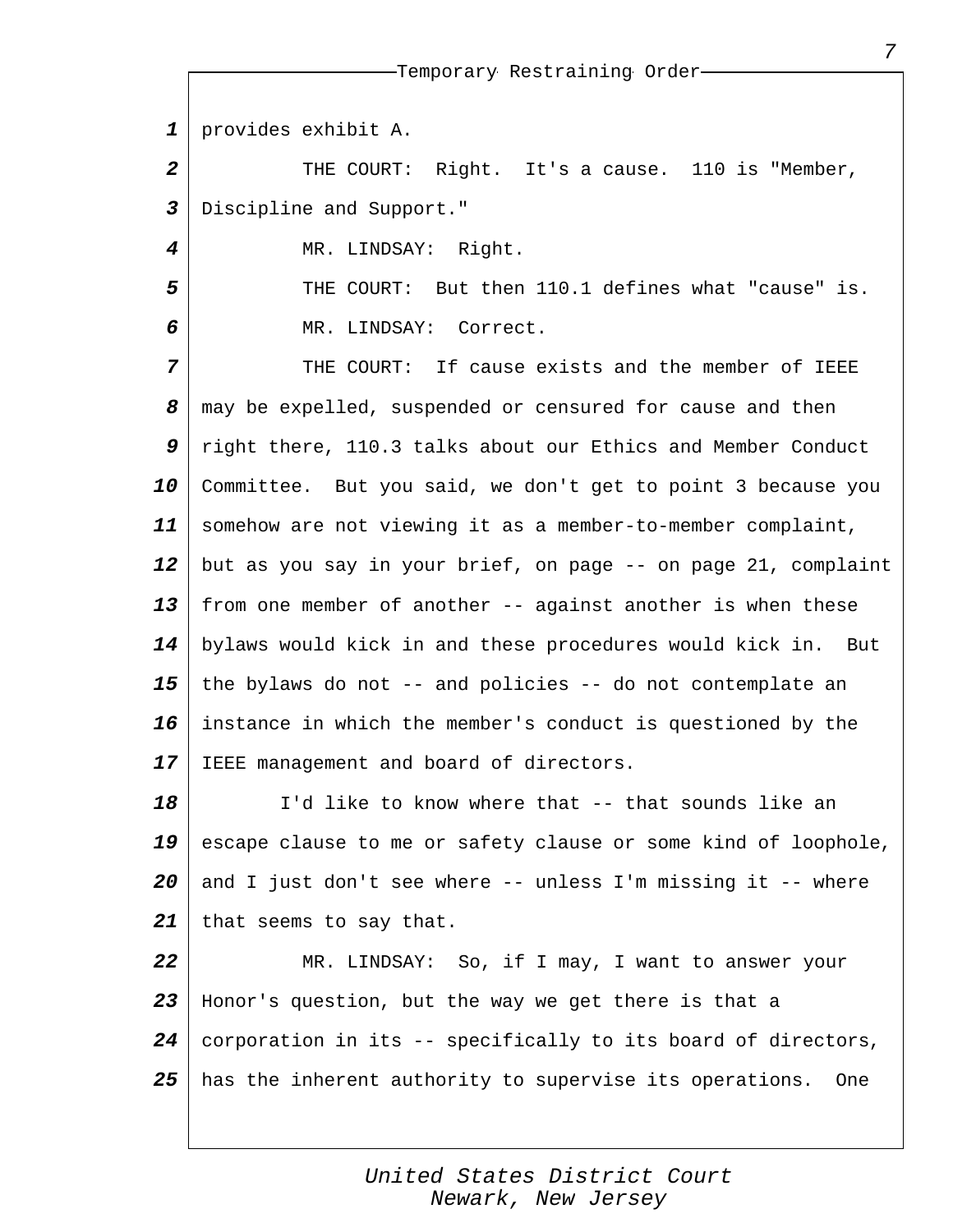provides exhibit A.

THE COURT: Right. It's a cause. 110 is "Member, Discipline and Support."

MR. LINDSAY: Right.

THE COURT: But then 110.1 defines what "cause" is.

MR. LINDSAY: Correct.

THE COURT: If cause exists and the member of IEEE may be expelled, suspended or censured for cause and then right there, 110.3 talks about our Ethics and Member Conduct Committee. But you said, we don't get to point 3 because you somehow are not viewing it as a member-to-member complaint, but as you say in your brief, on page -- on page 21, complaint from one member of another -- against another is when these bylaws would kick in and these procedures would kick in. But the bylaws do not -- and policies -- do not contemplate an instance in which the member's conduct is questioned by the IEEE management and board of directors.

I'd like to know where that -- that sounds like an escape clause to me or safety clause or some kind of loophole, and I just don't see where -- unless I'm missing it -- where that seems to say that.

MR. LINDSAY: So, if I may, I want to answer your Honor's question, but the way we get there is that a corporation in its -- specifically to its board of directors, has the inherent authority to supervise its operations. One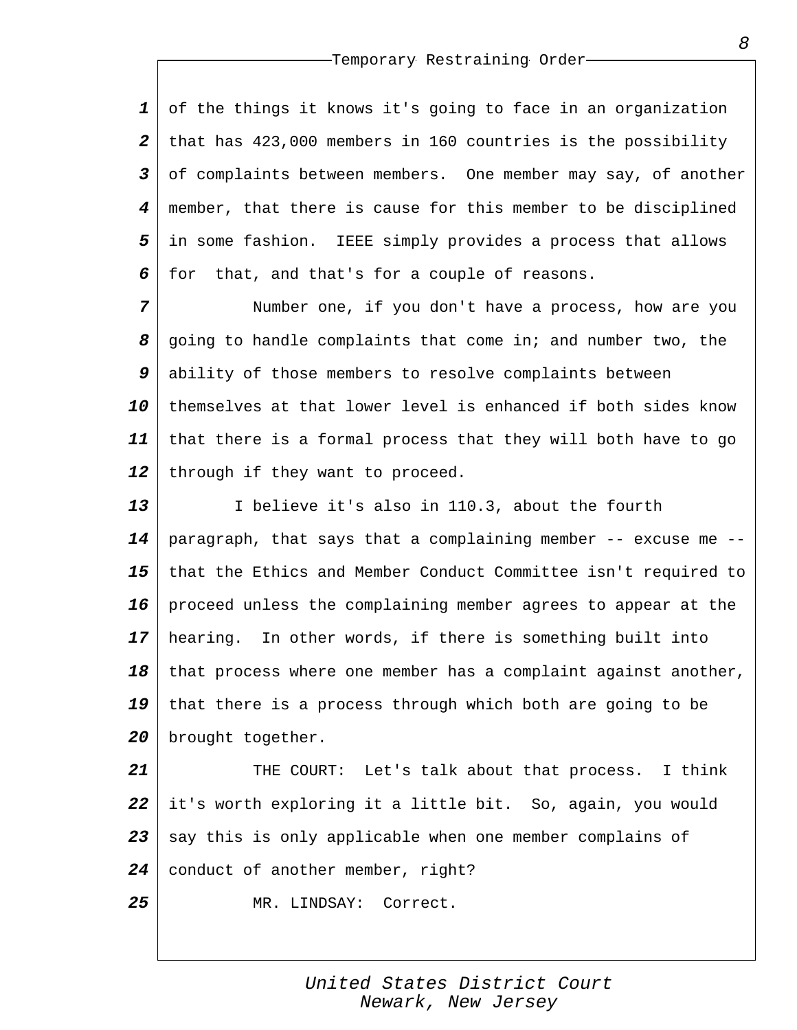of the things it knows it's going to face in an organization that has 423,000 members in 160 countries is the possibility of complaints between members. One member may say, of another member, that there is cause for this member to be disciplined in some fashion. IEEE simply provides a process that allows for that, and that's for a couple of reasons.

Number one, if you don't have a process, how are you going to handle complaints that come in; and number two, the ability of those members to resolve complaints between themselves at that lower level is enhanced if both sides know that there is a formal process that they will both have to go through if they want to proceed.

I believe it's also in 110.3, about the fourth paragraph, that says that a complaining member -- excuse me -- that the Ethics and Member Conduct Committee isn't required to proceed unless the complaining member agrees to appear at the hearing. In other words, if there is something built into that process where one member has a complaint against another, that there is a process through which both are going to be brought together.

THE COURT: Let's talk about that process. I think it's worth exploring it a little bit. So, again, you would say this is only applicable when one member complains of conduct of another member, right?

MR. LINDSAY: Correct.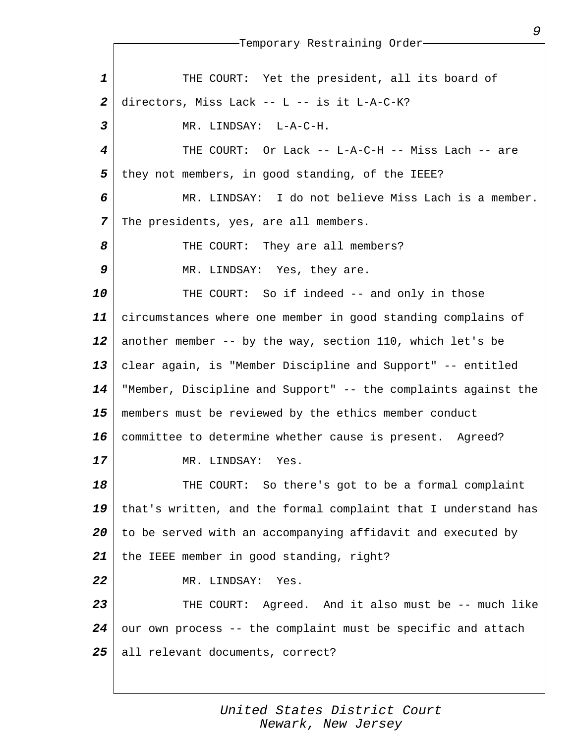THE COURT: Yet the president, all its board of directors, Miss Lack -- L -- is it L-A-C-K?

MR. LINDSAY: L-A-C-H.

THE COURT: Or Lack -- L-A-C-H -- Miss Lach -- are they not members, in good standing, of the IEEE?

MR. LINDSAY: I do not believe Miss Lach is a member. The presidents, yes, are all members.

THE COURT: They are all members?

MR. LINDSAY: Yes, they are.

THE COURT: So if indeed -- and only in those circumstances where one member in good standing complains of another member -- by the way, section 110, which let's be clear again, is "Member Discipline and Support" -- entitled "Member, Discipline and Support" -- the complaints against the members must be reviewed by the ethics member conduct committee to determine whether cause is present. Agreed?

MR. LINDSAY: Yes.

THE COURT: So there's got to be a formal complaint that's written, and the formal complaint that I understand has to be served with an accompanying affidavit and executed by the IEEE member in good standing, right?

MR. LINDSAY: Yes.

THE COURT: Agreed. And it also must be -- much like our own process -- the complaint must be specific and attach all relevant documents, correct?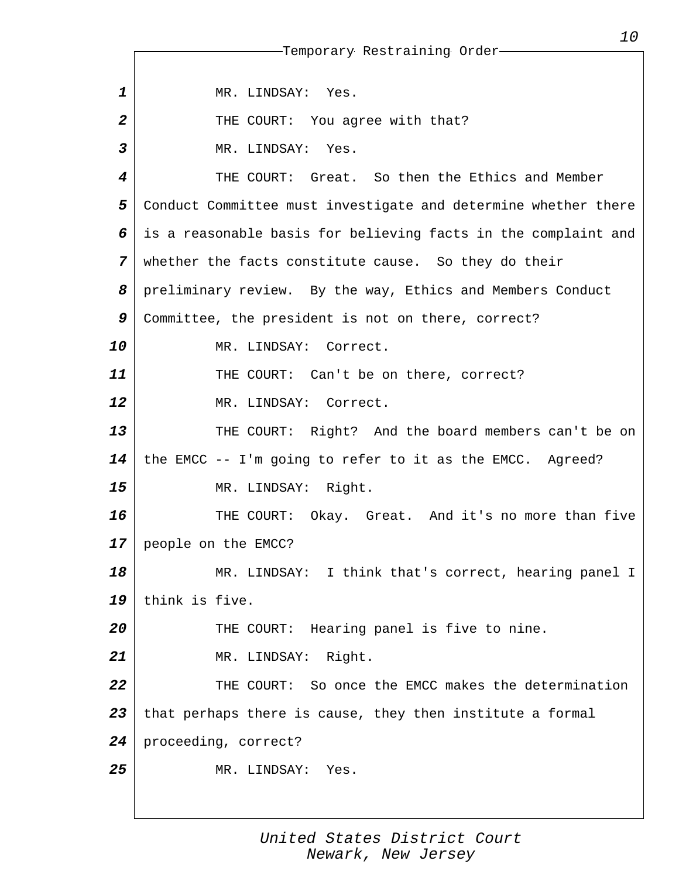MR. LINDSAY: Yes.

THE COURT: You agree with that?

MR. LINDSAY: Yes.

THE COURT: Great. So then the Ethics and Member Conduct Committee must investigate and determine whether there is a reasonable basis for believing facts in the complaint and whether the facts constitute cause. So they do their preliminary review. By the way, Ethics and Members Conduct Committee, the president is not on there, correct?

MR. LINDSAY: Correct.

THE COURT: Can't be on there, correct?

MR. LINDSAY: Correct.

THE COURT: Right? And the board members can't be on the EMCC -- I'm going to refer to it as the EMCC. Agreed?

MR. LINDSAY: Right.

THE COURT: Okay. Great. And it's no more than five people on the EMCC?

MR. LINDSAY: I think that's correct, hearing panel I think is five.

THE COURT: Hearing panel is five to nine.

MR. LINDSAY: Right.

THE COURT: So once the EMCC makes the determination that perhaps there is cause, they then institute a formal proceeding, correct?

MR. LINDSAY: Yes.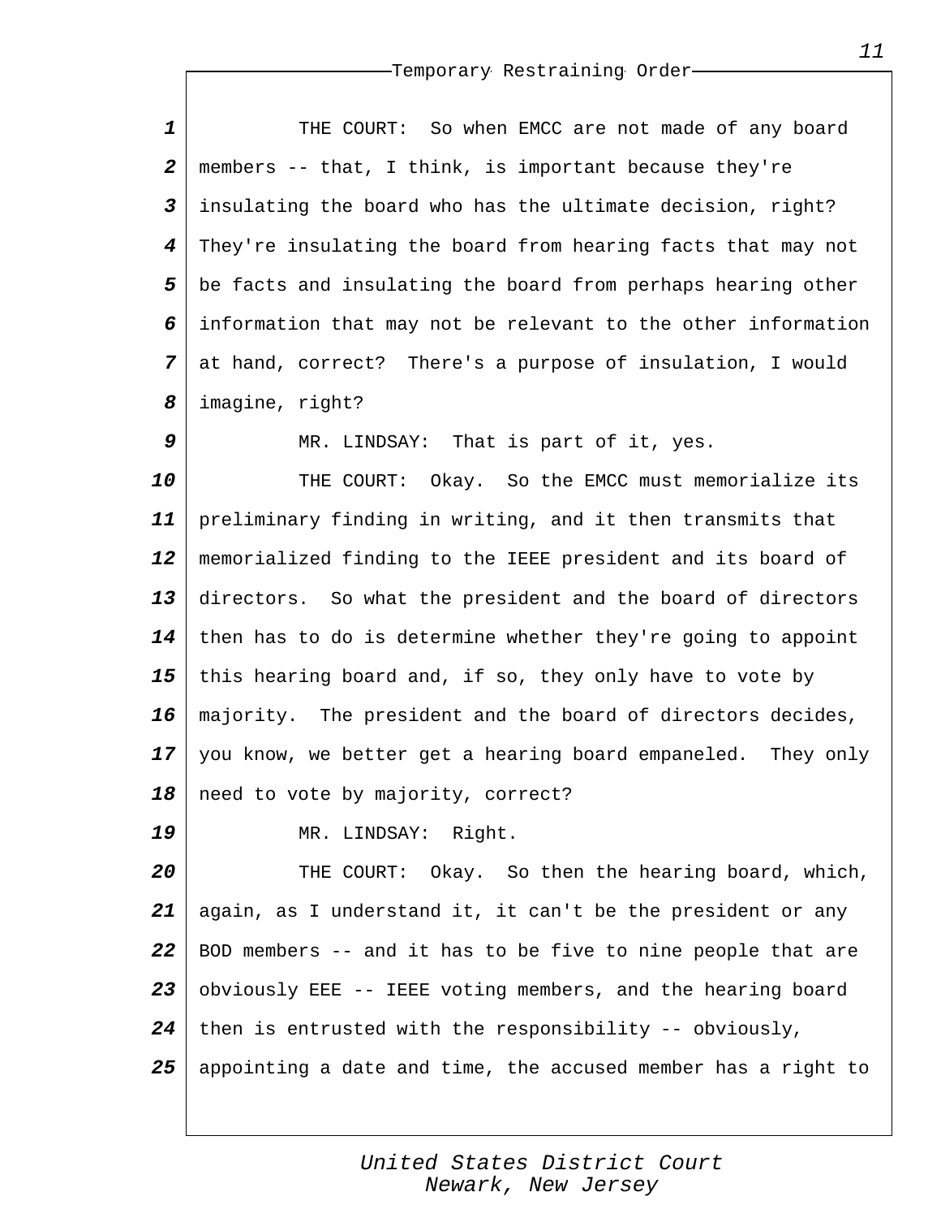THE COURT: So when EMCC are not made of any board members -- that, I think, is important because they're insulating the board who has the ultimate decision, right? They're insulating the board from hearing facts that may not be facts and insulating the board from perhaps hearing other information that may not be relevant to the other information at hand, correct? There's a purpose of insulation, I would imagine, right?

MR. LINDSAY: That is part of it, yes.

THE COURT: Okay. So the EMCC must memorialize its preliminary finding in writing, and it then transmits that memorialized finding to the IEEE president and its board of directors. So what the president and the board of directors then has to do is determine whether they're going to appoint this hearing board and, if so, they only have to vote by majority. The president and the board of directors decides, you know, we better get a hearing board empaneled. They only need to vote by majority, correct?

MR. LINDSAY: Right.

THE COURT: Okay. So then the hearing board, which, again, as I understand it, it can't be the president or any BOD members -- and it has to be five to nine people that are obviously EEE -- IEEE voting members, and the hearing board then is entrusted with the responsibility -- obviously, appointing a date and time, the accused member has a right to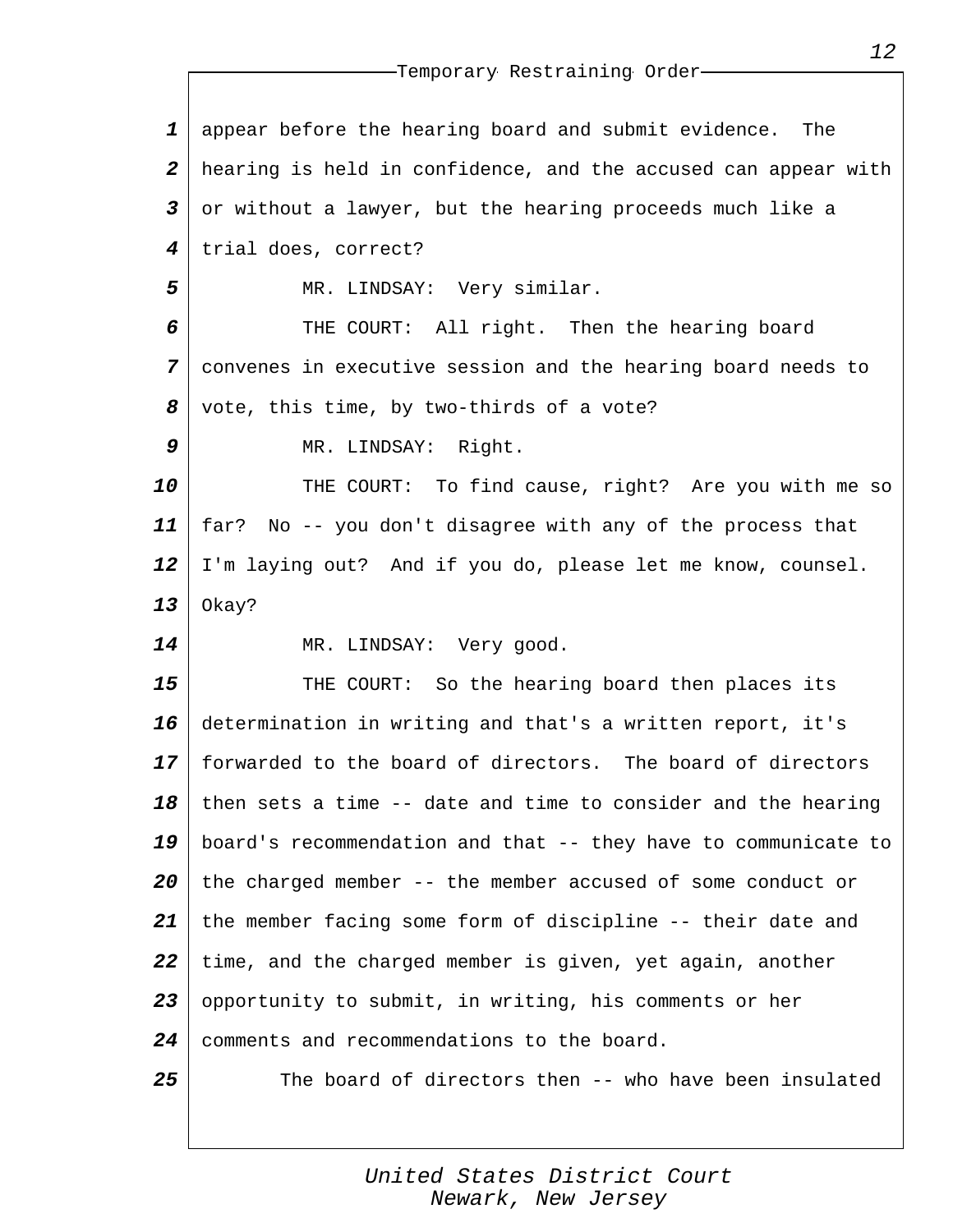appear before the hearing board and submit evidence. The hearing is held in confidence, and the accused can appear with or without a lawyer, but the hearing proceeds much like a trial does, correct?

MR. LINDSAY: Very similar.

THE COURT: All right. Then the hearing board convenes in executive session and the hearing board needs to vote, this time, by two-thirds of a vote?

MR. LINDSAY: Right.

THE COURT: To find cause, right? Are you with me so far? No -- you don't disagree with any of the process that I'm laying out? And if you do, please let me know, counsel. Okay?

MR. LINDSAY: Very good.

THE COURT: So the hearing board then places its determination in writing and that's a written report, it's forwarded to the board of directors. The board of directors then sets a time -- date and time to consider and the hearing board's recommendation and that -- they have to communicate to the charged member -- the member accused of some conduct or the member facing some form of discipline -- their date and time, and the charged member is given, yet again, another opportunity to submit, in writing, his comments or her comments and recommendations to the board.

The board of directors then -- who have been insulated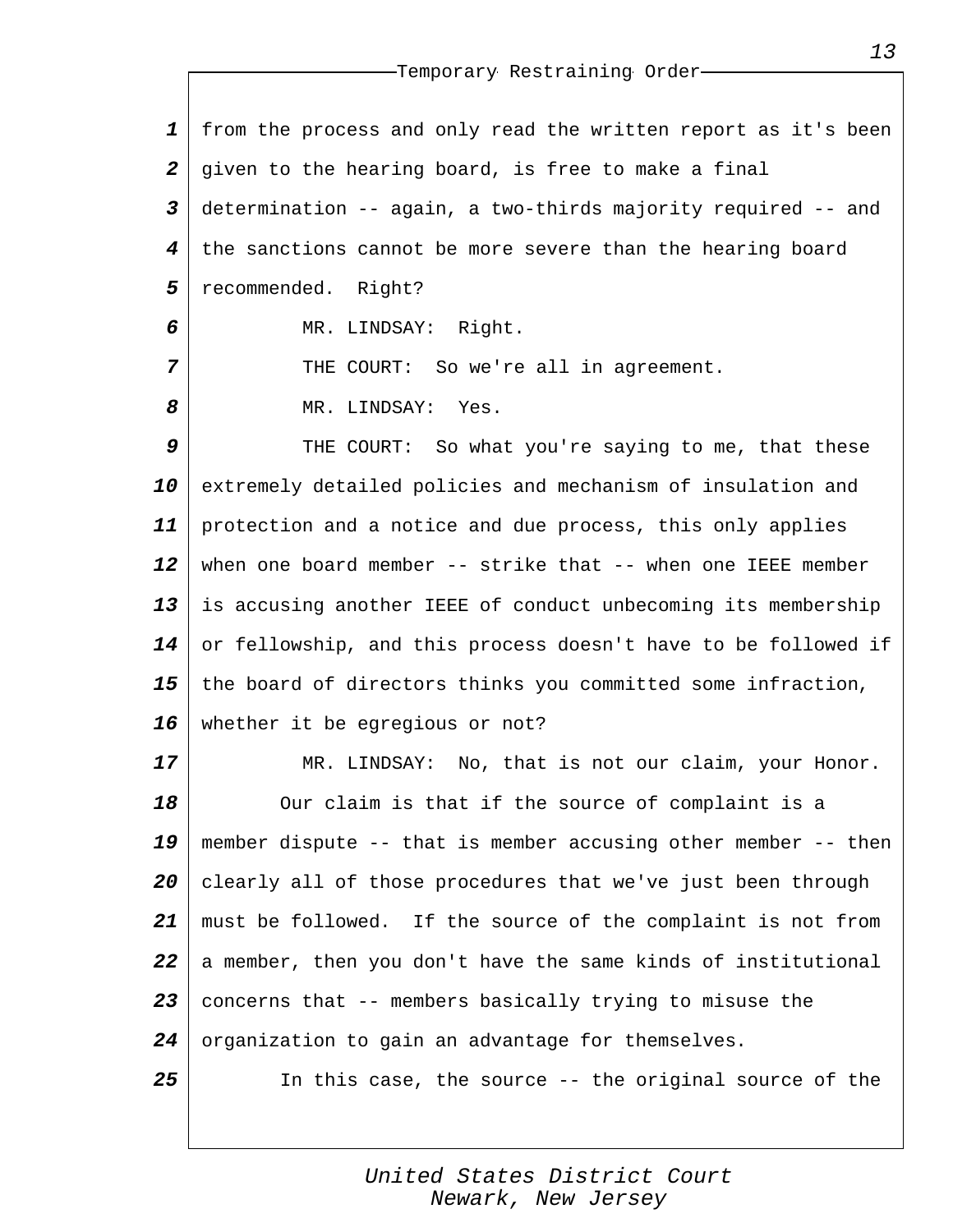from the process and only read the written report as it's been given to the hearing board, is free to make a final determination -- again, a two-thirds majority required -- and the sanctions cannot be more severe than the hearing board recommended. Right?

MR. LINDSAY: Right.

THE COURT: So we're all in agreement.

MR. LINDSAY: Yes.

THE COURT: So what you're saying to me, that these extremely detailed policies and mechanism of insulation and protection and a notice and due process, this only applies when one board member -- strike that -- when one IEEE member is accusing another IEEE of conduct unbecoming its membership or fellowship, and this process doesn't have to be followed if the board of directors thinks you committed some infraction, whether it be egregious or not?

MR. LINDSAY: No, that is not our claim, your Honor.

Our claim is that if the source of complaint is a member dispute -- that is member accusing other member -- then clearly all of those procedures that we've just been through must be followed. If the source of the complaint is not from a member, then you don't have the same kinds of institutional concerns that -- members basically trying to misuse the organization to gain an advantage for themselves.

In this case, the source -- the original source of the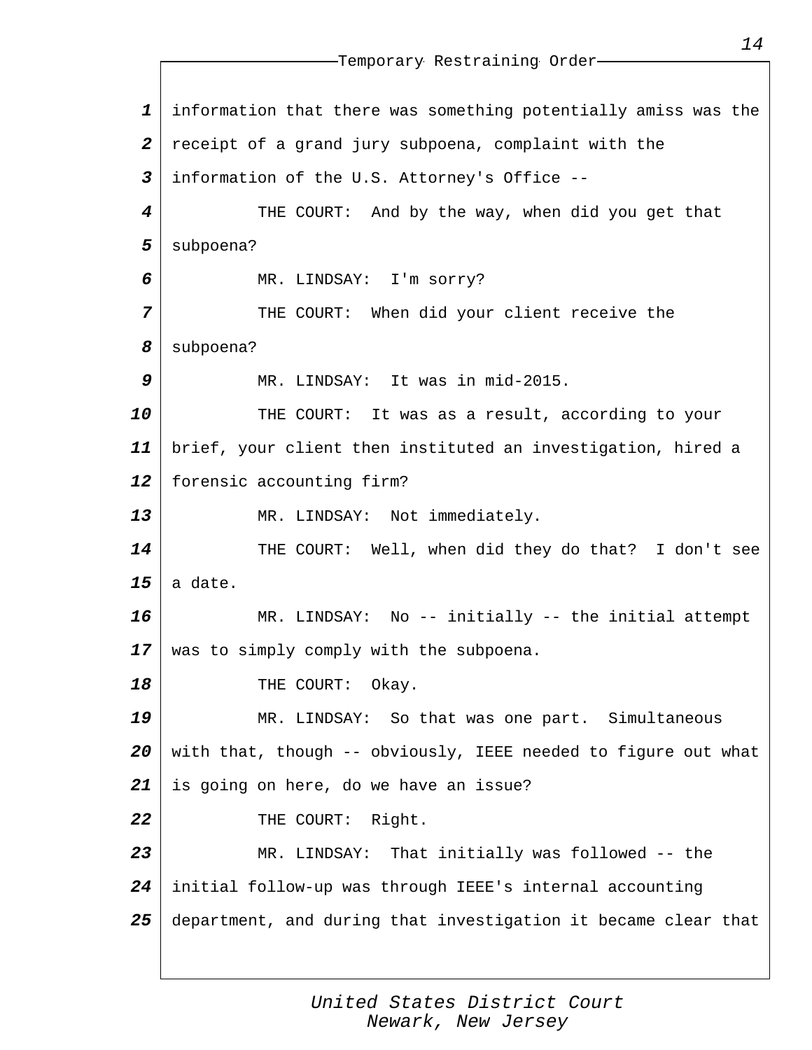information that there was something potentially amiss was the receipt of a grand jury subpoena, complaint with the information of the U.S. Attorney's Office --

THE COURT: And by the way, when did you get that subpoena?

MR. LINDSAY: I'm sorry?

THE COURT: When did your client receive the subpoena?

MR. LINDSAY: It was in mid-2015.

THE COURT: It was as a result, according to your brief, your client then instituted an investigation, hired a forensic accounting firm?

MR. LINDSAY: Not immediately.

THE COURT: Well, when did they do that? I don't see a date.

MR. LINDSAY: No -- initially -- the initial attempt was to simply comply with the subpoena.

THE COURT: Okay.

MR. LINDSAY: So that was one part. Simultaneous with that, though -- obviously, IEEE needed to figure out what is going on here, do we have an issue?

THE COURT: Right.

MR. LINDSAY: That initially was followed -- the initial follow-up was through IEEE's internal accounting department, and during that investigation it became clear that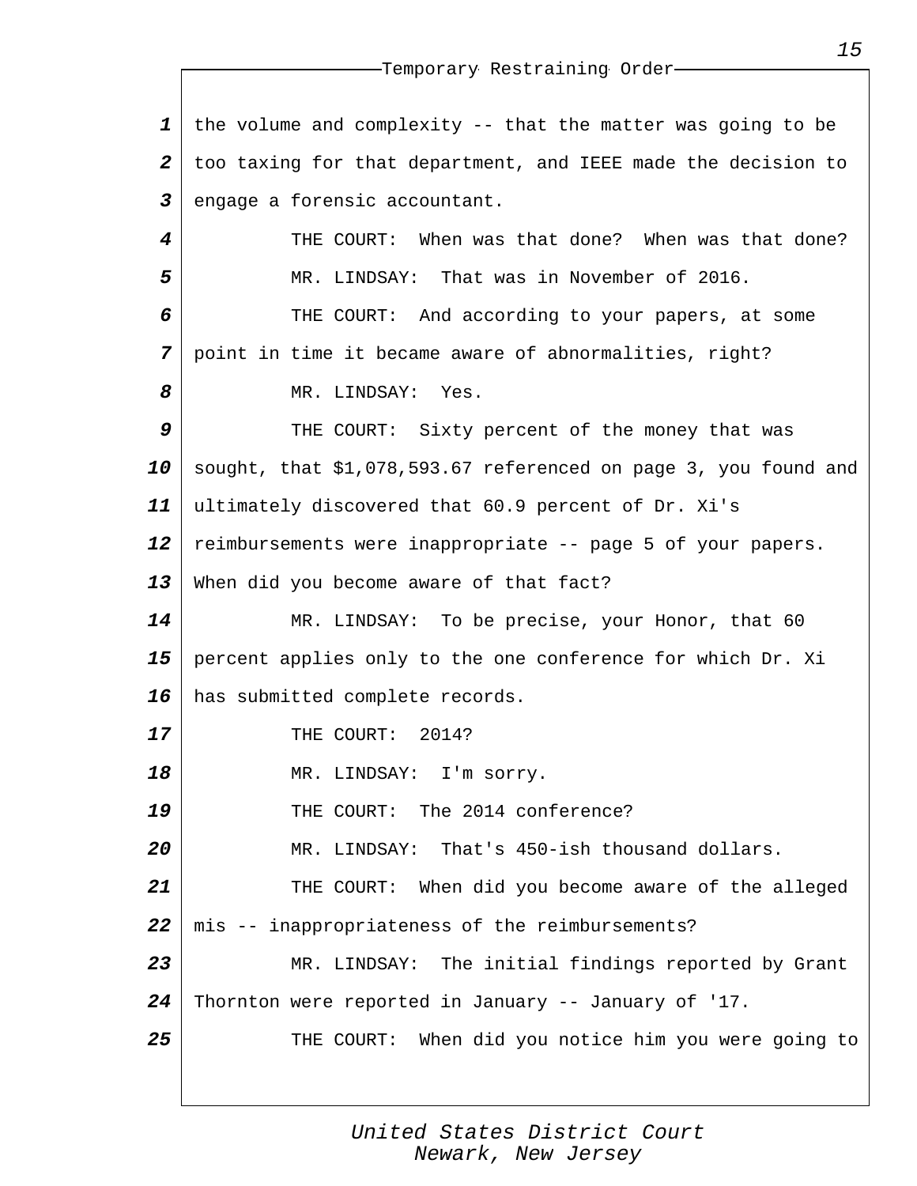the volume and complexity -- that the matter was going to be too taxing for that department, and IEEE made the decision to engage a forensic accountant.

THE COURT: When was that done? When was that done?

MR. LINDSAY: That was in November of 2016.

THE COURT: And according to your papers, at some point in time it became aware of abnormalities, right?

MR. LINDSAY: Yes.

THE COURT: Sixty percent of the money that was sought, that $1,078,593.67 referenced on page 3, you found and ultimately discovered that 60.9 percent of Dr. Xi's reimbursements were inappropriate -- page 5 of your papers. When did you become aware of that fact?

MR. LINDSAY: To be precise, your Honor, that 60 percent applies only to the one conference for which Dr. Xi has submitted complete records.

THE COURT: 2014?

MR. LINDSAY: I'm sorry.

THE COURT: The 2014 conference?

MR. LINDSAY: That's 450-ish thousand dollars.

THE COURT: When did you become aware of the alleged mis -- inappropriateness of the reimbursements?

MR. LINDSAY: The initial findings reported by Grant Thornton were reported in January -- January of '17.

THE COURT: When did you notice him you were going to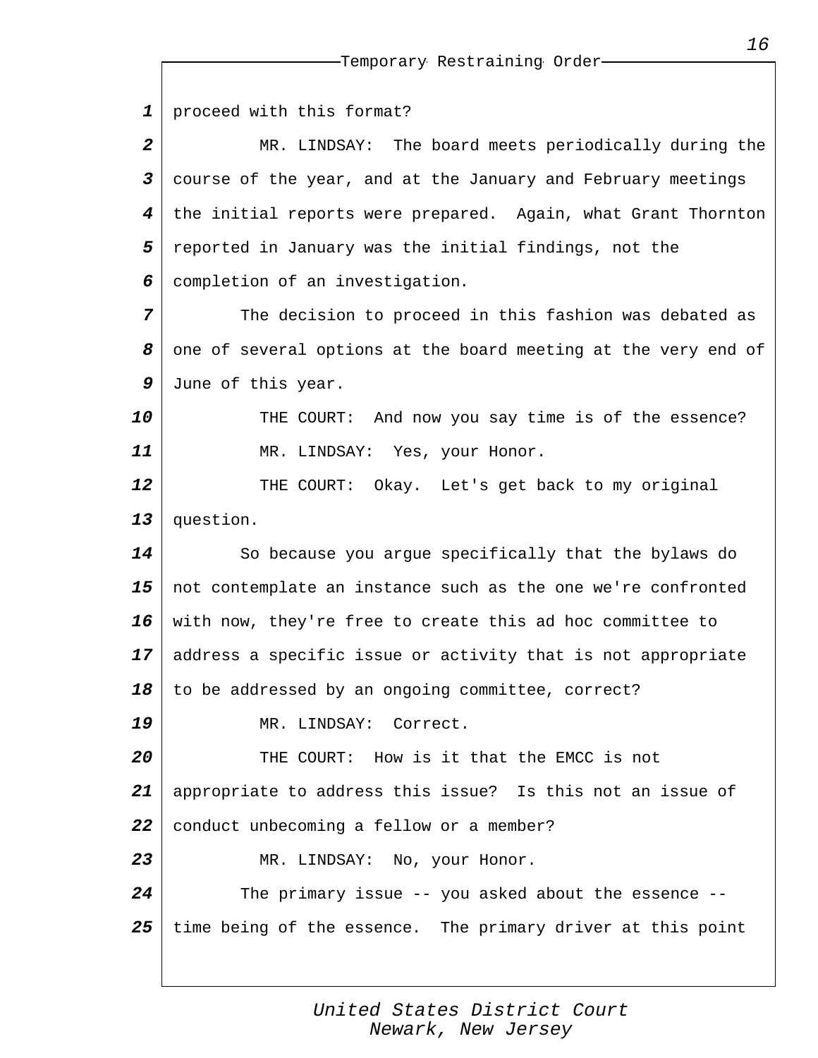proceed with this format?

MR. LINDSAY: The board meets periodically during the course of the year, and at the January and February meetings the initial reports were prepared. Again, what Grant Thornton reported in January was the initial findings, not the completion of an investigation.

The decision to proceed in this fashion was debated as one of several options at the board meeting at the very end of June of this year.

THE COURT: And now you say time is of the essence?

MR. LINDSAY: Yes, your Honor.

THE COURT: Okay. Let's get back to my original question.

So because you argue specifically that the bylaws do not contemplate an instance such as the one we're confronted with now, they're free to create this ad hoc committee to address a specific issue or activity that is not appropriate to be addressed by an ongoing committee, correct?

MR. LINDSAY: Correct.

THE COURT: How is it that the EMCC is not appropriate to address this issue? Is this not an issue of conduct unbecoming a fellow or a member?

MR. LINDSAY: No, your Honor.

The primary issue -- you asked about the essence -- time being of the essence. The primary driver at this point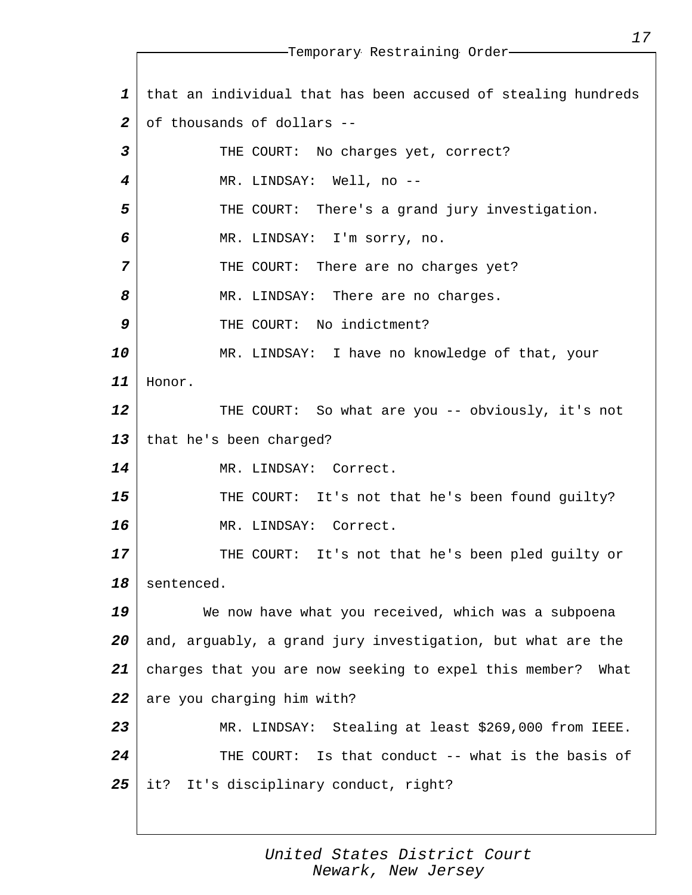that an individual that has been accused of stealing hundreds of thousands of dollars --

THE COURT: No charges yet, correct?

MR. LINDSAY: Well, no --

THE COURT: There's a grand jury investigation.

MR. LINDSAY: I'm sorry, no.

THE COURT: There are no charges yet?

MR. LINDSAY: There are no charges.

THE COURT: No indictment?

MR. LINDSAY: I have no knowledge of that, your Honor.

THE COURT: So what are you -- obviously, it's not that he's been charged?

MR. LINDSAY: Correct.

THE COURT: It's not that he's been found guilty?

MR. LINDSAY: Correct.

THE COURT: It's not that he's been pled guilty or sentenced.

We now have what you received, which was a subpoena and, arguably, a grand jury investigation, but what are the charges that you are now seeking to expel this member? What are you charging him with?

MR. LINDSAY: Stealing at least $269,000 from IEEE.

THE COURT: Is that conduct -- what is the basis of it? It's disciplinary conduct, right?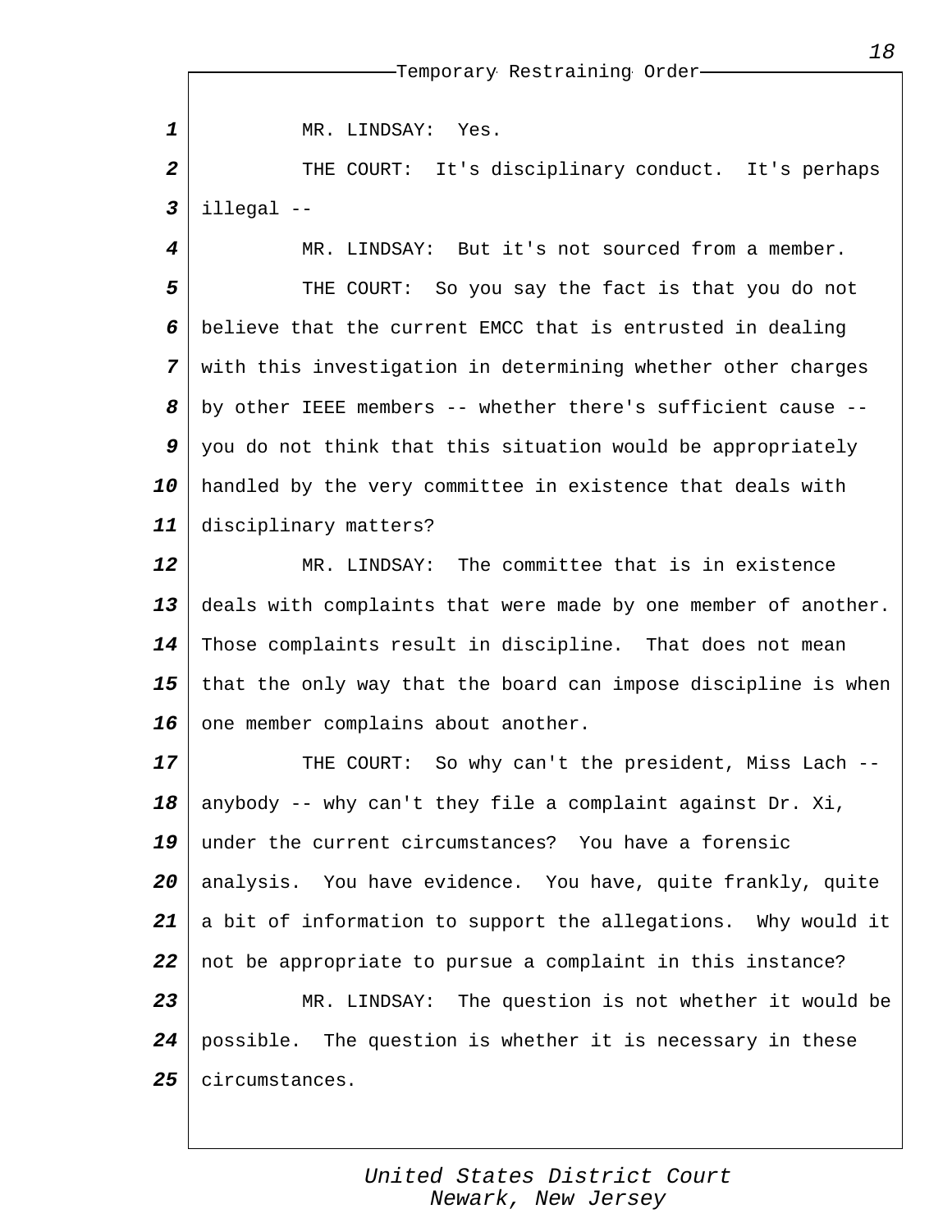MR. LINDSAY: Yes.

THE COURT: It's disciplinary conduct. It's perhaps illegal --

MR. LINDSAY: But it's not sourced from a member.

THE COURT: So you say the fact is that you do not believe that the current EMCC that is entrusted in dealing with this investigation in determining whether other charges by other IEEE members -- whether there's sufficient cause -- you do not think that this situation would be appropriately handled by the very committee in existence that deals with disciplinary matters?

MR. LINDSAY: The committee that is in existence deals with complaints that were made by one member of another. Those complaints result in discipline. That does not mean that the only way that the board can impose discipline is when one member complains about another.

THE COURT: So why can't the president, Miss Lach -- anybody -- why can't they file a complaint against Dr. Xi, under the current circumstances? You have a forensic analysis. You have evidence. You have, quite frankly, quite a bit of information to support the allegations. Why would it not be appropriate to pursue a complaint in this instance?

MR. LINDSAY: The question is not whether it would be possible. The question is whether it is necessary in these circumstances.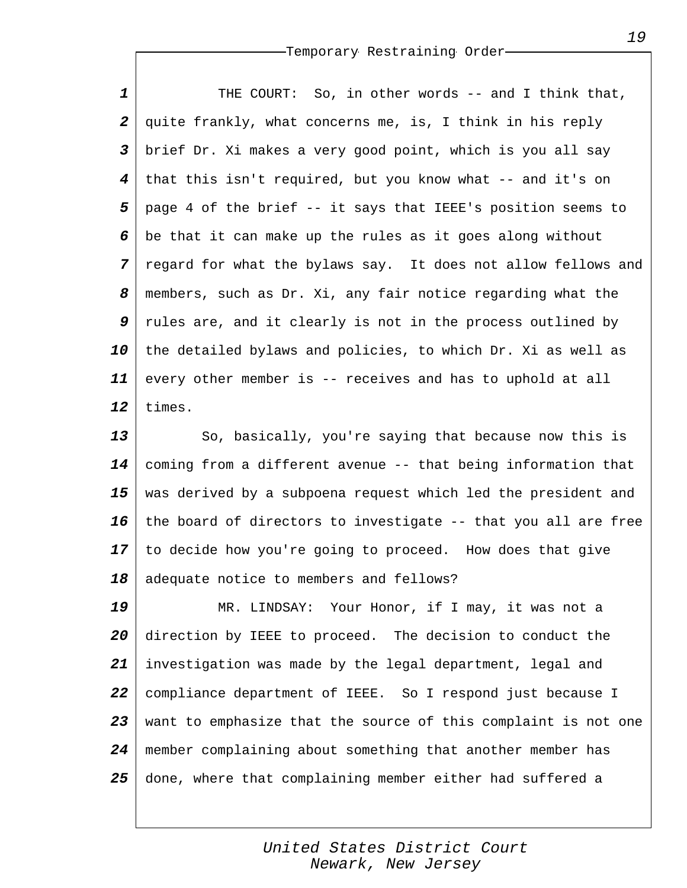THE COURT: So, in other words -- and I think that, quite frankly, what concerns me, is, I think in his reply brief Dr. Xi makes a very good point, which is you all say that this isn't required, but you know what -- and it's on page 4 of the brief -- it says that IEEE's position seems to be that it can make up the rules as it goes along without regard for what the bylaws say. It does not allow fellows and members, such as Dr. Xi, any fair notice regarding what the rules are, and it clearly is not in the process outlined by the detailed bylaws and policies, to which Dr. Xi as well as every other member is -- receives and has to uphold at all times.

So, basically, you're saying that because now this is coming from a different avenue -- that being information that was derived by a subpoena request which led the president and the board of directors to investigate -- that you all are free to decide how you're going to proceed. How does that give adequate notice to members and fellows?

MR. LINDSAY: Your Honor, if I may, it was not a direction by IEEE to proceed. The decision to conduct the investigation was made by the legal department, legal and compliance department of IEEE. So I respond just because I want to emphasize that the source of this complaint is not one member complaining about something that another member has done, where that complaining member either had suffered a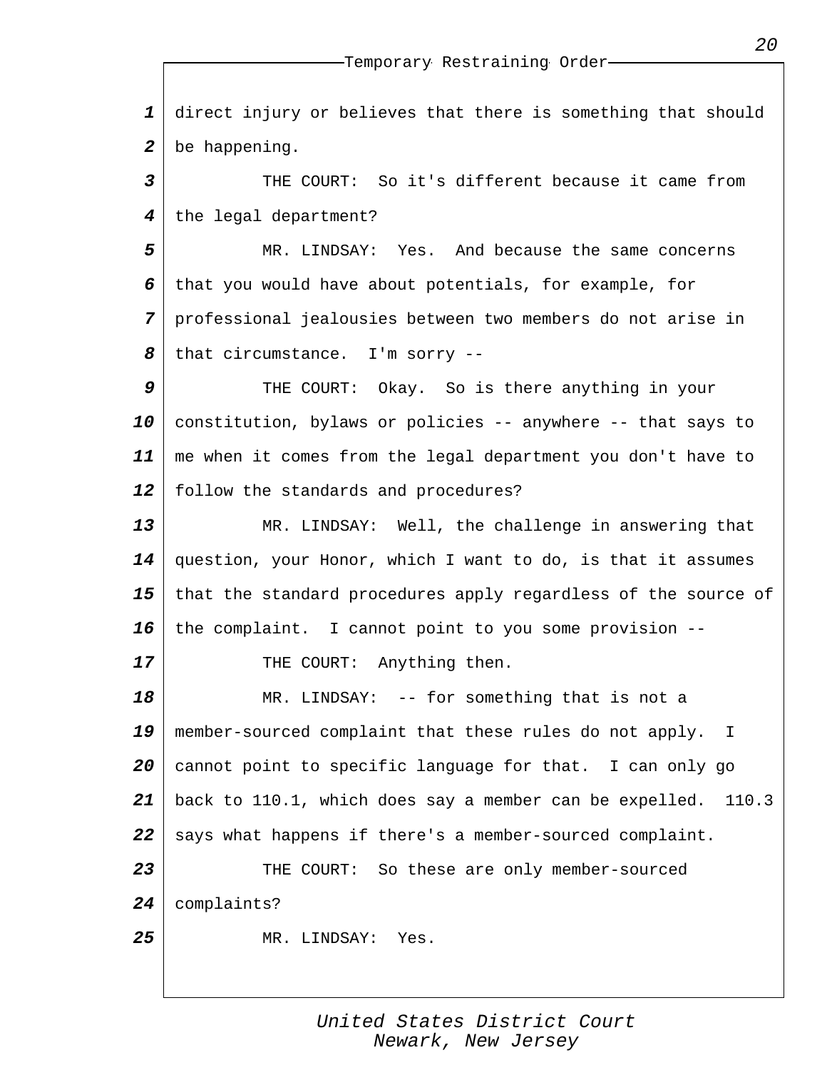direct injury or believes that there is something that should be happening.

THE COURT: So it's different because it came from the legal department?

MR. LINDSAY: Yes. And because the same concerns that you would have about potentials, for example, for professional jealousies between two members do not arise in that circumstance. I'm sorry --

THE COURT: Okay. So is there anything in your constitution, bylaws or policies -- anywhere -- that says to me when it comes from the legal department you don't have to follow the standards and procedures?

MR. LINDSAY: Well, the challenge in answering that question, your Honor, which I want to do, is that it assumes that the standard procedures apply regardless of the source of the complaint. I cannot point to you some provision --

THE COURT: Anything then.

MR. LINDSAY: -- for something that is not a member-sourced complaint that these rules do not apply. I cannot point to specific language for that. I can only go back to 110.1, which does say a member can be expelled. 110.3 says what happens if there's a member-sourced complaint.

THE COURT: So these are only member-sourced complaints?

MR. LINDSAY: Yes.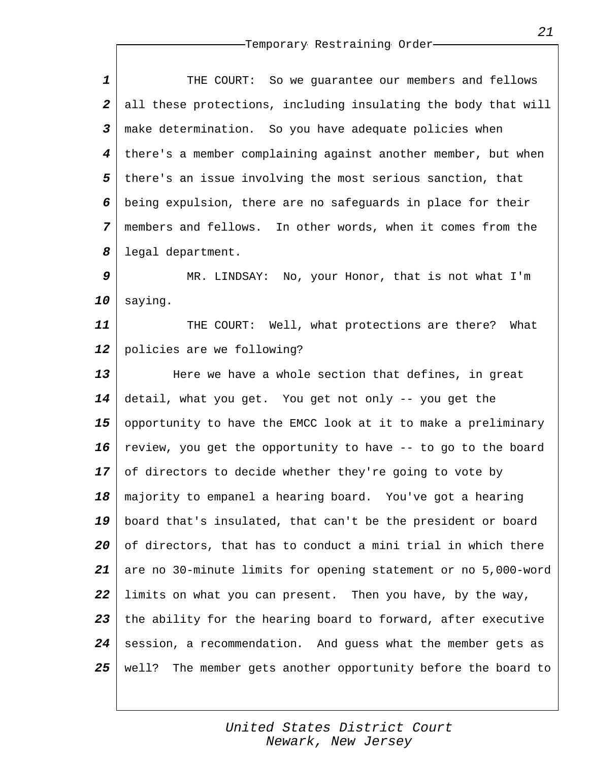THE COURT: So we guarantee our members and fellows all these protections, including insulating the body that will make determination. So you have adequate policies when there's a member complaining against another member, but when there's an issue involving the most serious sanction, that being expulsion, there are no safeguards in place for their members and fellows. In other words, when it comes from the legal department.

MR. LINDSAY: No, your Honor, that is not what I'm saying.

THE COURT: Well, what protections are there? What policies are we following?

Here we have a whole section that defines, in great detail, what you get. You get not only -- you get the opportunity to have the EMCC look at it to make a preliminary review, you get the opportunity to have -- to go to the board of directors to decide whether they're going to vote by majority to empanel a hearing board. You've got a hearing board that's insulated, that can't be the president or board of directors, that has to conduct a mini trial in which there are no 30-minute limits for opening statement or no 5,000-word limits on what you can present. Then you have, by the way, the ability for the hearing board to forward, after executive session, a recommendation. And guess what the member gets as well? The member gets another opportunity before the board to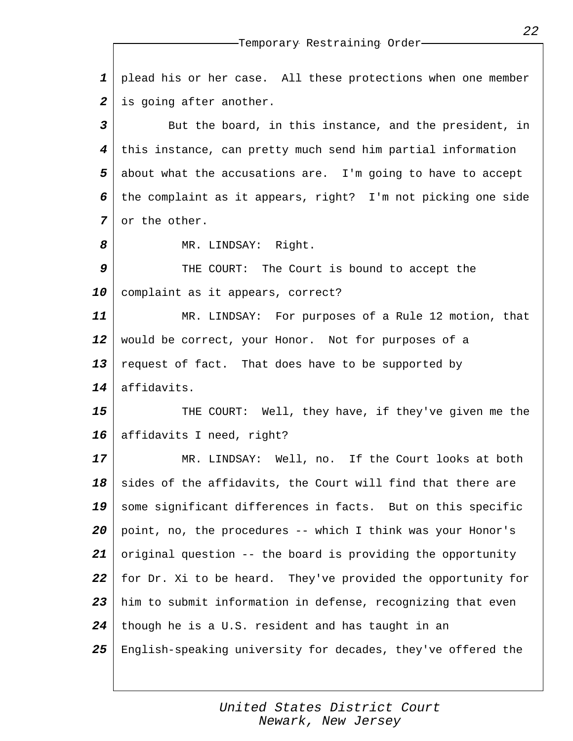plead his or her case. All these protections when one member is going after another.

But the board, in this instance, and the president, in this instance, can pretty much send him partial information about what the accusations are. I'm going to have to accept the complaint as it appears, right? I'm not picking one side or the other.

MR. LINDSAY: Right.

THE COURT: The Court is bound to accept the complaint as it appears, correct?

MR. LINDSAY: For purposes of a Rule 12 motion, that would be correct, your Honor. Not for purposes of a request of fact. That does have to be supported by affidavits.

THE COURT: Well, they have, if they've given me the affidavits I need, right?

MR. LINDSAY: Well, no. If the Court looks at both sides of the affidavits, the Court will find that there are some significant differences in facts. But on this specific point, no, the procedures -- which I think was your Honor's original question -- the board is providing the opportunity for Dr. Xi to be heard. They've provided the opportunity for him to submit information in defense, recognizing that even though he is a U.S. resident and has taught in an English-speaking university for decades, they've offered the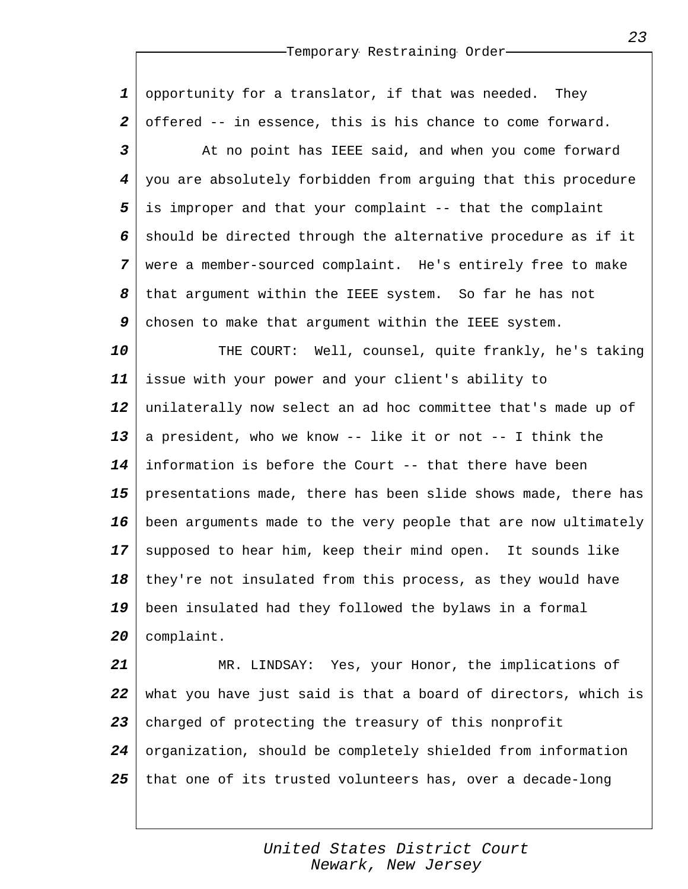opportunity for a translator, if that was needed. They offered -- in essence, this is his chance to come forward.

At no point has IEEE said, and when you come forward you are absolutely forbidden from arguing that this procedure is improper and that your complaint -- that the complaint should be directed through the alternative procedure as if it were a member-sourced complaint. He's entirely free to make that argument within the IEEE system. So far he has not chosen to make that argument within the IEEE system.

THE COURT: Well, counsel, quite frankly, he's taking issue with your power and your client's ability to unilaterally now select an ad hoc committee that's made up of a president, who we know -- like it or not -- I think the information is before the Court -- that there have been presentations made, there has been slide shows made, there has been arguments made to the very people that are now ultimately supposed to hear him, keep their mind open. It sounds like they're not insulated from this process, as they would have been insulated had they followed the bylaws in a formal complaint.

MR. LINDSAY: Yes, your Honor, the implications of what you have just said is that a board of directors, which is charged of protecting the treasury of this nonprofit organization, should be completely shielded from information that one of its trusted volunteers has, over a decade-long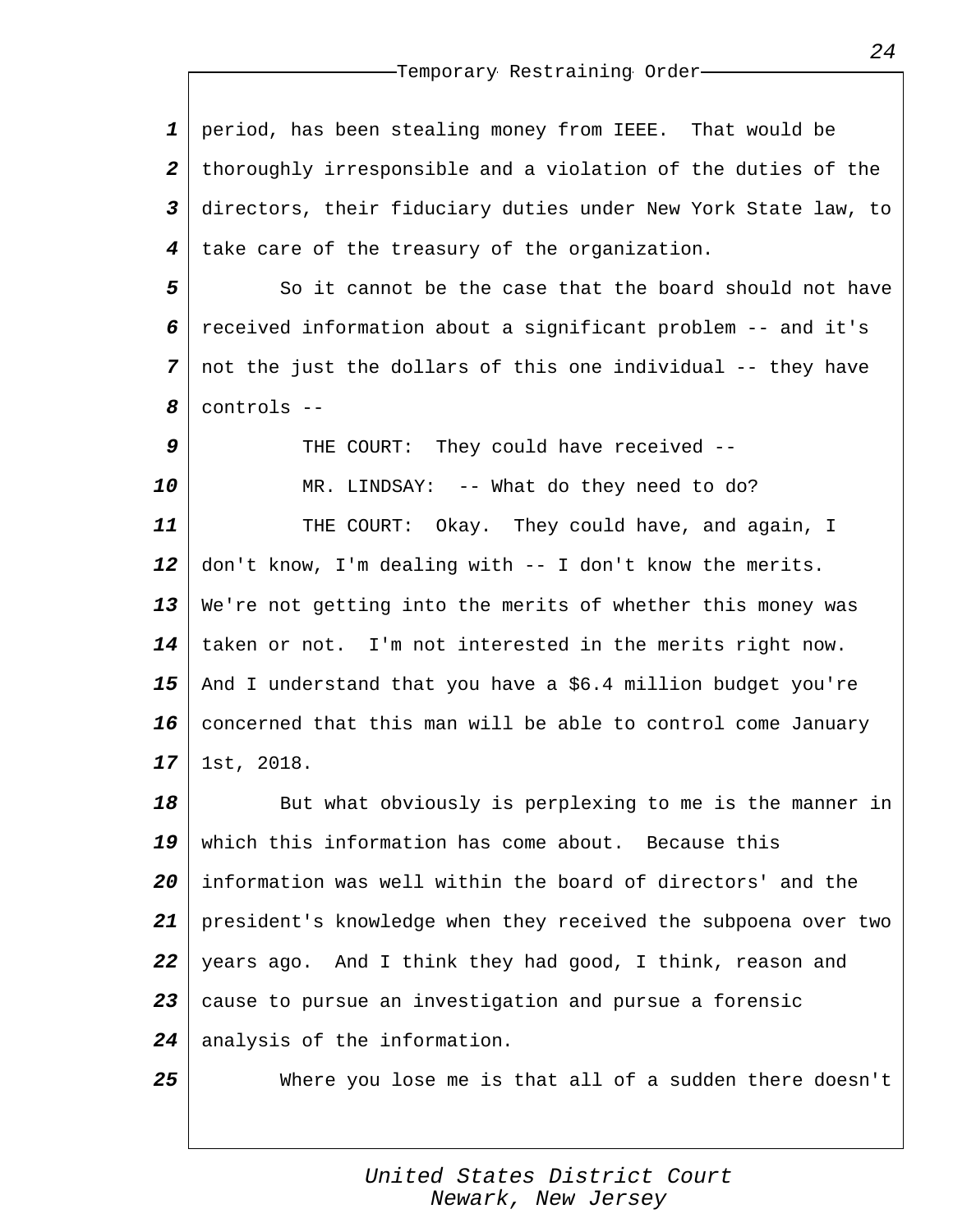period, has been stealing money from IEEE. That would be thoroughly irresponsible and a violation of the duties of the directors, their fiduciary duties under New York State law, to take care of the treasury of the organization.

So it cannot be the case that the board should not have received information about a significant problem -- and it's not the just the dollars of this one individual -- they have controls --

THE COURT: They could have received --

MR. LINDSAY: -- What do they need to do?

THE COURT: Okay. They could have, and again, I don't know, I'm dealing with -- I don't know the merits. We're not getting into the merits of whether this money was taken or not. I'm not interested in the merits right now. And I understand that you have a $6.4 million budget you're concerned that this man will be able to control come January 1st, 2018.

But what obviously is perplexing to me is the manner in which this information has come about. Because this information was well within the board of directors' and the president's knowledge when they received the subpoena over two years ago. And I think they had good, I think, reason and cause to pursue an investigation and pursue a forensic analysis of the information.

Where you lose me is that all of a sudden there doesn't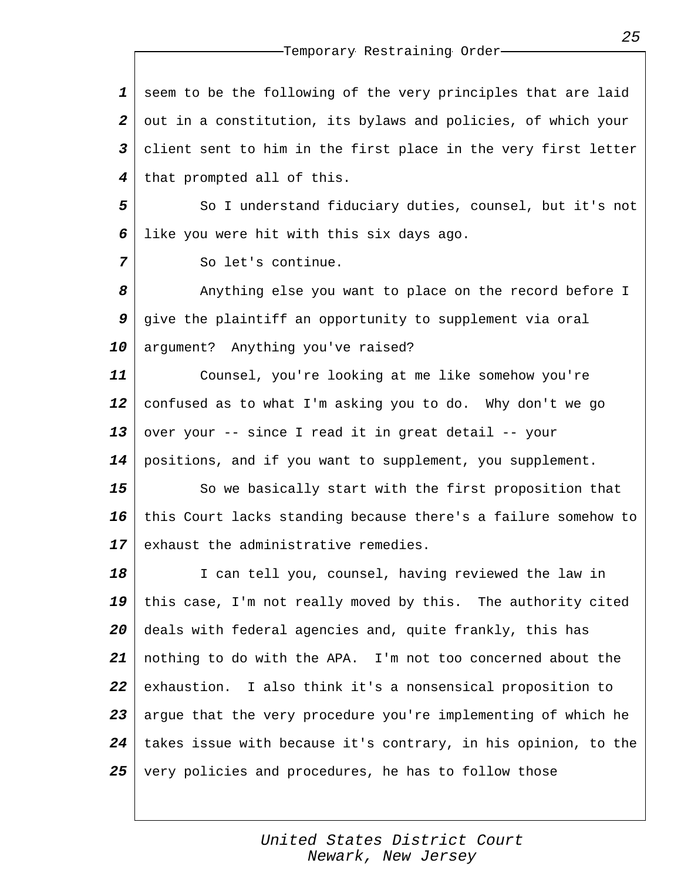seem to be the following of the very principles that are laid out in a constitution, its bylaws and policies, of which your client sent to him in the first place in the very first letter that prompted all of this.

So I understand fiduciary duties, counsel, but it's not like you were hit with this six days ago.

So let's continue.

Anything else you want to place on the record before I give the plaintiff an opportunity to supplement via oral argument? Anything you've raised?

Counsel, you're looking at me like somehow you're confused as to what I'm asking you to do. Why don't we go over your -- since I read it in great detail -- your positions, and if you want to supplement, you supplement.

So we basically start with the first proposition that this Court lacks standing because there's a failure somehow to exhaust the administrative remedies.

I can tell you, counsel, having reviewed the law in this case, I'm not really moved by this. The authority cited deals with federal agencies and, quite frankly, this has nothing to do with the APA. I'm not too concerned about the exhaustion. I also think it's a nonsensical proposition to argue that the very procedure you're implementing of which he takes issue with because it's contrary, in his opinion, to the very policies and procedures, he has to follow those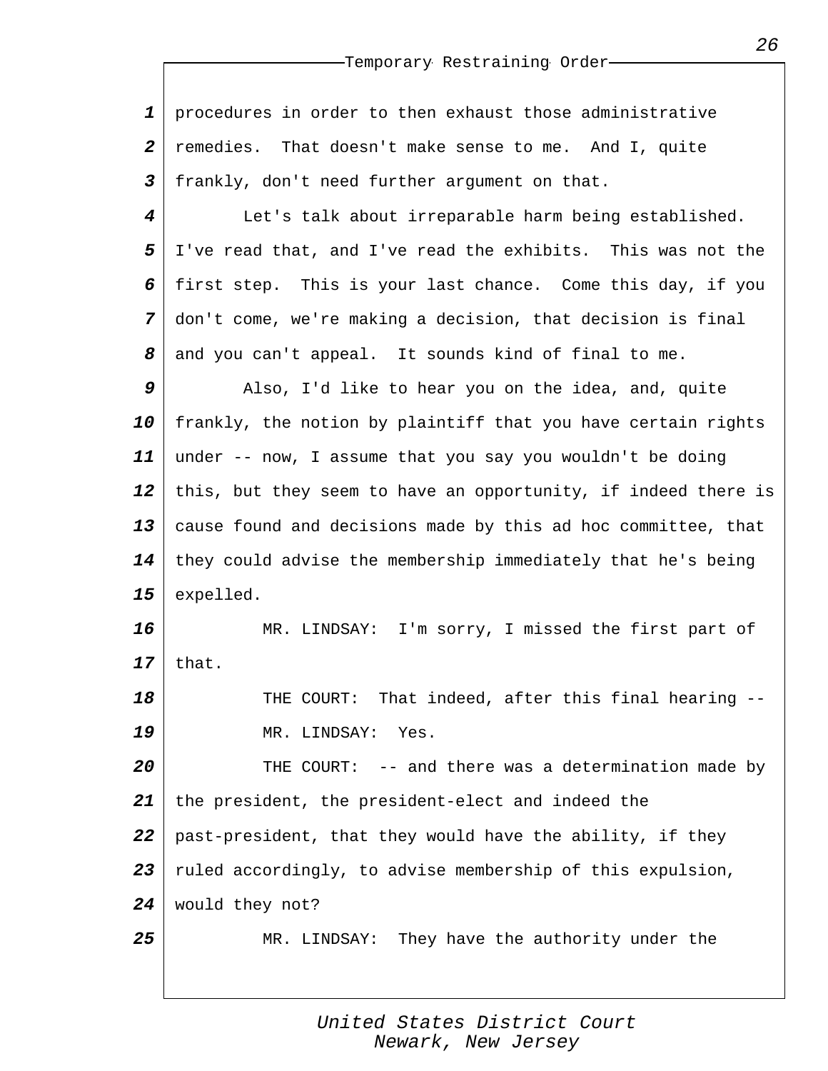procedures in order to then exhaust those administrative remedies. That doesn't make sense to me. And I, quite frankly, don't need further argument on that.

Let's talk about irreparable harm being established. I've read that, and I've read the exhibits. This was not the first step. This is your last chance. Come this day, if you don't come, we're making a decision, that decision is final and you can't appeal. It sounds kind of final to me.

Also, I'd like to hear you on the idea, and, quite frankly, the notion by plaintiff that you have certain rights under -- now, I assume that you say you wouldn't be doing this, but they seem to have an opportunity, if indeed there is cause found and decisions made by this ad hoc committee, that they could advise the membership immediately that he's being expelled.

MR. LINDSAY: I'm sorry, I missed the first part of that.

THE COURT: That indeed, after this final hearing --

MR. LINDSAY: Yes.

THE COURT: -- and there was a determination made by the president, the president-elect and indeed the past-president, that they would have the ability, if they ruled accordingly, to advise membership of this expulsion, would they not?

MR. LINDSAY: They have the authority under the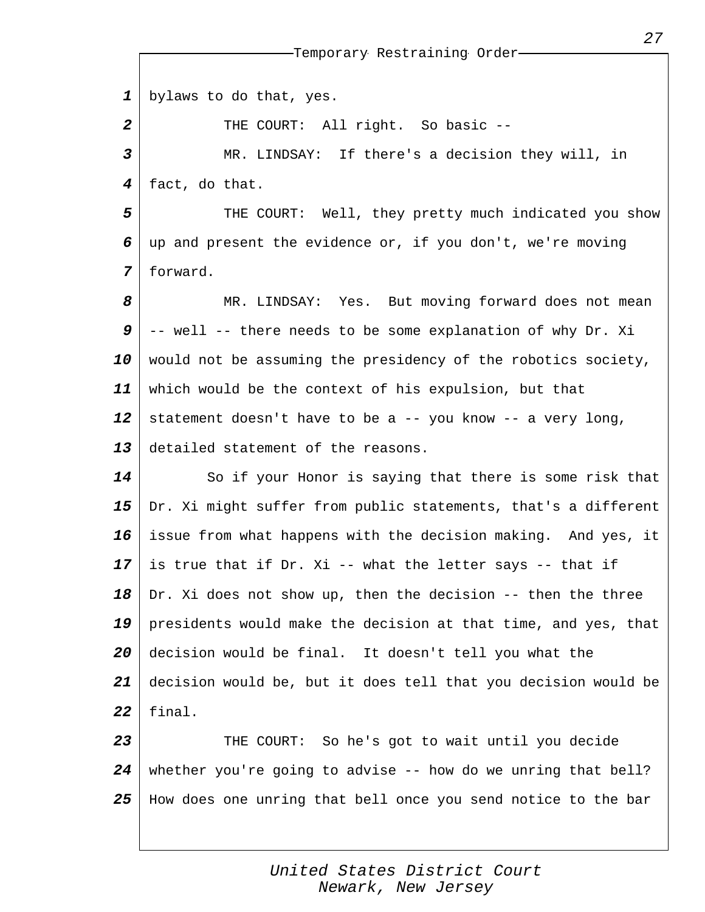bylaws to do that, yes.

THE COURT: All right. So basic --

MR. LINDSAY: If there's a decision they will, in fact, do that.

THE COURT: Well, they pretty much indicated you show up and present the evidence or, if you don't, we're moving forward.

MR. LINDSAY: Yes. But moving forward does not mean -- well -- there needs to be some explanation of why Dr. Xi would not be assuming the presidency of the robotics society, which would be the context of his expulsion, but that statement doesn't have to be a -- you know -- a very long, detailed statement of the reasons.

So if your Honor is saying that there is some risk that Dr. Xi might suffer from public statements, that's a different issue from what happens with the decision making. And yes, it is true that if Dr. Xi -- what the letter says -- that if Dr. Xi does not show up, then the decision -- then the three presidents would make the decision at that time, and yes, that decision would be final. It doesn't tell you what the decision would be, but it does tell that you decision would be final.

THE COURT: So he's got to wait until you decide whether you're going to advise -- how do we unring that bell? How does one unring that bell once you send notice to the bar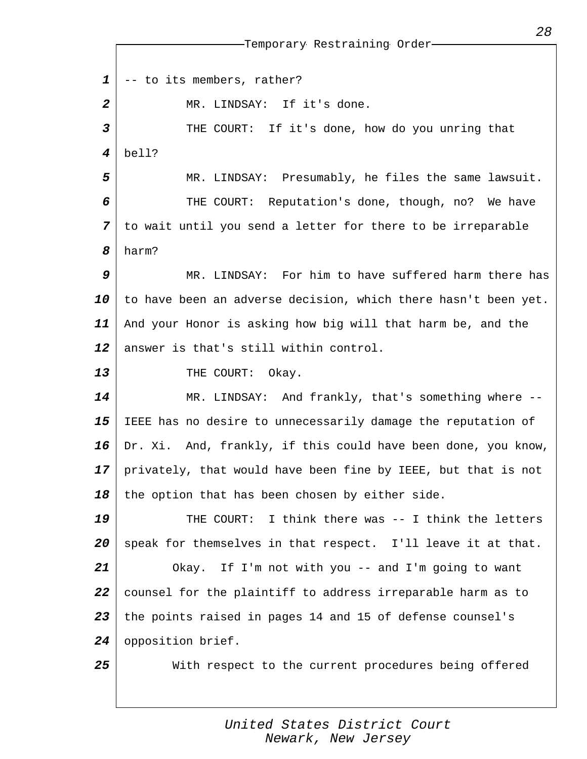-- to its members, rather?

MR. LINDSAY: If it's done.

THE COURT: If it's done, how do you unring that bell?

MR. LINDSAY: Presumably, he files the same lawsuit.

THE COURT: Reputation's done, though, no? We have to wait until you send a letter for there to be irreparable harm?

MR. LINDSAY: For him to have suffered harm there has to have been an adverse decision, which there hasn't been yet. And your Honor is asking how big will that harm be, and the answer is that's still within control.

THE COURT: Okay.

MR. LINDSAY: And frankly, that's something where -- IEEE has no desire to unnecessarily damage the reputation of Dr. Xi. And, frankly, if this could have been done, you know, privately, that would have been fine by IEEE, but that is not the option that has been chosen by either side.

THE COURT: I think there was -- I think the letters speak for themselves in that respect. I'll leave it at that.

Okay. If I'm not with you -- and I'm going to want counsel for the plaintiff to address irreparable harm as to the points raised in pages 14 and 15 of defense counsel's opposition brief.

With respect to the current procedures being offered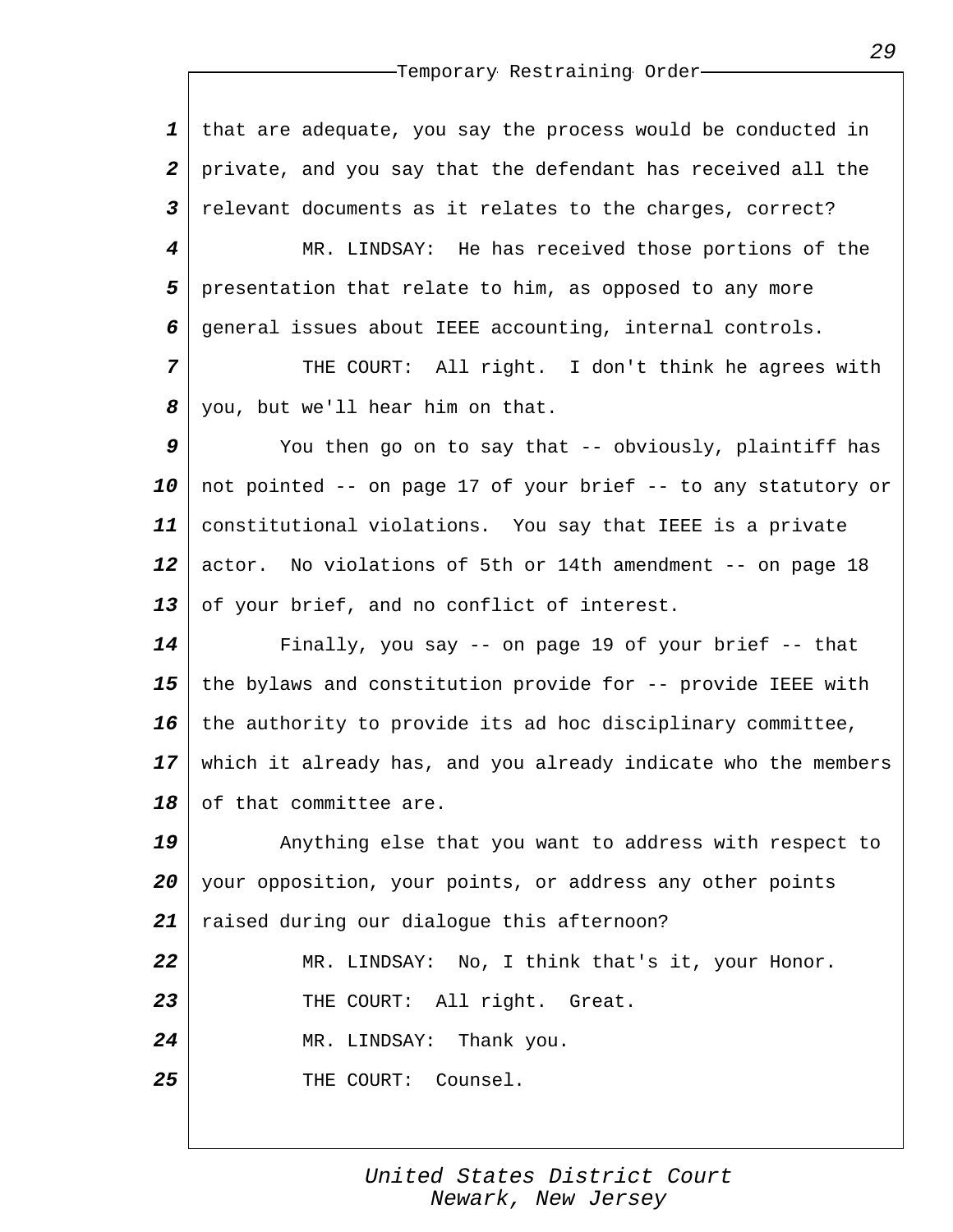that are adequate, you say the process would be conducted in private, and you say that the defendant has received all the relevant documents as it relates to the charges, correct?

MR. LINDSAY: He has received those portions of the presentation that relate to him, as opposed to any more general issues about IEEE accounting, internal controls.

THE COURT: All right. I don't think he agrees with you, but we'll hear him on that.

You then go on to say that -- obviously, plaintiff has not pointed -- on page 17 of your brief -- to any statutory or constitutional violations. You say that IEEE is a private actor. No violations of 5th or 14th amendment -- on page 18 of your brief, and no conflict of interest.

Finally, you say -- on page 19 of your brief -- that the bylaws and constitution provide for -- provide IEEE with the authority to provide its ad hoc disciplinary committee, which it already has, and you already indicate who the members of that committee are.

Anything else that you want to address with respect to your opposition, your points, or address any other points raised during our dialogue this afternoon?

MR. LINDSAY: No, I think that's it, your Honor.

THE COURT: All right. Great.

MR. LINDSAY: Thank you.

THE COURT: Counsel.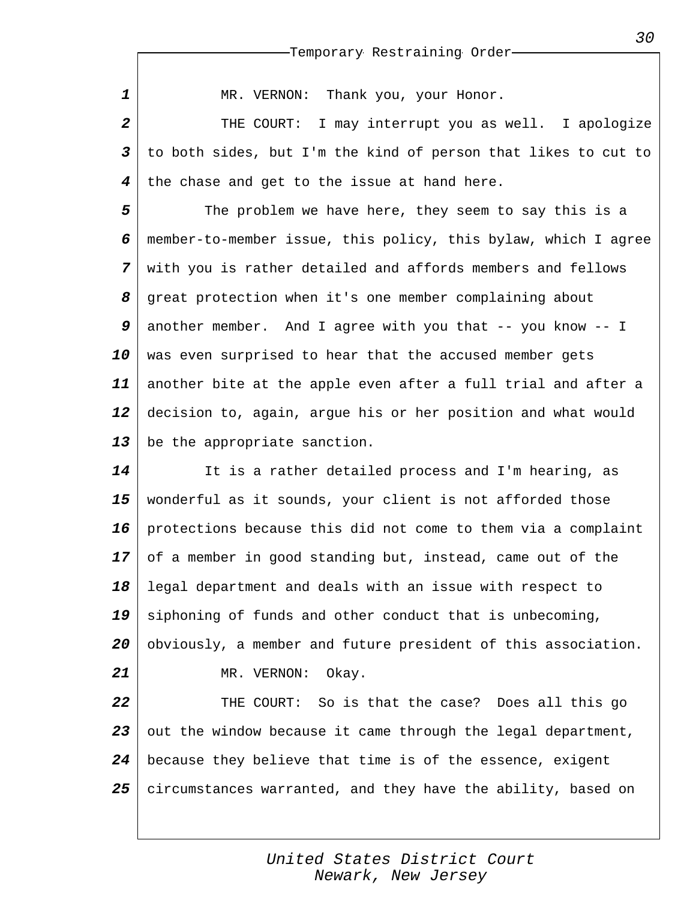MR. VERNON: Thank you, your Honor.

THE COURT: I may interrupt you as well. I apologize to both sides, but I'm the kind of person that likes to cut to the chase and get to the issue at hand here.

The problem we have here, they seem to say this is a member-to-member issue, this policy, this bylaw, which I agree with you is rather detailed and affords members and fellows great protection when it's one member complaining about another member. And I agree with you that -- you know -- I was even surprised to hear that the accused member gets another bite at the apple even after a full trial and after a decision to, again, argue his or her position and what would be the appropriate sanction.

It is a rather detailed process and I'm hearing, as wonderful as it sounds, your client is not afforded those protections because this did not come to them via a complaint of a member in good standing but, instead, came out of the legal department and deals with an issue with respect to siphoning of funds and other conduct that is unbecoming, obviously, a member and future president of this association.

MR. VERNON: Okay.

THE COURT: So is that the case? Does all this go out the window because it came through the legal department, because they believe that time is of the essence, exigent circumstances warranted, and they have the ability, based on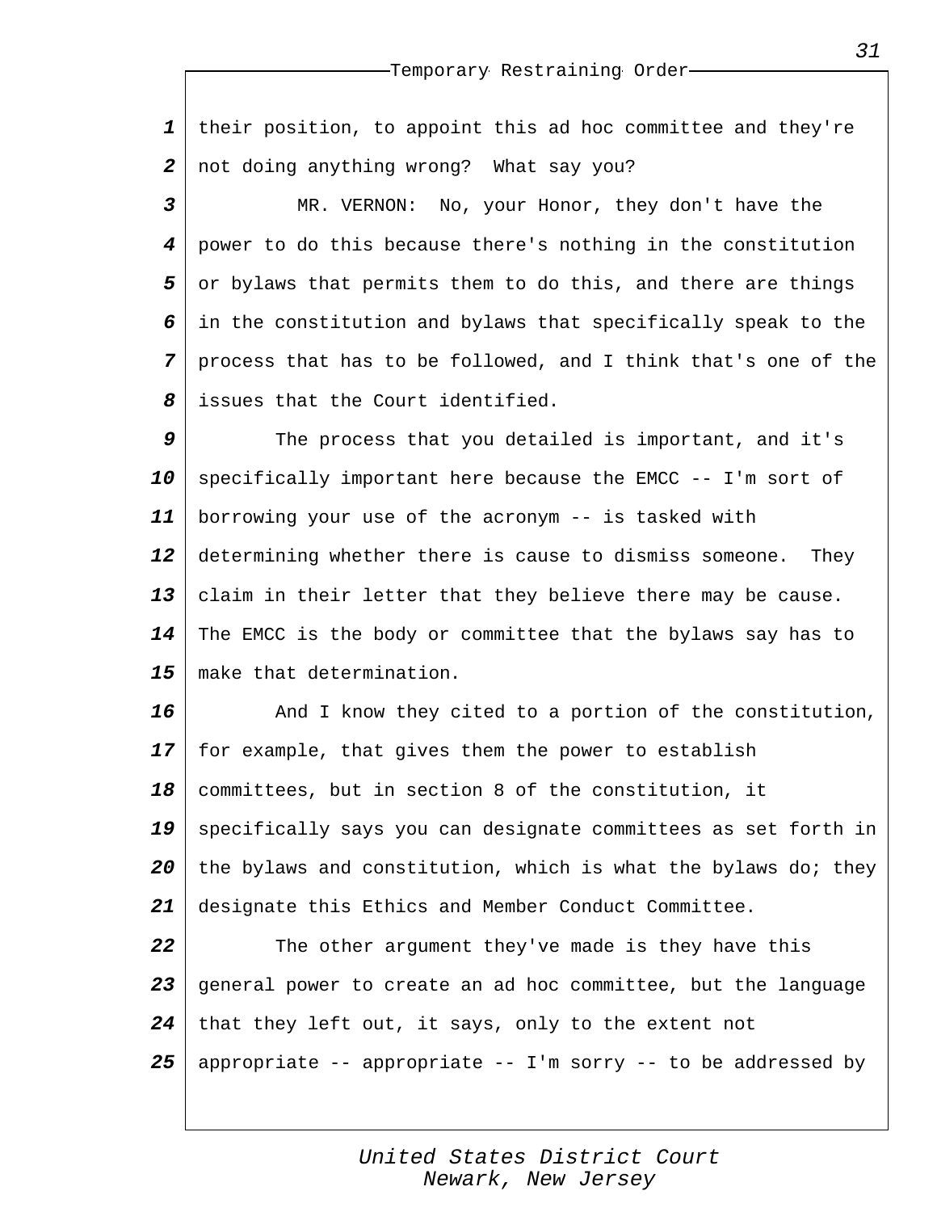their position, to appoint this ad hoc committee and they're not doing anything wrong? What say you?

MR. VERNON: No, your Honor, they don't have the power to do this because there's nothing in the constitution or bylaws that permits them to do this, and there are things in the constitution and bylaws that specifically speak to the process that has to be followed, and I think that's one of the issues that the Court identified.

The process that you detailed is important, and it's specifically important here because the EMCC -- I'm sort of borrowing your use of the acronym -- is tasked with determining whether there is cause to dismiss someone. They claim in their letter that they believe there may be cause. The EMCC is the body or committee that the bylaws say has to make that determination.

And I know they cited to a portion of the constitution, for example, that gives them the power to establish committees, but in section 8 of the constitution, it specifically says you can designate committees as set forth in the bylaws and constitution, which is what the bylaws do; they designate this Ethics and Member Conduct Committee.

The other argument they've made is they have this general power to create an ad hoc committee, but the language that they left out, it says, only to the extent not appropriate -- appropriate -- I'm sorry -- to be addressed by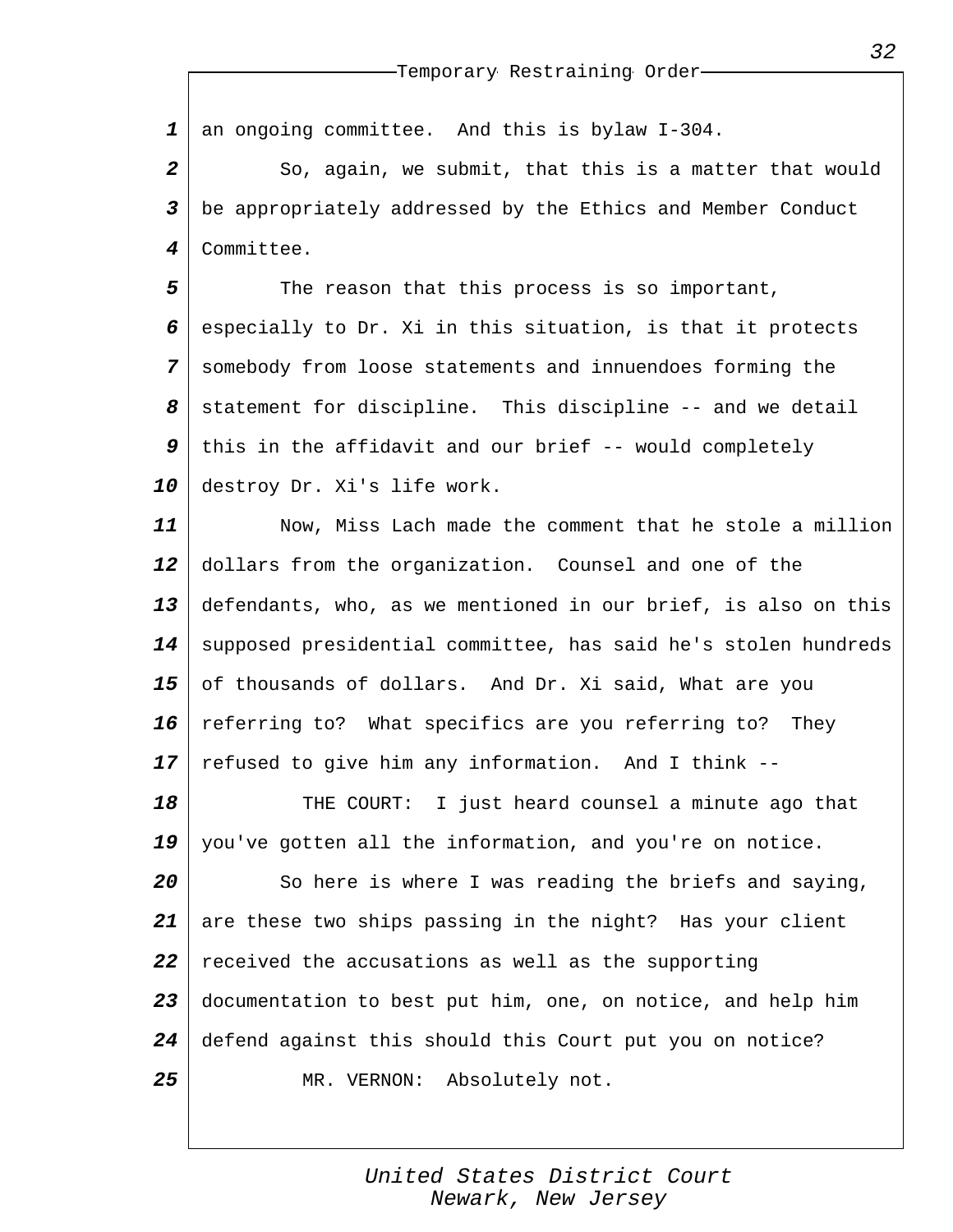an ongoing committee. And this is bylaw I-304.

So, again, we submit, that this is a matter that would be appropriately addressed by the Ethics and Member Conduct Committee.

The reason that this process is so important, especially to Dr. Xi in this situation, is that it protects somebody from loose statements and innuendoes forming the statement for discipline. This discipline -- and we detail this in the affidavit and our brief -- would completely destroy Dr. Xi's life work.

Now, Miss Lach made the comment that he stole a million dollars from the organization. Counsel and one of the defendants, who, as we mentioned in our brief, is also on this supposed presidential committee, has said he's stolen hundreds of thousands of dollars. And Dr. Xi said, What are you referring to? What specifics are you referring to? They refused to give him any information. And I think --

THE COURT: I just heard counsel a minute ago that you've gotten all the information, and you're on notice.

So here is where I was reading the briefs and saying, are these two ships passing in the night? Has your client received the accusations as well as the supporting documentation to best put him, one, on notice, and help him defend against this should this Court put you on notice?

MR. VERNON: Absolutely not.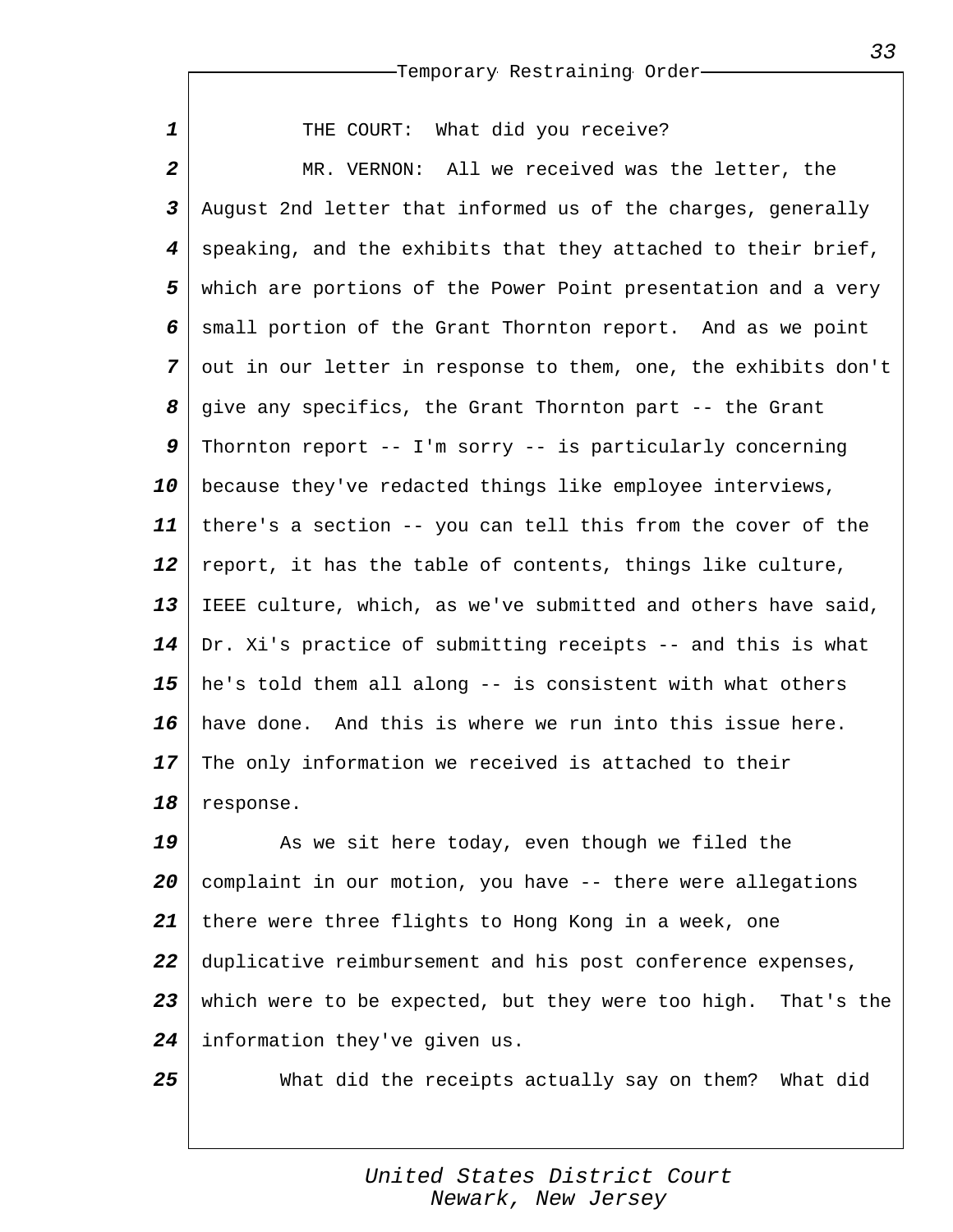THE COURT: What did you receive?

MR. VERNON: All we received was the letter, the August 2nd letter that informed us of the charges, generally speaking, and the exhibits that they attached to their brief, which are portions of the Power Point presentation and a very small portion of the Grant Thornton report. And as we point out in our letter in response to them, one, the exhibits don't give any specifics, the Grant Thornton part -- the Grant Thornton report -- I'm sorry -- is particularly concerning because they've redacted things like employee interviews, there's a section -- you can tell this from the cover of the report, it has the table of contents, things like culture, IEEE culture, which, as we've submitted and others have said, Dr. Xi's practice of submitting receipts -- and this is what he's told them all along -- is consistent with what others have done. And this is where we run into this issue here. The only information we received is attached to their response.

As we sit here today, even though we filed the complaint in our motion, you have -- there were allegations there were three flights to Hong Kong in a week, one duplicative reimbursement and his post conference expenses, which were to be expected, but they were too high. That's the information they've given us.

What did the receipts actually say on them? What did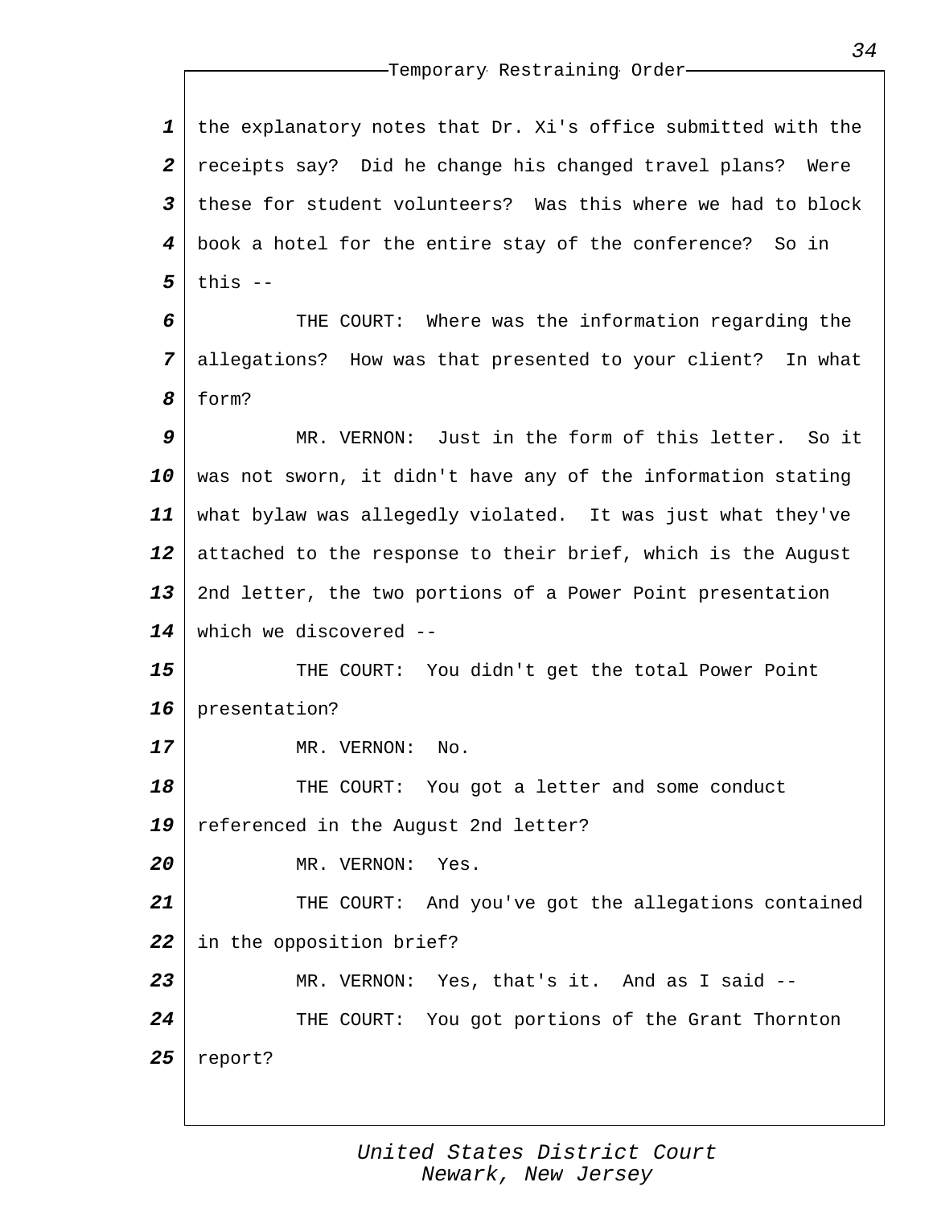the explanatory notes that Dr. Xi's office submitted with the receipts say? Did he change his changed travel plans? Were these for student volunteers? Was this where we had to block book a hotel for the entire stay of the conference? So in this --

THE COURT: Where was the information regarding the allegations? How was that presented to your client? In what form?

MR. VERNON: Just in the form of this letter. So it was not sworn, it didn't have any of the information stating what bylaw was allegedly violated. It was just what they've attached to the response to their brief, which is the August 2nd letter, the two portions of a Power Point presentation which we discovered --

THE COURT: You didn't get the total Power Point presentation?

MR. VERNON: No.

THE COURT: You got a letter and some conduct referenced in the August 2nd letter?

MR. VERNON: Yes.

THE COURT: And you've got the allegations contained in the opposition brief?

MR. VERNON: Yes, that's it. And as I said --

THE COURT: You got portions of the Grant Thornton report?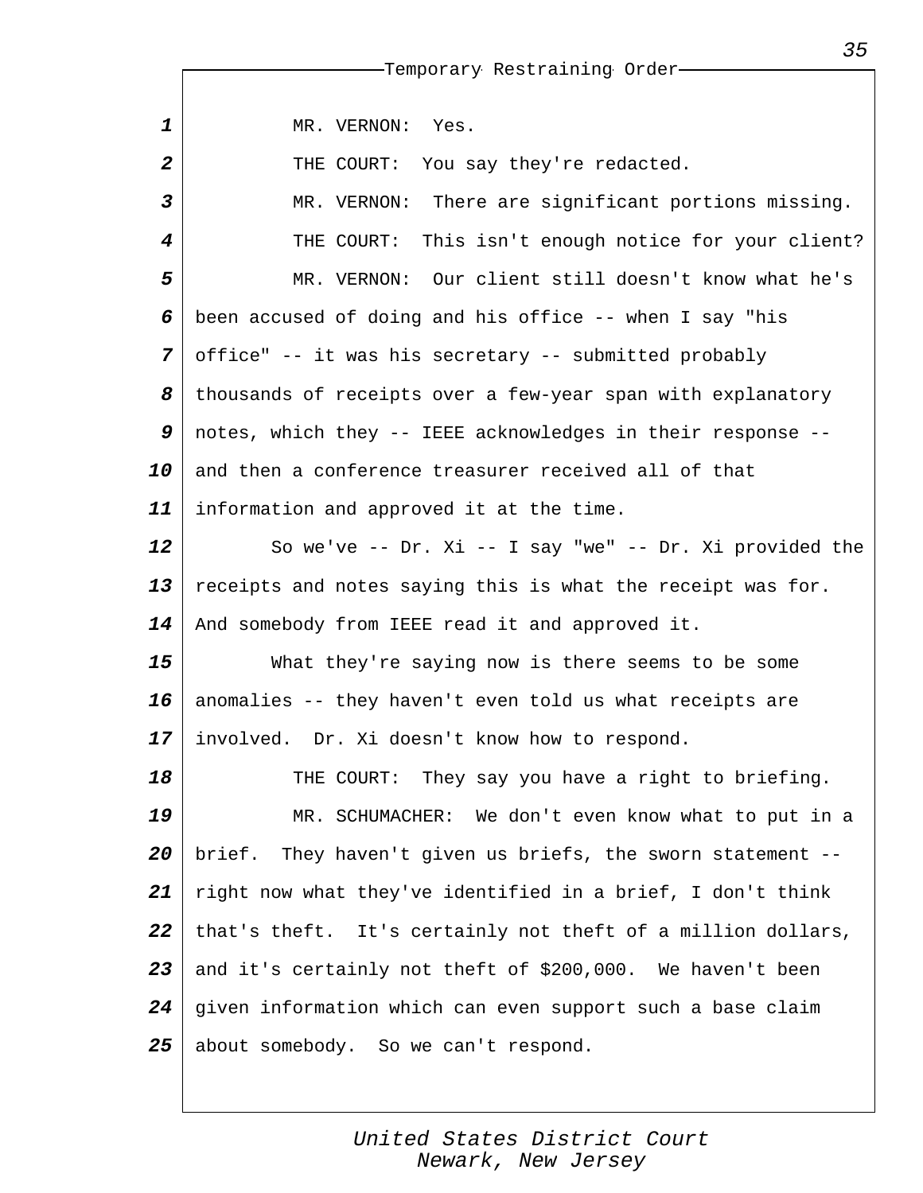MR. VERNON: Yes.

THE COURT: You say they're redacted.

MR. VERNON: There are significant portions missing.

THE COURT: This isn't enough notice for your client?

MR. VERNON: Our client still doesn't know what he's been accused of doing and his office -- when I say "his office" -- it was his secretary -- submitted probably thousands of receipts over a few-year span with explanatory notes, which they -- IEEE acknowledges in their response -- and then a conference treasurer received all of that information and approved it at the time.

So we've -- Dr. Xi -- I say "we" -- Dr. Xi provided the receipts and notes saying this is what the receipt was for. And somebody from IEEE read it and approved it.

What they're saying now is there seems to be some anomalies -- they haven't even told us what receipts are involved. Dr. Xi doesn't know how to respond.

THE COURT: They say you have a right to briefing.

MR. SCHUMACHER: We don't even know what to put in a brief. They haven't given us briefs, the sworn statement -- right now what they've identified in a brief, I don't think that's theft. It's certainly not theft of a million dollars, and it's certainly not theft of $200,000. We haven't been given information which can even support such a base claim about somebody. So we can't respond.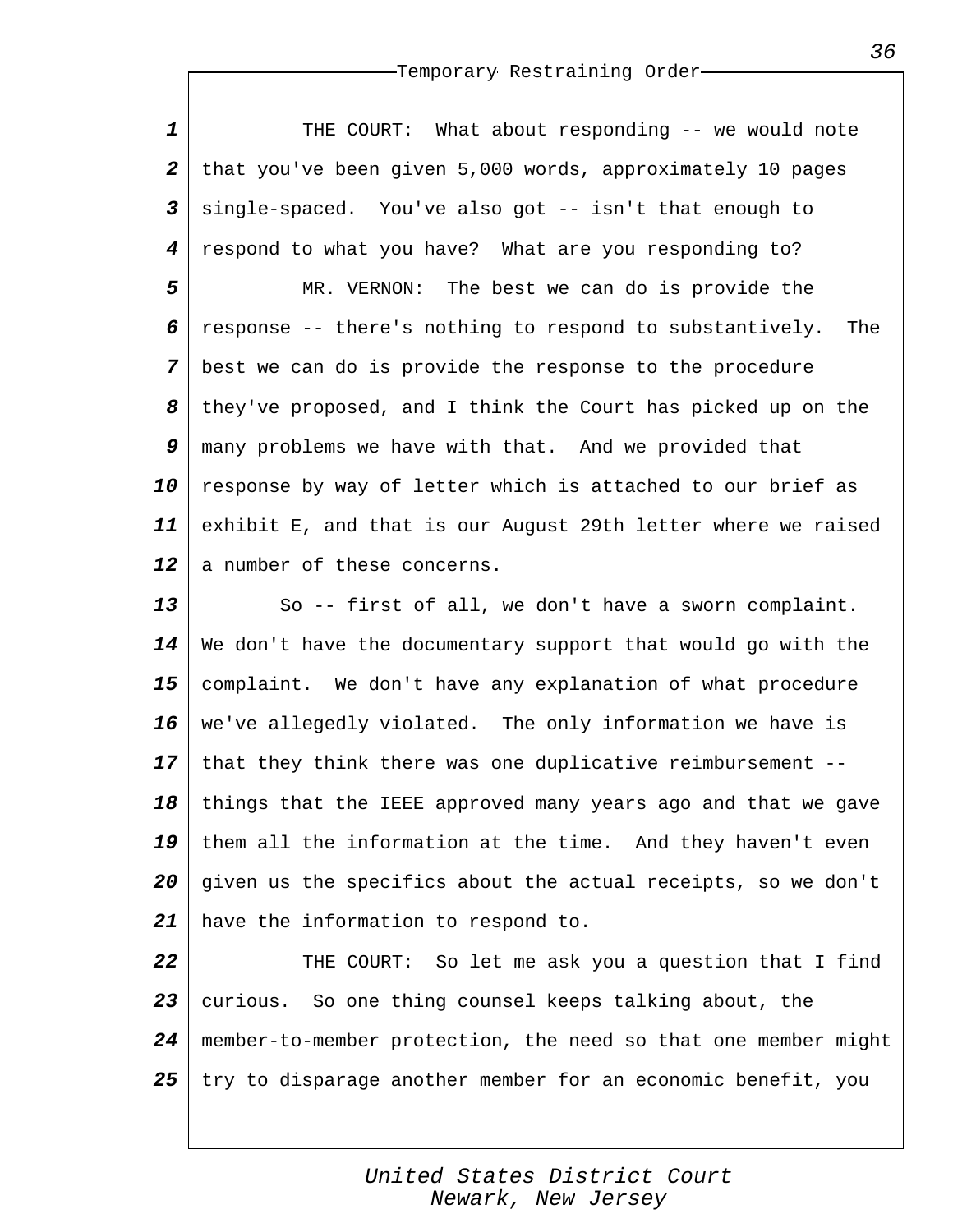THE COURT: What about responding -- we would note that you've been given 5,000 words, approximately 10 pages single-spaced. You've also got -- isn't that enough to respond to what you have? What are you responding to?

MR. VERNON: The best we can do is provide the response -- there's nothing to respond to substantively. The best we can do is provide the response to the procedure they've proposed, and I think the Court has picked up on the many problems we have with that. And we provided that response by way of letter which is attached to our brief as exhibit E, and that is our August 29th letter where we raised a number of these concerns.

So -- first of all, we don't have a sworn complaint. We don't have the documentary support that would go with the complaint. We don't have any explanation of what procedure we've allegedly violated. The only information we have is that they think there was one duplicative reimbursement -- things that the IEEE approved many years ago and that we gave them all the information at the time. And they haven't even given us the specifics about the actual receipts, so we don't have the information to respond to.

THE COURT: So let me ask you a question that I find curious. So one thing counsel keeps talking about, the member-to-member protection, the need so that one member might try to disparage another member for an economic benefit, you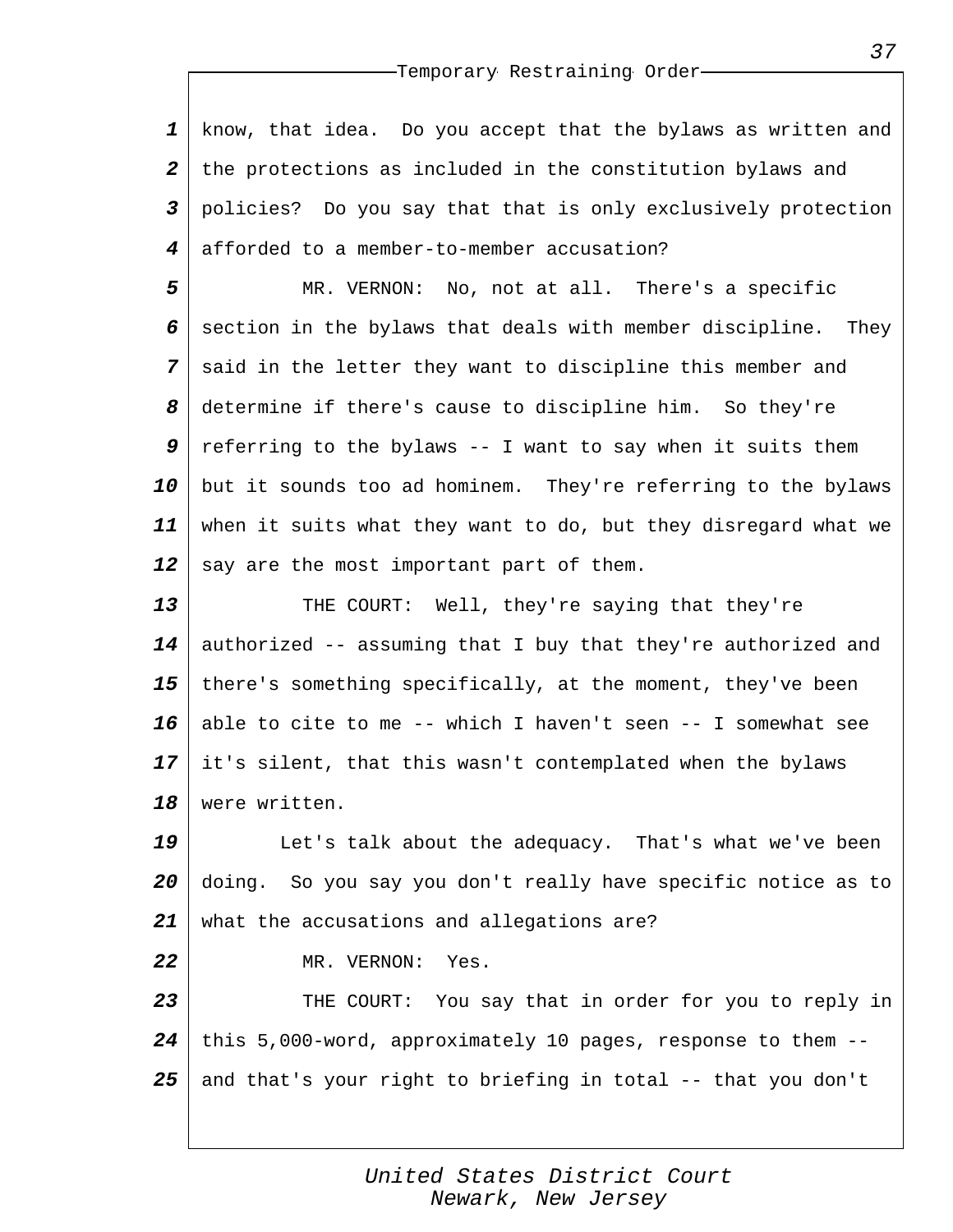know, that idea. Do you accept that the bylaws as written and the protections as included in the constitution bylaws and policies? Do you say that that is only exclusively protection afforded to a member-to-member accusation?

MR. VERNON: No, not at all. There's a specific section in the bylaws that deals with member discipline. They said in the letter they want to discipline this member and determine if there's cause to discipline him. So they're referring to the bylaws -- I want to say when it suits them but it sounds too ad hominem. They're referring to the bylaws when it suits what they want to do, but they disregard what we say are the most important part of them.

THE COURT: Well, they're saying that they're authorized -- assuming that I buy that they're authorized and there's something specifically, at the moment, they've been able to cite to me -- which I haven't seen -- I somewhat see it's silent, that this wasn't contemplated when the bylaws were written.

Let's talk about the adequacy. That's what we've been doing. So you say you don't really have specific notice as to what the accusations and allegations are?

MR. VERNON: Yes.

THE COURT: You say that in order for you to reply in this 5,000-word, approximately 10 pages, response to them -- and that's your right to briefing in total -- that you don't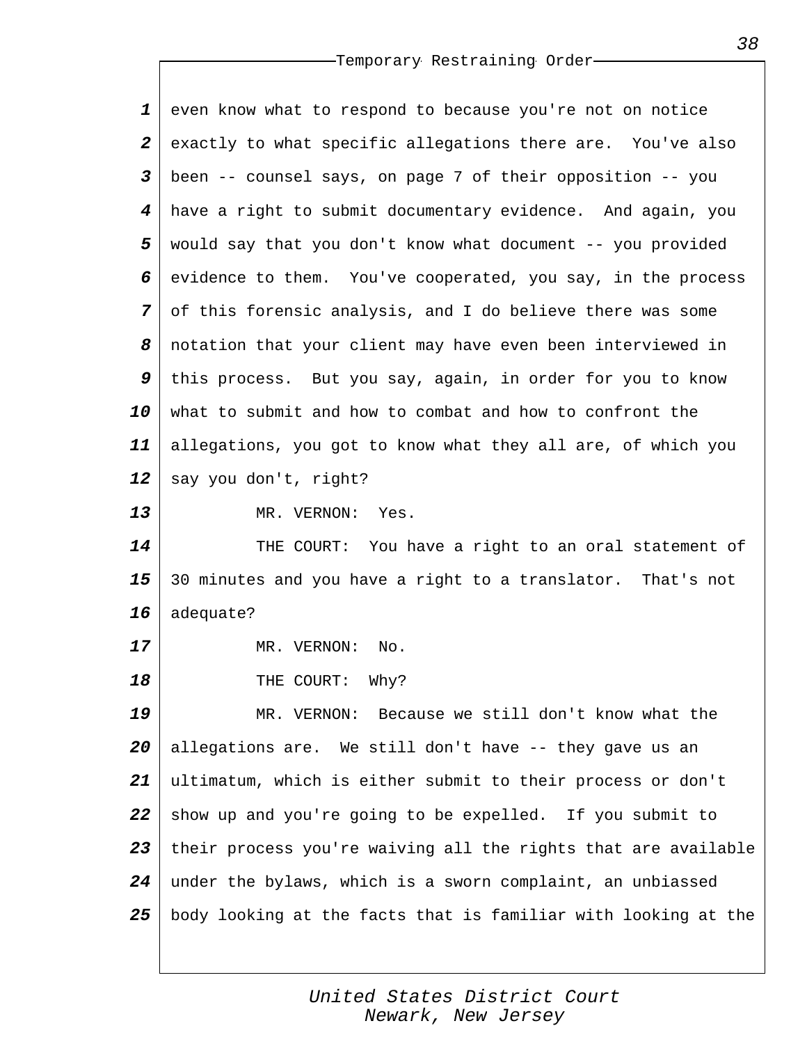even know what to respond to because you're not on notice exactly to what specific allegations there are. You've also been -- counsel says, on page 7 of their opposition -- you have a right to submit documentary evidence. And again, you would say that you don't know what document -- you provided evidence to them. You've cooperated, you say, in the process of this forensic analysis, and I do believe there was some notation that your client may have even been interviewed in this process. But you say, again, in order for you to know what to submit and how to combat and how to confront the allegations, you got to know what they all are, of which you say you don't, right?

MR. VERNON: Yes.

THE COURT: You have a right to an oral statement of 30 minutes and you have a right to a translator. That's not adequate?

MR. VERNON: No.

THE COURT: Why?

MR. VERNON: Because we still don't know what the allegations are. We still don't have -- they gave us an ultimatum, which is either submit to their process or don't show up and you're going to be expelled. If you submit to their process you're waiving all the rights that are available under the bylaws, which is a sworn complaint, an unbiassed body looking at the facts that is familiar with looking at the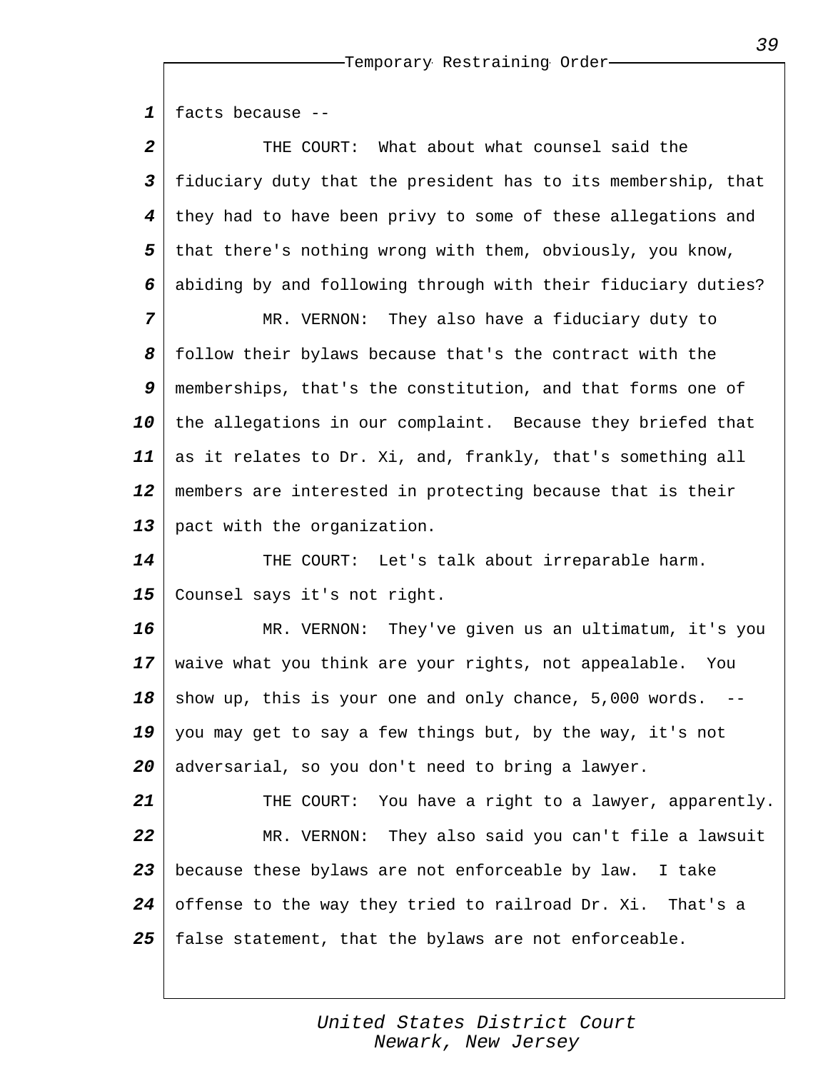facts because --

THE COURT: What about what counsel said the fiduciary duty that the president has to its membership, that they had to have been privy to some of these allegations and that there's nothing wrong with them, obviously, you know, abiding by and following through with their fiduciary duties?

MR. VERNON: They also have a fiduciary duty to follow their bylaws because that's the contract with the memberships, that's the constitution, and that forms one of the allegations in our complaint. Because they briefed that as it relates to Dr. Xi, and, frankly, that's something all members are interested in protecting because that is their pact with the organization.

THE COURT: Let's talk about irreparable harm. Counsel says it's not right.

MR. VERNON: They've given us an ultimatum, it's you waive what you think are your rights, not appealable. You show up, this is your one and only chance, 5,000 words. -- you may get to say a few things but, by the way, it's not adversarial, so you don't need to bring a lawyer.

THE COURT: You have a right to a lawyer, apparently.

MR. VERNON: They also said you can't file a lawsuit because these bylaws are not enforceable by law. I take offense to the way they tried to railroad Dr. Xi. That's a false statement, that the bylaws are not enforceable.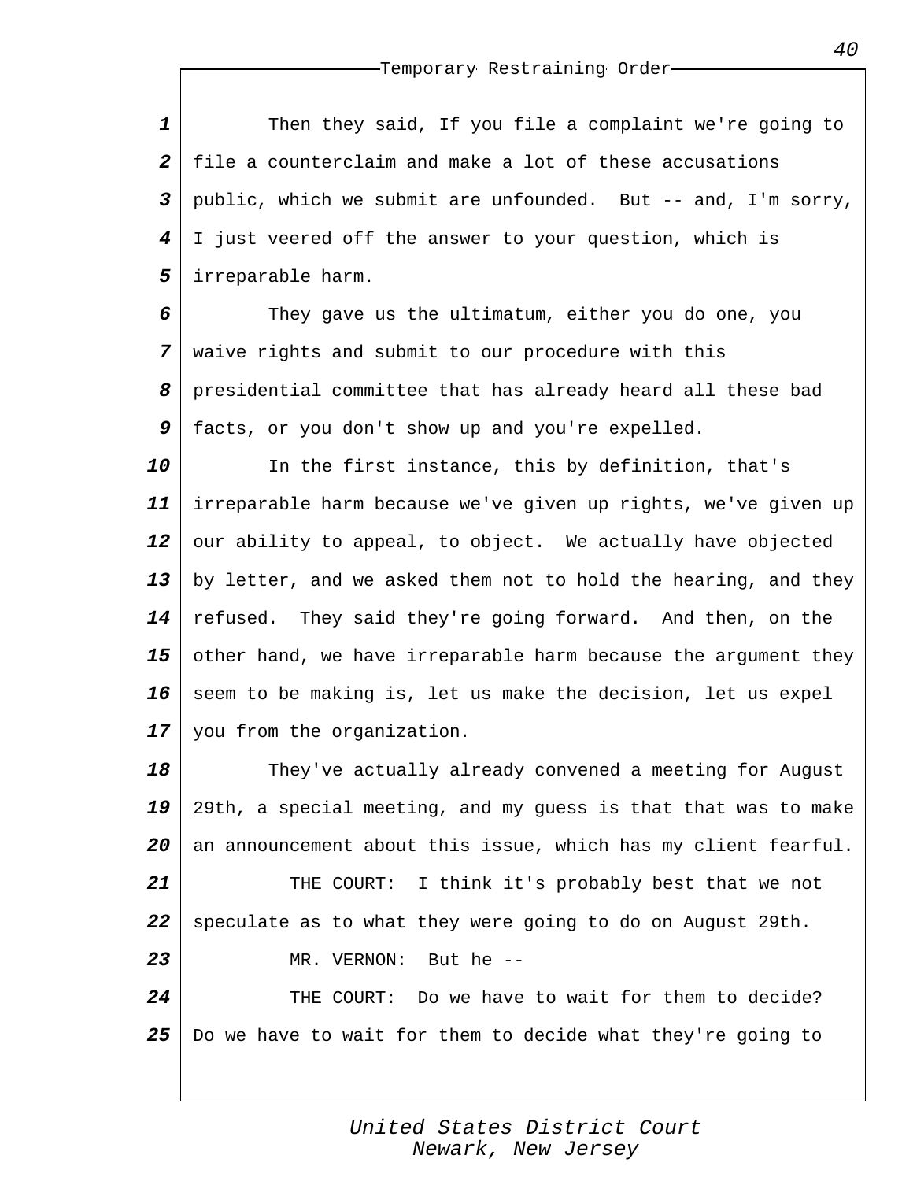Then they said, If you file a complaint we're going to file a counterclaim and make a lot of these accusations public, which we submit are unfounded. But -- and, I'm sorry, I just veered off the answer to your question, which is irreparable harm.

They gave us the ultimatum, either you do one, you waive rights and submit to our procedure with this presidential committee that has already heard all these bad facts, or you don't show up and you're expelled.

In the first instance, this by definition, that's irreparable harm because we've given up rights, we've given up our ability to appeal, to object. We actually have objected by letter, and we asked them not to hold the hearing, and they refused. They said they're going forward. And then, on the other hand, we have irreparable harm because the argument they seem to be making is, let us make the decision, let us expel you from the organization.

They've actually already convened a meeting for August 29th, a special meeting, and my guess is that that was to make an announcement about this issue, which has my client fearful.

THE COURT: I think it's probably best that we not speculate as to what they were going to do on August 29th.

MR. VERNON: But he --

THE COURT: Do we have to wait for them to decide? Do we have to wait for them to decide what they're going to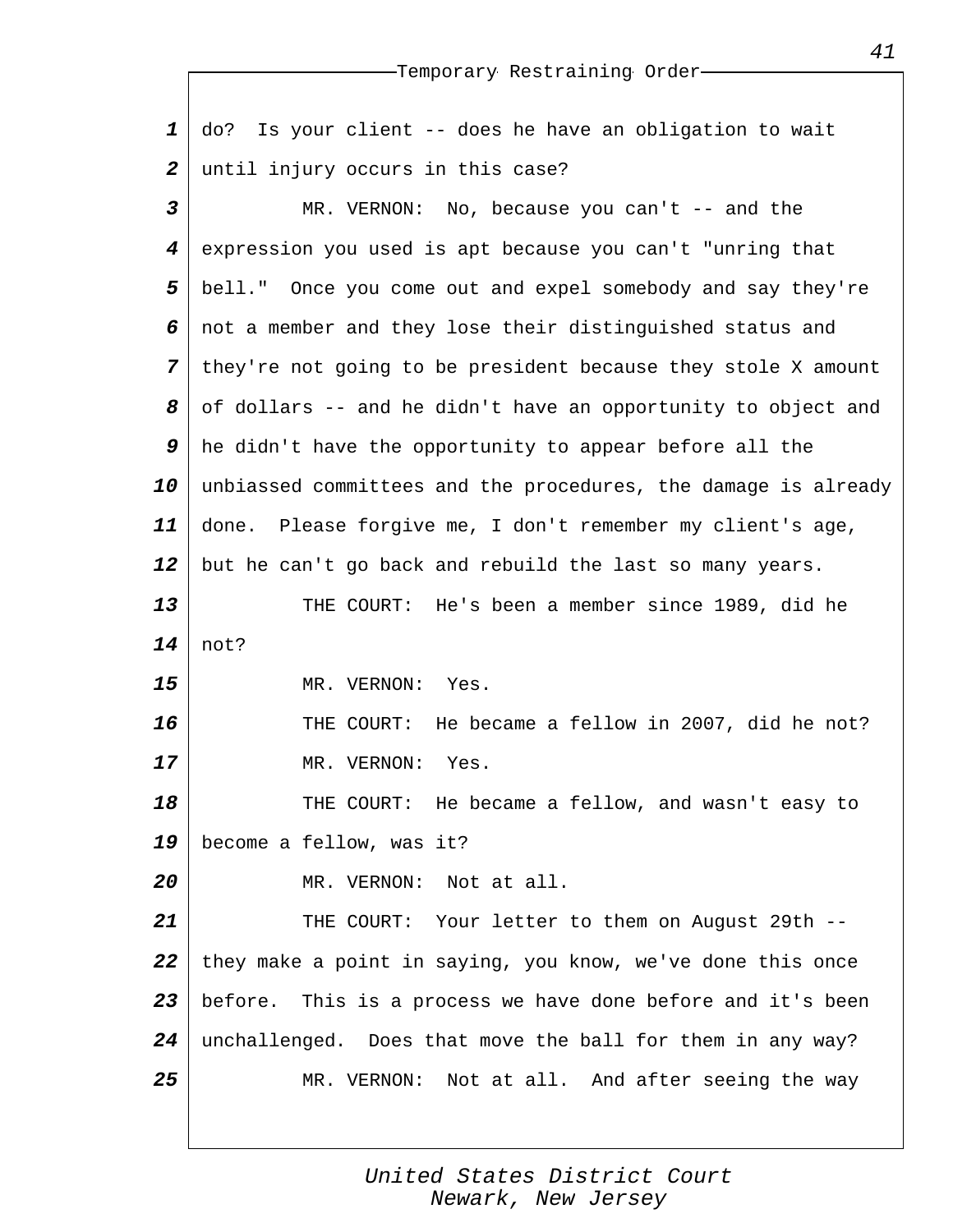do? Is your client -- does he have an obligation to wait until injury occurs in this case?

MR. VERNON: No, because you can't -- and the expression you used is apt because you can't "unring that bell." Once you come out and expel somebody and say they're not a member and they lose their distinguished status and they're not going to be president because they stole X amount of dollars -- and he didn't have an opportunity to object and he didn't have the opportunity to appear before all the unbiassed committees and the procedures, the damage is already done. Please forgive me, I don't remember my client's age, but he can't go back and rebuild the last so many years.

THE COURT: He's been a member since 1989, did he not?

MR. VERNON: Yes.

THE COURT: He became a fellow in 2007, did he not?

MR. VERNON: Yes.

THE COURT: He became a fellow, and wasn't easy to become a fellow, was it?

MR. VERNON: Not at all.

THE COURT: Your letter to them on August 29th -- they make a point in saying, you know, we've done this once before. This is a process we have done before and it's been unchallenged. Does that move the ball for them in any way?

MR. VERNON: Not at all. And after seeing the way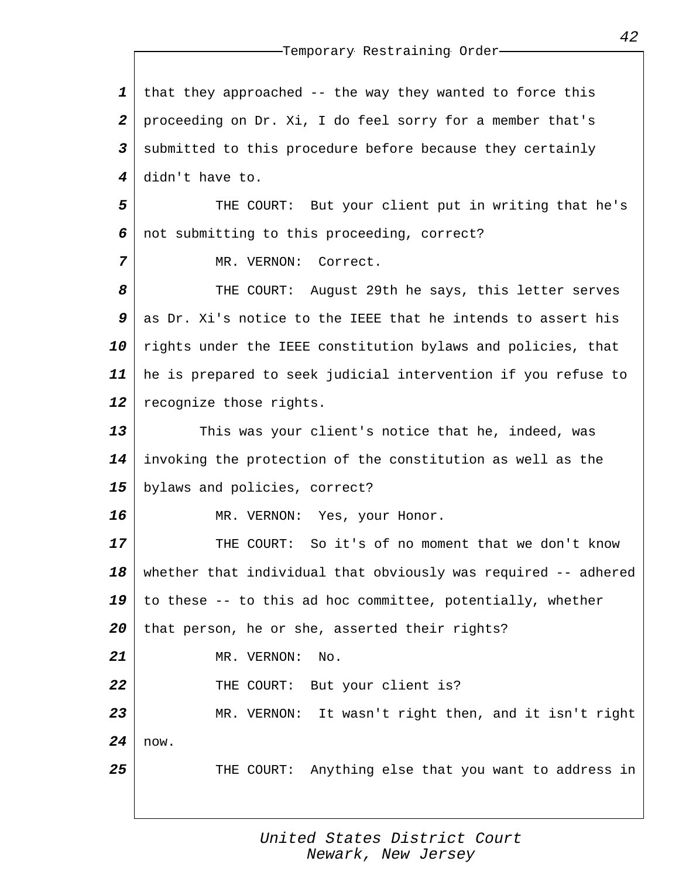that they approached -- the way they wanted to force this proceeding on Dr. Xi, I do feel sorry for a member that's submitted to this procedure before because they certainly didn't have to.

THE COURT: But your client put in writing that he's not submitting to this proceeding, correct?

MR. VERNON: Correct.

THE COURT: August 29th he says, this letter serves as Dr. Xi's notice to the IEEE that he intends to assert his rights under the IEEE constitution bylaws and policies, that he is prepared to seek judicial intervention if you refuse to recognize those rights.

This was your client's notice that he, indeed, was invoking the protection of the constitution as well as the bylaws and policies, correct?

MR. VERNON: Yes, your Honor.

THE COURT: So it's of no moment that we don't know whether that individual that obviously was required -- adhered to these -- to this ad hoc committee, potentially, whether that person, he or she, asserted their rights?

MR. VERNON: No.

THE COURT: But your client is?

MR. VERNON: It wasn't right then, and it isn't right now.

THE COURT: Anything else that you want to address in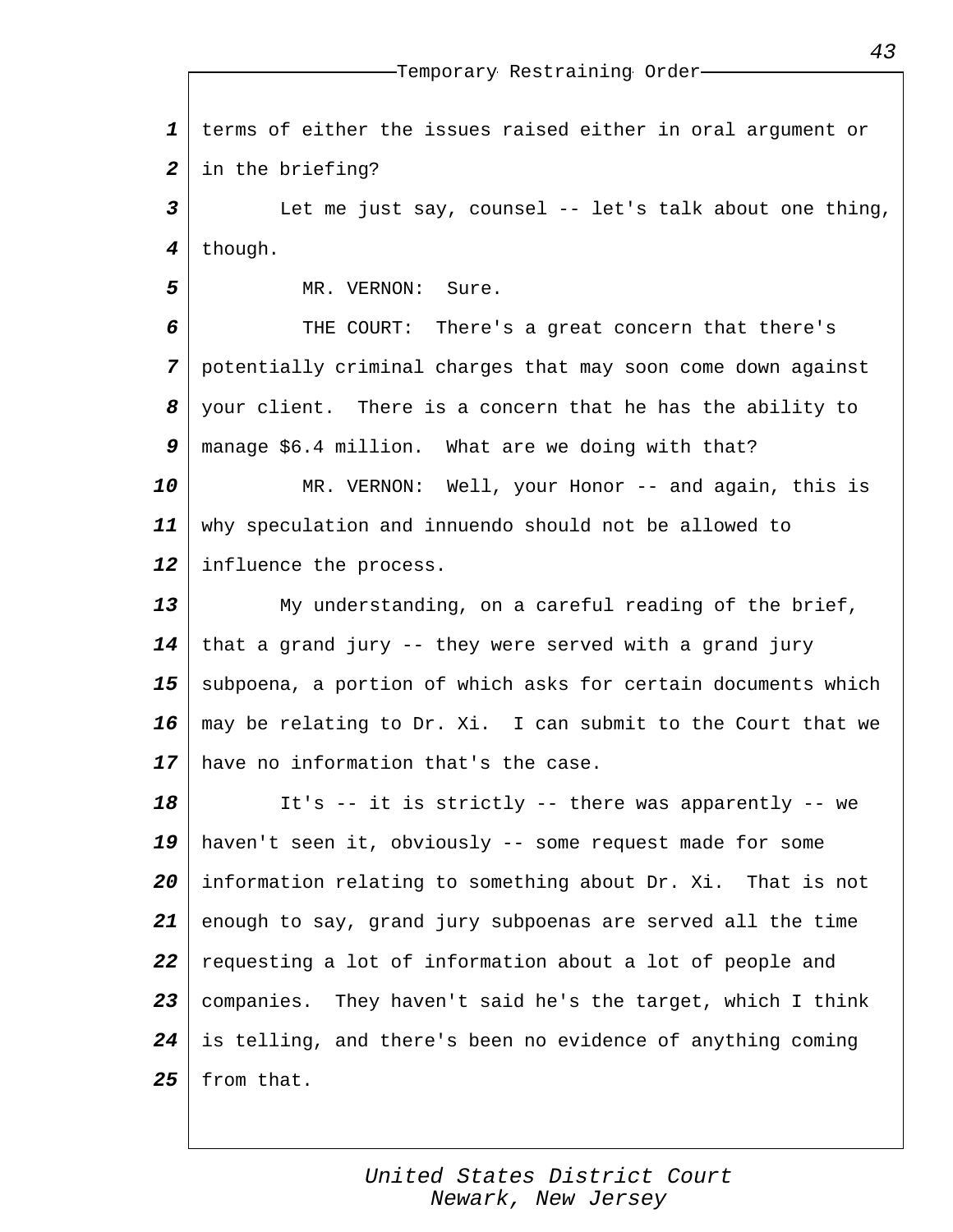terms of either the issues raised either in oral argument or in the briefing?

Let me just say, counsel -- let's talk about one thing, though.

MR. VERNON: Sure.

THE COURT: There's a great concern that there's potentially criminal charges that may soon come down against your client. There is a concern that he has the ability to manage $6.4 million. What are we doing with that?

MR. VERNON: Well, your Honor -- and again, this is why speculation and innuendo should not be allowed to influence the process.

My understanding, on a careful reading of the brief, that a grand jury -- they were served with a grand jury subpoena, a portion of which asks for certain documents which may be relating to Dr. Xi. I can submit to the Court that we have no information that's the case.

It's -- it is strictly -- there was apparently -- we haven't seen it, obviously -- some request made for some information relating to something about Dr. Xi. That is not enough to say, grand jury subpoenas are served all the time requesting a lot of information about a lot of people and companies. They haven't said he's the target, which I think is telling, and there's been no evidence of anything coming from that.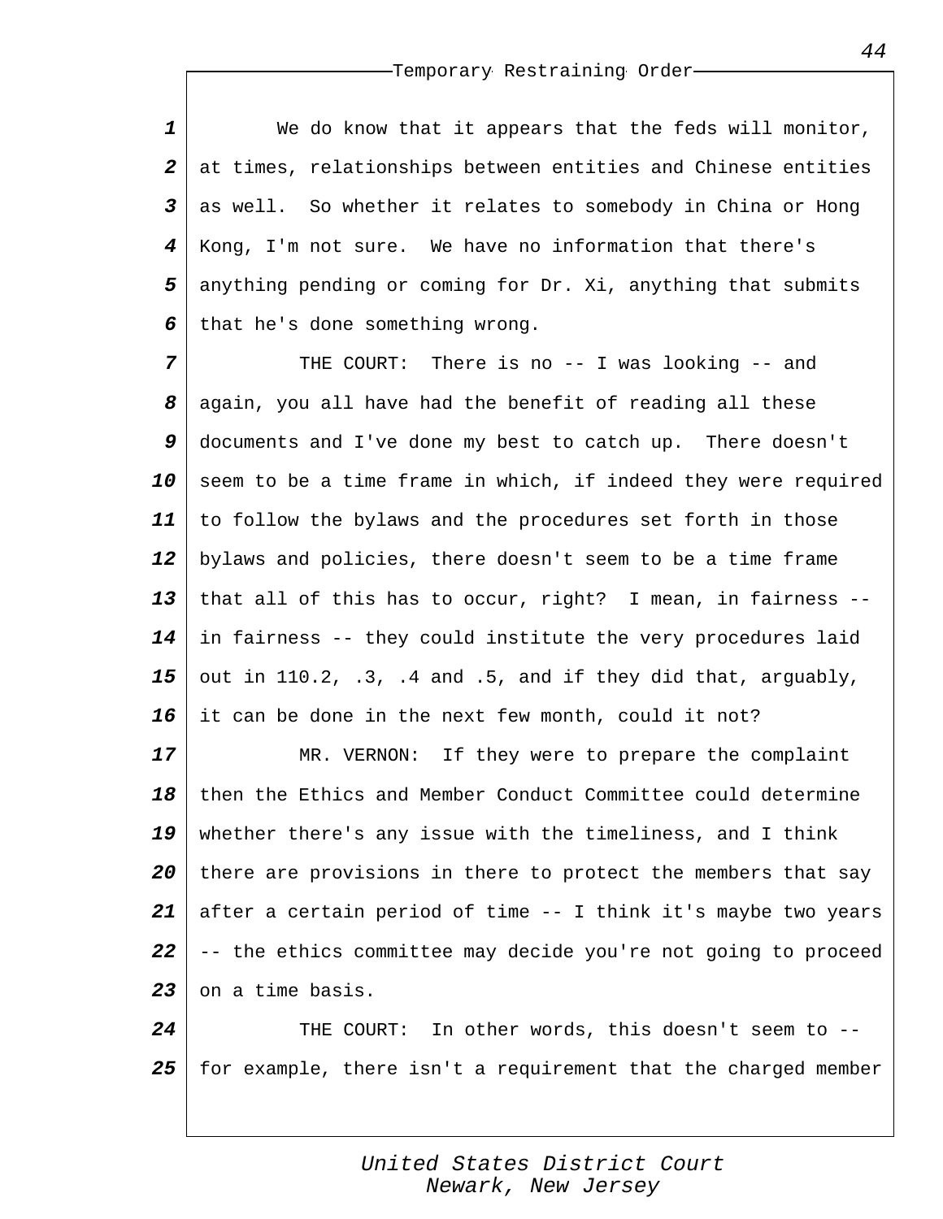We do know that it appears that the feds will monitor, at times, relationships between entities and Chinese entities as well. So whether it relates to somebody in China or Hong Kong, I'm not sure. We have no information that there's anything pending or coming for Dr. Xi, anything that submits that he's done something wrong.

THE COURT: There is no -- I was looking -- and again, you all have had the benefit of reading all these documents and I've done my best to catch up. There doesn't seem to be a time frame in which, if indeed they were required to follow the bylaws and the procedures set forth in those bylaws and policies, there doesn't seem to be a time frame that all of this has to occur, right? I mean, in fairness -- in fairness -- they could institute the very procedures laid out in 110.2, .3, .4 and .5, and if they did that, arguably, it can be done in the next few month, could it not?

MR. VERNON: If they were to prepare the complaint then the Ethics and Member Conduct Committee could determine whether there's any issue with the timeliness, and I think there are provisions in there to protect the members that say after a certain period of time -- I think it's maybe two years -- the ethics committee may decide you're not going to proceed on a time basis.

THE COURT: In other words, this doesn't seem to -- for example, there isn't a requirement that the charged member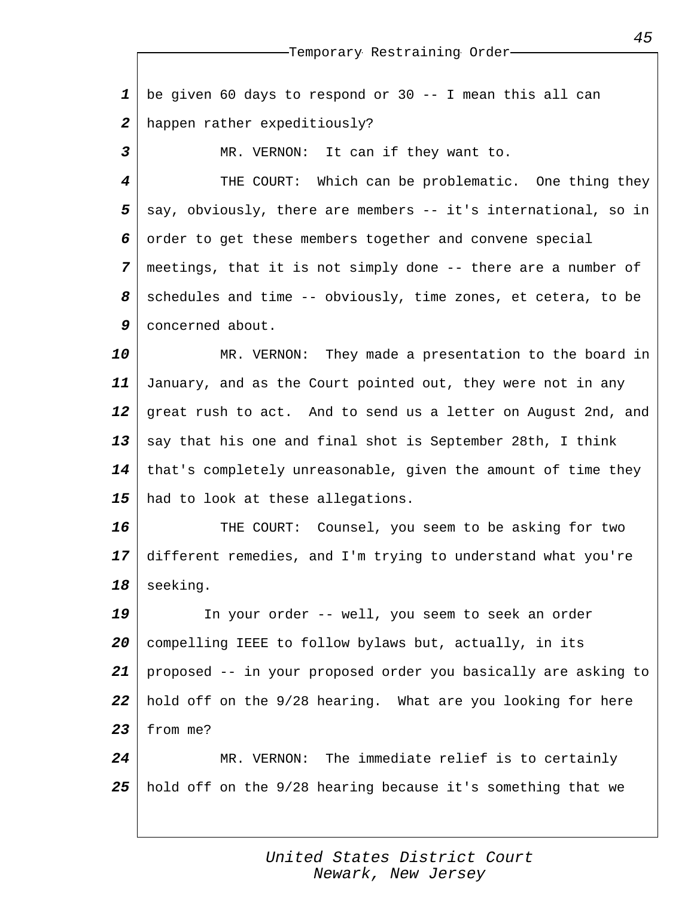be given 60 days to respond or 30 -- I mean this all can happen rather expeditiously?

MR. VERNON: It can if they want to.

THE COURT: Which can be problematic. One thing they say, obviously, there are members -- it's international, so in order to get these members together and convene special meetings, that it is not simply done -- there are a number of schedules and time -- obviously, time zones, et cetera, to be concerned about.

MR. VERNON: They made a presentation to the board in January, and as the Court pointed out, they were not in any great rush to act. And to send us a letter on August 2nd, and say that his one and final shot is September 28th, I think that's completely unreasonable, given the amount of time they had to look at these allegations.

THE COURT: Counsel, you seem to be asking for two different remedies, and I'm trying to understand what you're seeking.

In your order -- well, you seem to seek an order compelling IEEE to follow bylaws but, actually, in its proposed -- in your proposed order you basically are asking to hold off on the 9/28 hearing. What are you looking for here from me?

MR. VERNON: The immediate relief is to certainly hold off on the 9/28 hearing because it's something that we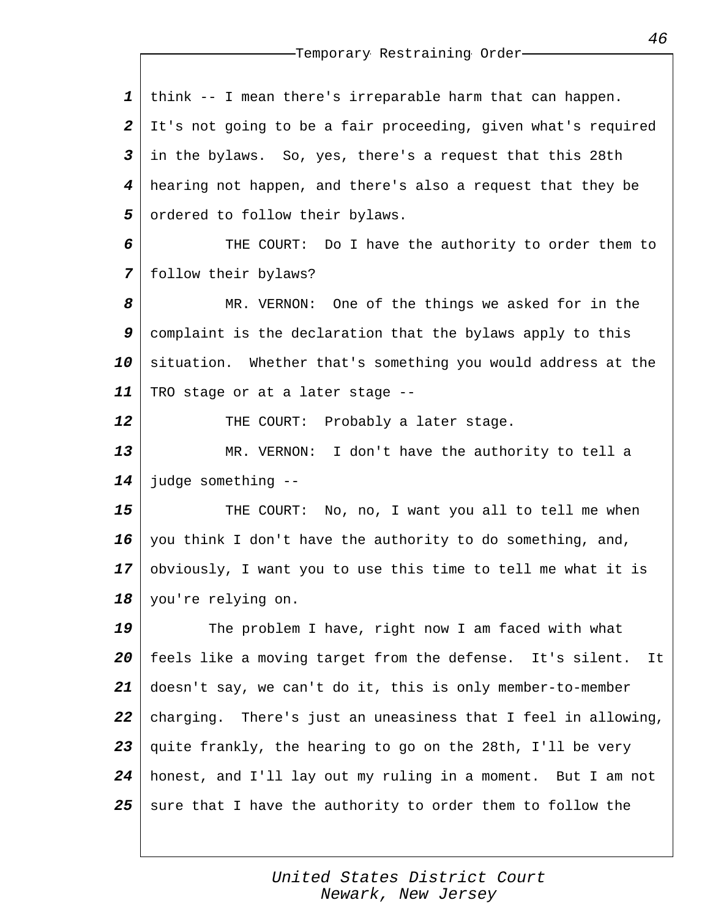think -- I mean there's irreparable harm that can happen. It's not going to be a fair proceeding, given what's required in the bylaws. So, yes, there's a request that this 28th hearing not happen, and there's also a request that they be ordered to follow their bylaws.

THE COURT: Do I have the authority to order them to follow their bylaws?

MR. VERNON: One of the things we asked for in the complaint is the declaration that the bylaws apply to this situation. Whether that's something you would address at the TRO stage or at a later stage --

THE COURT: Probably a later stage.

MR. VERNON: I don't have the authority to tell a judge something --

THE COURT: No, no, I want you all to tell me when you think I don't have the authority to do something, and, obviously, I want you to use this time to tell me what it is you're relying on.

The problem I have, right now I am faced with what feels like a moving target from the defense. It's silent. It doesn't say, we can't do it, this is only member-to-member charging. There's just an uneasiness that I feel in allowing, quite frankly, the hearing to go on the 28th, I'll be very honest, and I'll lay out my ruling in a moment. But I am not sure that I have the authority to order them to follow the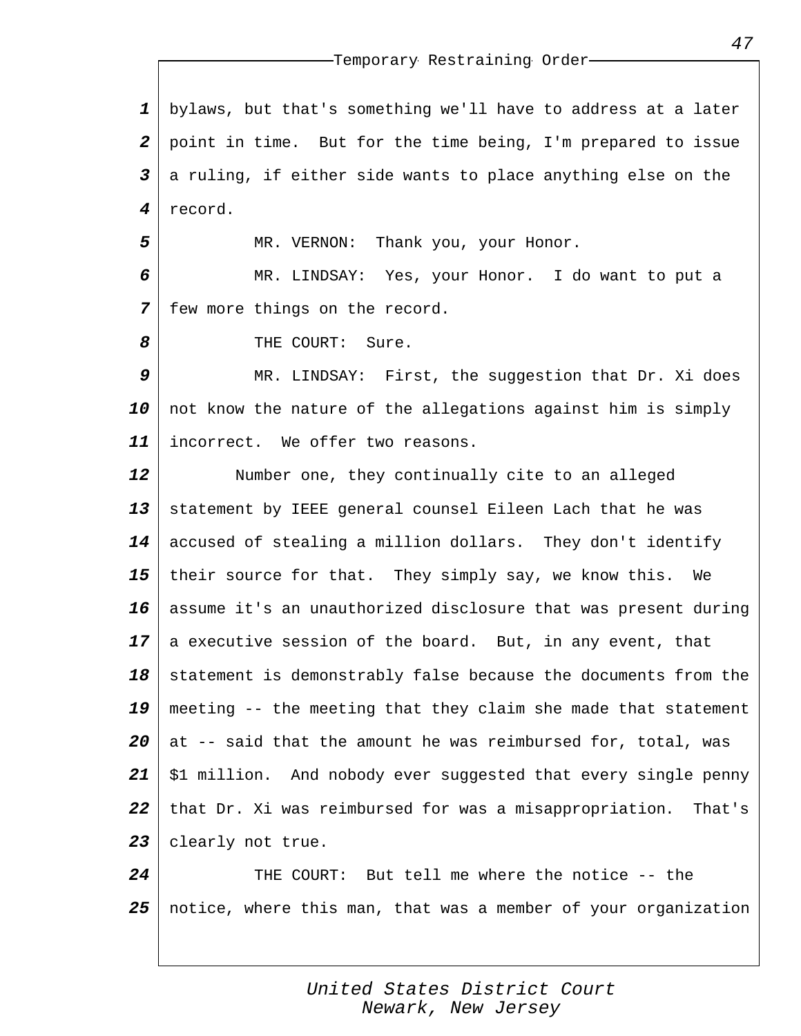bylaws, but that's something we'll have to address at a later point in time. But for the time being, I'm prepared to issue a ruling, if either side wants to place anything else on the record.

MR. VERNON: Thank you, your Honor.

MR. LINDSAY: Yes, your Honor. I do want to put a few more things on the record.

THE COURT: Sure.

MR. LINDSAY: First, the suggestion that Dr. Xi does not know the nature of the allegations against him is simply incorrect. We offer two reasons.

Number one, they continually cite to an alleged statement by IEEE general counsel Eileen Lach that he was accused of stealing a million dollars. They don't identify their source for that. They simply say, we know this. We assume it's an unauthorized disclosure that was present during a executive session of the board. But, in any event, that statement is demonstrably false because the documents from the meeting -- the meeting that they claim she made that statement at -- said that the amount he was reimbursed for, total, was $1 million. And nobody ever suggested that every single penny that Dr. Xi was reimbursed for was a misappropriation. That's clearly not true.

THE COURT: But tell me where the notice -- the notice, where this man, that was a member of your organization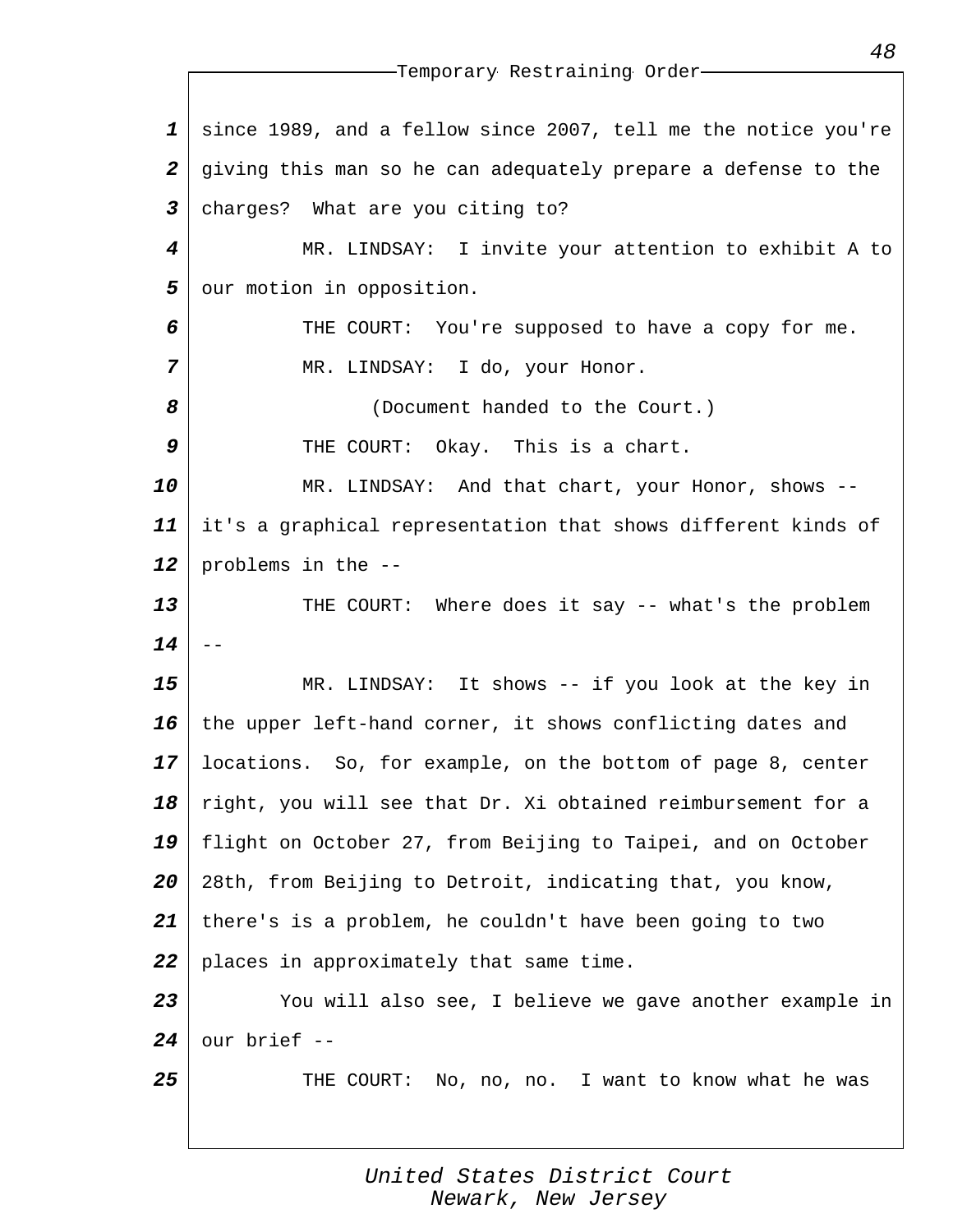since 1989, and a fellow since 2007, tell me the notice you're giving this man so he can adequately prepare a defense to the charges? What are you citing to?

MR. LINDSAY: I invite your attention to exhibit A to our motion in opposition.

THE COURT: You're supposed to have a copy for me.

MR. LINDSAY: I do, your Honor.

(Document handed to the Court.)

THE COURT: Okay. This is a chart.

MR. LINDSAY: And that chart, your Honor, shows -- it's a graphical representation that shows different kinds of problems in the --

THE COURT: Where does it say -- what's the problem --

MR. LINDSAY: It shows -- if you look at the key in the upper left-hand corner, it shows conflicting dates and locations. So, for example, on the bottom of page 8, center right, you will see that Dr. Xi obtained reimbursement for a flight on October 27, from Beijing to Taipei, and on October 28th, from Beijing to Detroit, indicating that, you know, there's is a problem, he couldn't have been going to two places in approximately that same time.

You will also see, I believe we gave another example in our brief --

THE COURT: No, no, no. I want to know what he was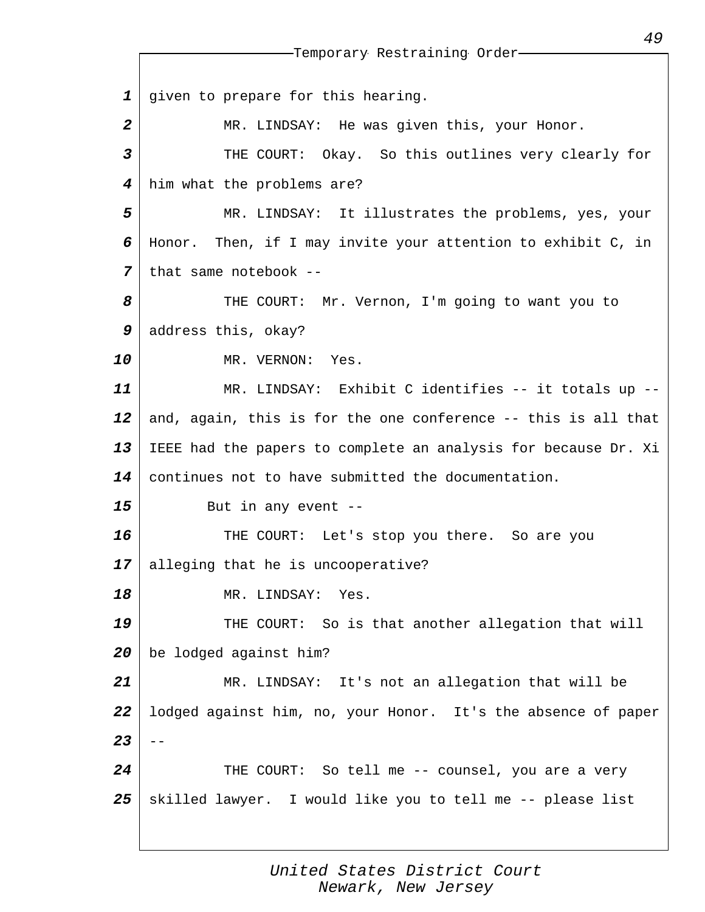given to prepare for this hearing.

MR. LINDSAY: He was given this, your Honor.

THE COURT: Okay. So this outlines very clearly for him what the problems are?

MR. LINDSAY: It illustrates the problems, yes, your Honor. Then, if I may invite your attention to exhibit C, in that same notebook --

THE COURT: Mr. Vernon, I'm going to want you to address this, okay?

MR. VERNON: Yes.

MR. LINDSAY: Exhibit C identifies -- it totals up -- and, again, this is for the one conference -- this is all that IEEE had the papers to complete an analysis for because Dr. Xi continues not to have submitted the documentation.

But in any event --

THE COURT: Let's stop you there. So are you alleging that he is uncooperative?

MR. LINDSAY: Yes.

THE COURT: So is that another allegation that will be lodged against him?

MR. LINDSAY: It's not an allegation that will be lodged against him, no, your Honor. It's the absence of paper --

THE COURT: So tell me -- counsel, you are a very skilled lawyer. I would like you to tell me -- please list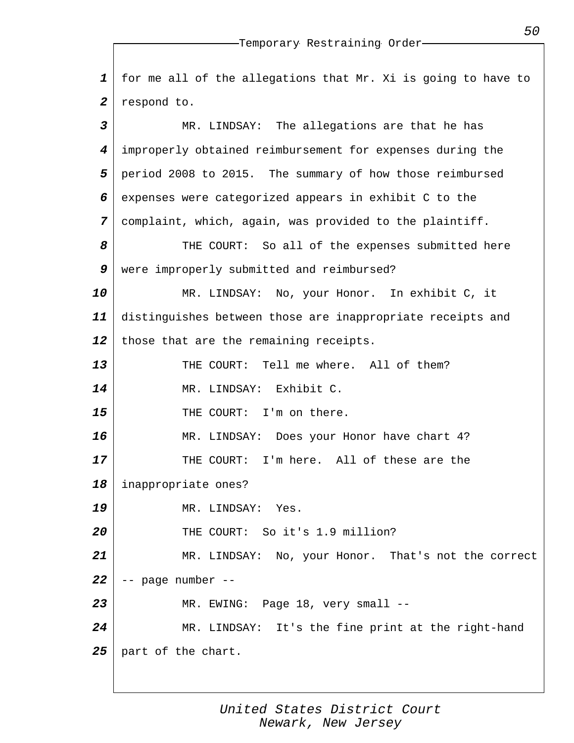for me all of the allegations that Mr. Xi is going to have to respond to.

MR. LINDSAY: The allegations are that he has improperly obtained reimbursement for expenses during the period 2008 to 2015. The summary of how those reimbursed expenses were categorized appears in exhibit C to the complaint, which, again, was provided to the plaintiff.

THE COURT: So all of the expenses submitted here were improperly submitted and reimbursed?

MR. LINDSAY: No, your Honor. In exhibit C, it distinguishes between those are inappropriate receipts and those that are the remaining receipts.

THE COURT: Tell me where. All of them?

MR. LINDSAY: Exhibit C.

THE COURT: I'm on there.

MR. LINDSAY: Does your Honor have chart 4?

THE COURT: I'm here. All of these are the inappropriate ones?

MR. LINDSAY: Yes.

THE COURT: So it's 1.9 million?

MR. LINDSAY: No, your Honor. That's not the correct -- page number --

MR. EWING: Page 18, very small --

MR. LINDSAY: It's the fine print at the right-hand part of the chart.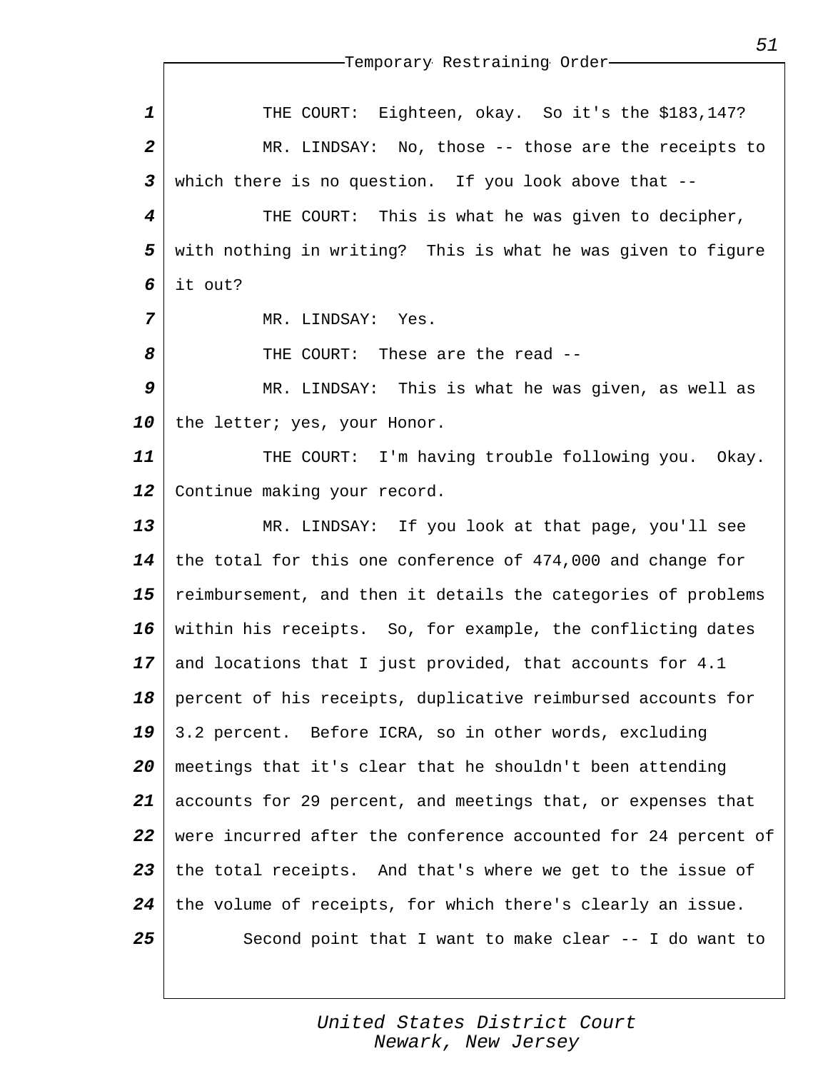THE COURT: Eighteen, okay. So it's the $183,147?

MR. LINDSAY: No, those -- those are the receipts to which there is no question. If you look above that --

THE COURT: This is what he was given to decipher, with nothing in writing? This is what he was given to figure it out?

MR. LINDSAY: Yes.

THE COURT: These are the read --

MR. LINDSAY: This is what he was given, as well as the letter; yes, your Honor.

THE COURT: I'm having trouble following you. Okay. Continue making your record.

MR. LINDSAY: If you look at that page, you'll see the total for this one conference of 474,000 and change for reimbursement, and then it details the categories of problems within his receipts. So, for example, the conflicting dates and locations that I just provided, that accounts for 4.1 percent of his receipts, duplicative reimbursed accounts for 3.2 percent. Before ICRA, so in other words, excluding meetings that it's clear that he shouldn't been attending accounts for 29 percent, and meetings that, or expenses that were incurred after the conference accounted for 24 percent of the total receipts. And that's where we get to the issue of the volume of receipts, for which there's clearly an issue.

Second point that I want to make clear -- I do want to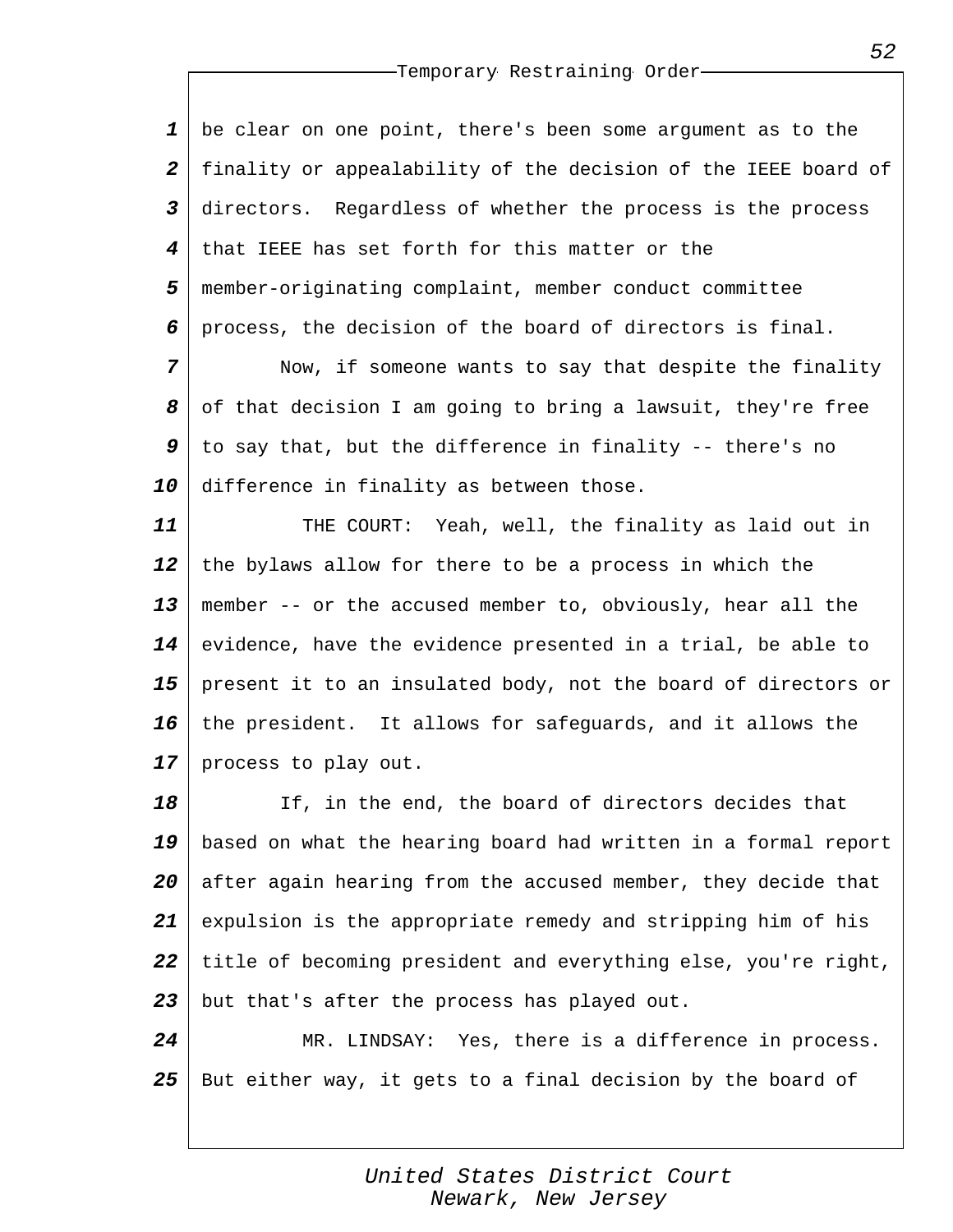be clear on one point, there's been some argument as to the finality or appealability of the decision of the IEEE board of directors. Regardless of whether the process is the process that IEEE has set forth for this matter or the member-originating complaint, member conduct committee process, the decision of the board of directors is final.

Now, if someone wants to say that despite the finality of that decision I am going to bring a lawsuit, they're free to say that, but the difference in finality -- there's no difference in finality as between those.

THE COURT: Yeah, well, the finality as laid out in the bylaws allow for there to be a process in which the member -- or the accused member to, obviously, hear all the evidence, have the evidence presented in a trial, be able to present it to an insulated body, not the board of directors or the president. It allows for safeguards, and it allows the process to play out.

If, in the end, the board of directors decides that based on what the hearing board had written in a formal report after again hearing from the accused member, they decide that expulsion is the appropriate remedy and stripping him of his title of becoming president and everything else, you're right, but that's after the process has played out.

MR. LINDSAY: Yes, there is a difference in process. But either way, it gets to a final decision by the board of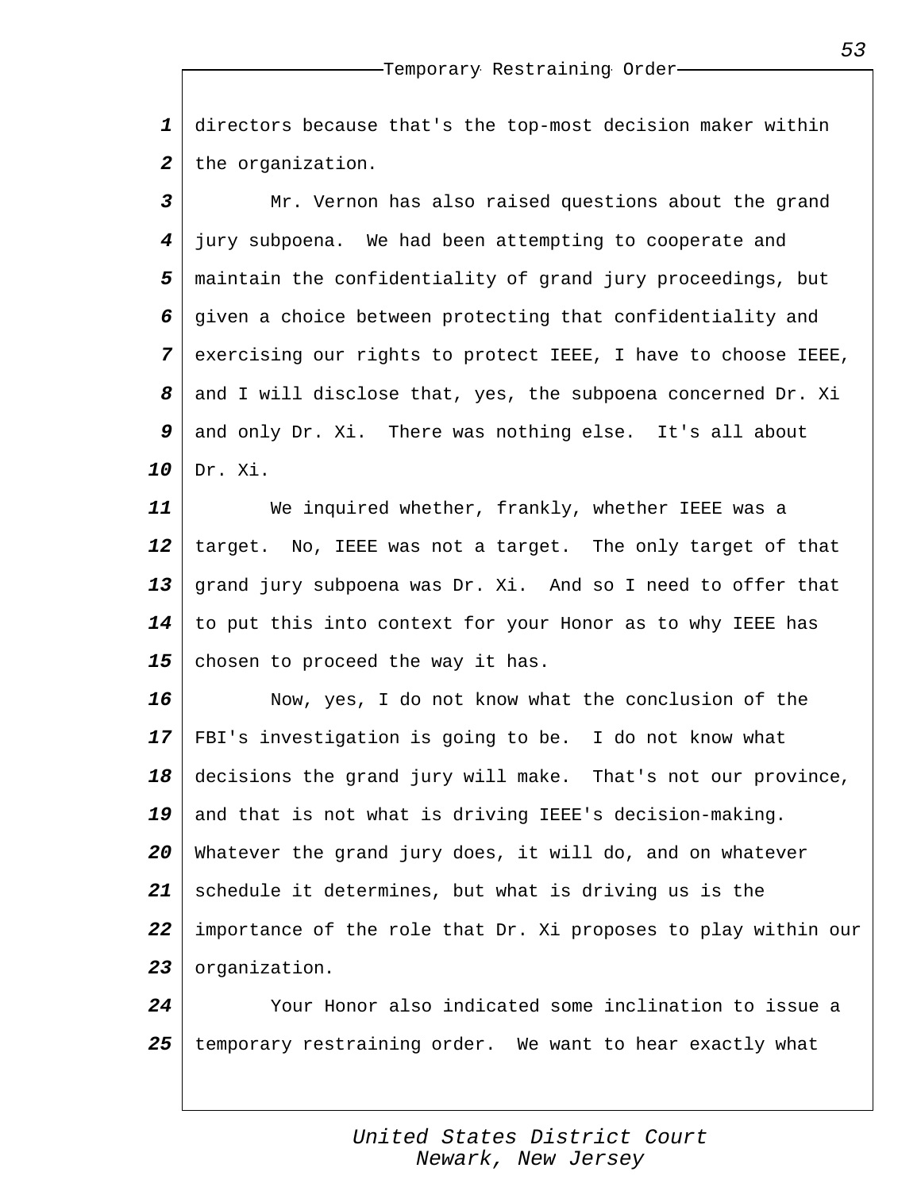directors because that's the top-most decision maker within the organization.

Mr. Vernon has also raised questions about the grand jury subpoena. We had been attempting to cooperate and maintain the confidentiality of grand jury proceedings, but given a choice between protecting that confidentiality and exercising our rights to protect IEEE, I have to choose IEEE, and I will disclose that, yes, the subpoena concerned Dr. Xi and only Dr. Xi. There was nothing else. It's all about Dr. Xi.

We inquired whether, frankly, whether IEEE was a target. No, IEEE was not a target. The only target of that grand jury subpoena was Dr. Xi. And so I need to offer that to put this into context for your Honor as to why IEEE has chosen to proceed the way it has.

Now, yes, I do not know what the conclusion of the FBI's investigation is going to be. I do not know what decisions the grand jury will make. That's not our province, and that is not what is driving IEEE's decision-making. Whatever the grand jury does, it will do, and on whatever schedule it determines, but what is driving us is the importance of the role that Dr. Xi proposes to play within our organization.

Your Honor also indicated some inclination to issue a temporary restraining order. We want to hear exactly what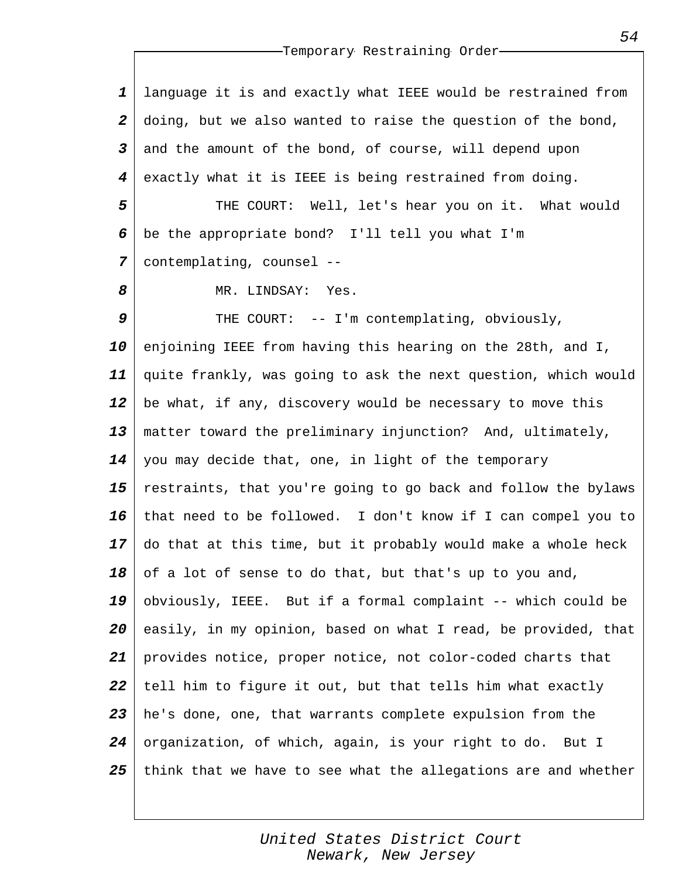language it is and exactly what IEEE would be restrained from doing, but we also wanted to raise the question of the bond, and the amount of the bond, of course, will depend upon exactly what it is IEEE is being restrained from doing.

THE COURT: Well, let's hear you on it. What would be the appropriate bond? I'll tell you what I'm contemplating, counsel --

MR. LINDSAY: Yes.

THE COURT: -- I'm contemplating, obviously, enjoining IEEE from having this hearing on the 28th, and I, quite frankly, was going to ask the next question, which would be what, if any, discovery would be necessary to move this matter toward the preliminary injunction? And, ultimately, you may decide that, one, in light of the temporary restraints, that you're going to go back and follow the bylaws that need to be followed. I don't know if I can compel you to do that at this time, but it probably would make a whole heck of a lot of sense to do that, but that's up to you and, obviously, IEEE. But if a formal complaint -- which could be easily, in my opinion, based on what I read, be provided, that provides notice, proper notice, not color-coded charts that tell him to figure it out, but that tells him what exactly he's done, one, that warrants complete expulsion from the organization, of which, again, is your right to do. But I think that we have to see what the allegations are and whether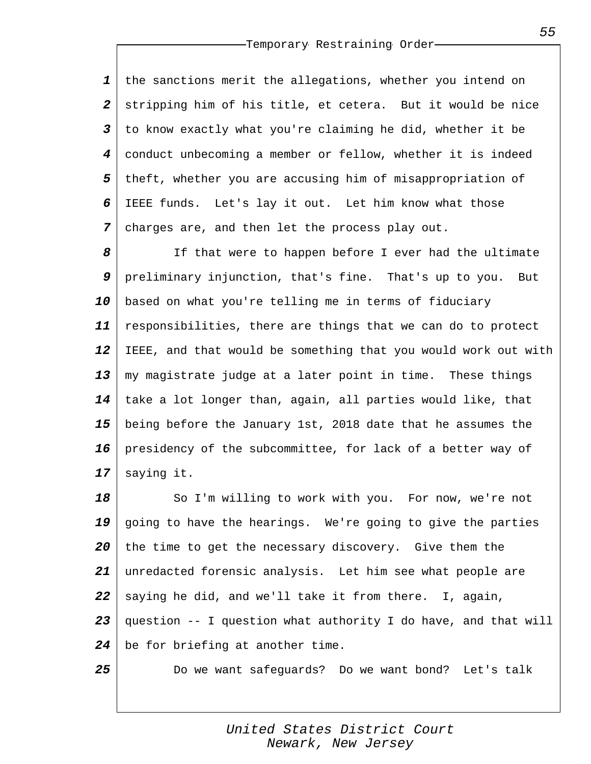the sanctions merit the allegations, whether you intend on stripping him of his title, et cetera. But it would be nice to know exactly what you're claiming he did, whether it be conduct unbecoming a member or fellow, whether it is indeed theft, whether you are accusing him of misappropriation of IEEE funds. Let's lay it out. Let him know what those charges are, and then let the process play out.

If that were to happen before I ever had the ultimate preliminary injunction, that's fine. That's up to you. But based on what you're telling me in terms of fiduciary responsibilities, there are things that we can do to protect IEEE, and that would be something that you would work out with my magistrate judge at a later point in time. These things take a lot longer than, again, all parties would like, that being before the January 1st, 2018 date that he assumes the presidency of the subcommittee, for lack of a better way of saying it.

So I'm willing to work with you. For now, we're not going to have the hearings. We're going to give the parties the time to get the necessary discovery. Give them the unredacted forensic analysis. Let him see what people are saying he did, and we'll take it from there. I, again, question -- I question what authority I do have, and that will be for briefing at another time.

Do we want safeguards? Do we want bond? Let's talk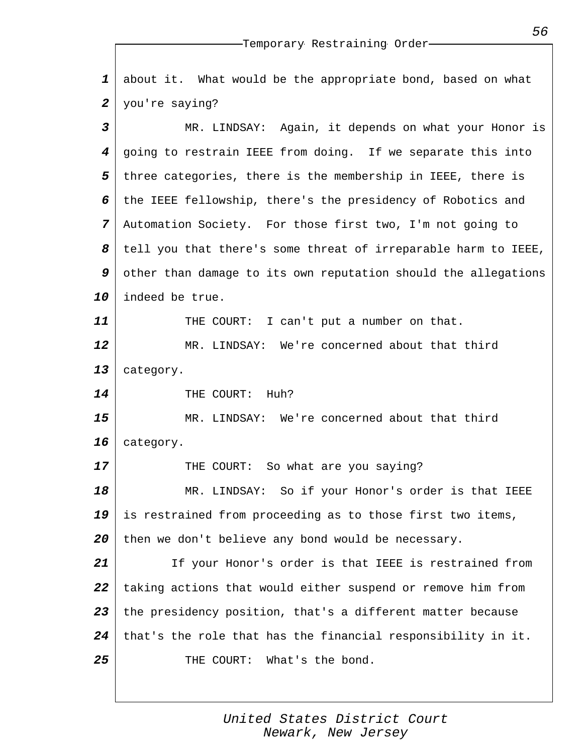about it. What would be the appropriate bond, based on what you're saying?

MR. LINDSAY: Again, it depends on what your Honor is going to restrain IEEE from doing. If we separate this into three categories, there is the membership in IEEE, there is the IEEE fellowship, there's the presidency of Robotics and Automation Society. For those first two, I'm not going to tell you that there's some threat of irreparable harm to IEEE, other than damage to its own reputation should the allegations indeed be true.

THE COURT: I can't put a number on that.

MR. LINDSAY: We're concerned about that third category.

THE COURT: Huh?

MR. LINDSAY: We're concerned about that third category.

THE COURT: So what are you saying?

MR. LINDSAY: So if your Honor's order is that IEEE is restrained from proceeding as to those first two items, then we don't believe any bond would be necessary.

If your Honor's order is that IEEE is restrained from taking actions that would either suspend or remove him from the presidency position, that's a different matter because that's the role that has the financial responsibility in it.

THE COURT: What's the bond.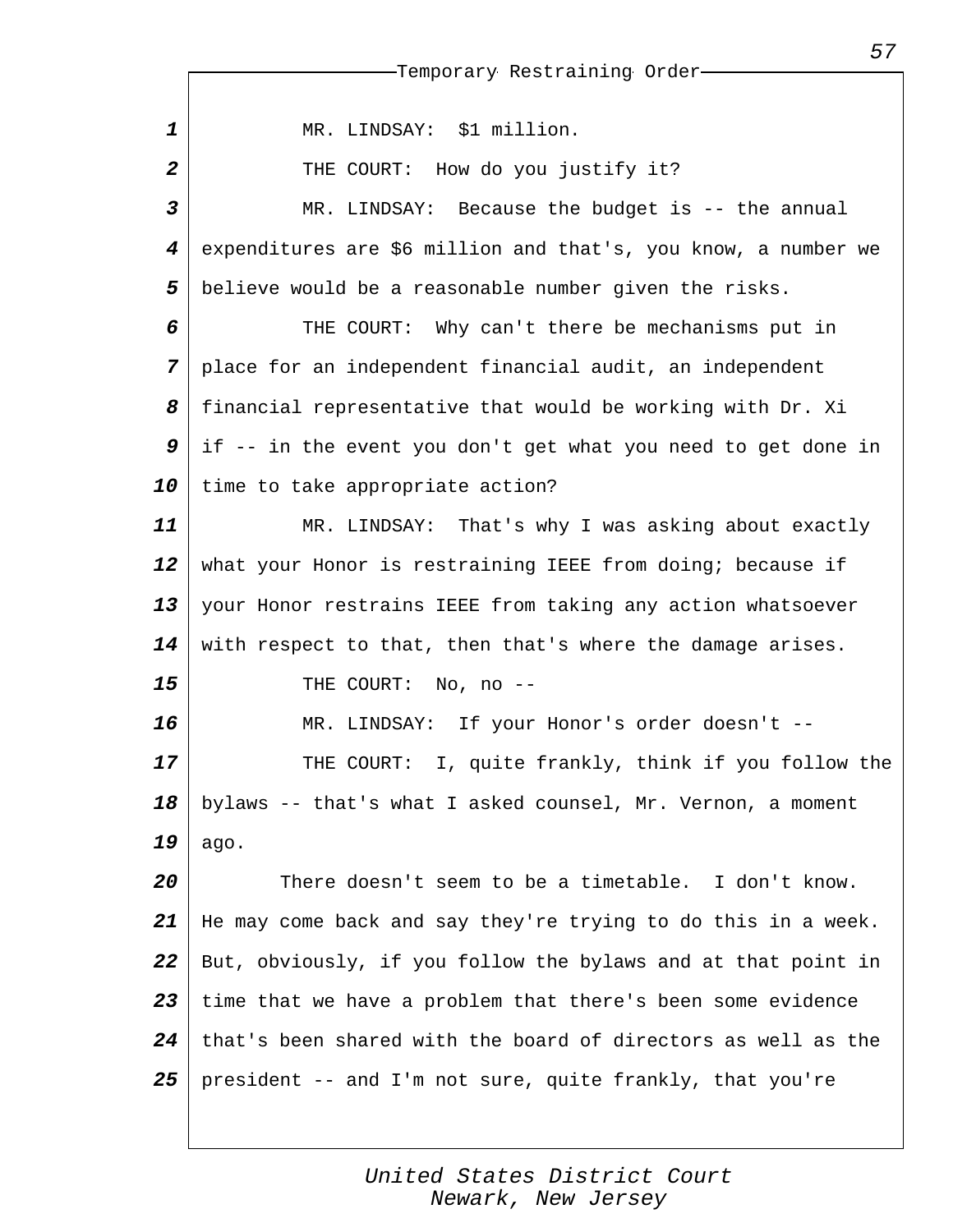MR. LINDSAY: $1 million.

THE COURT: How do you justify it?

MR. LINDSAY: Because the budget is -- the annual expenditures are $6 million and that's, you know, a number we believe would be a reasonable number given the risks.

THE COURT: Why can't there be mechanisms put in place for an independent financial audit, an independent financial representative that would be working with Dr. Xi if -- in the event you don't get what you need to get done in time to take appropriate action?

MR. LINDSAY: That's why I was asking about exactly what your Honor is restraining IEEE from doing; because if your Honor restrains IEEE from taking any action whatsoever with respect to that, then that's where the damage arises.

THE COURT: No, no --

MR. LINDSAY: If your Honor's order doesn't --

THE COURT: I, quite frankly, think if you follow the bylaws -- that's what I asked counsel, Mr. Vernon, a moment ago.

There doesn't seem to be a timetable. I don't know. He may come back and say they're trying to do this in a week. But, obviously, if you follow the bylaws and at that point in time that we have a problem that there's been some evidence that's been shared with the board of directors as well as the president -- and I'm not sure, quite frankly, that you're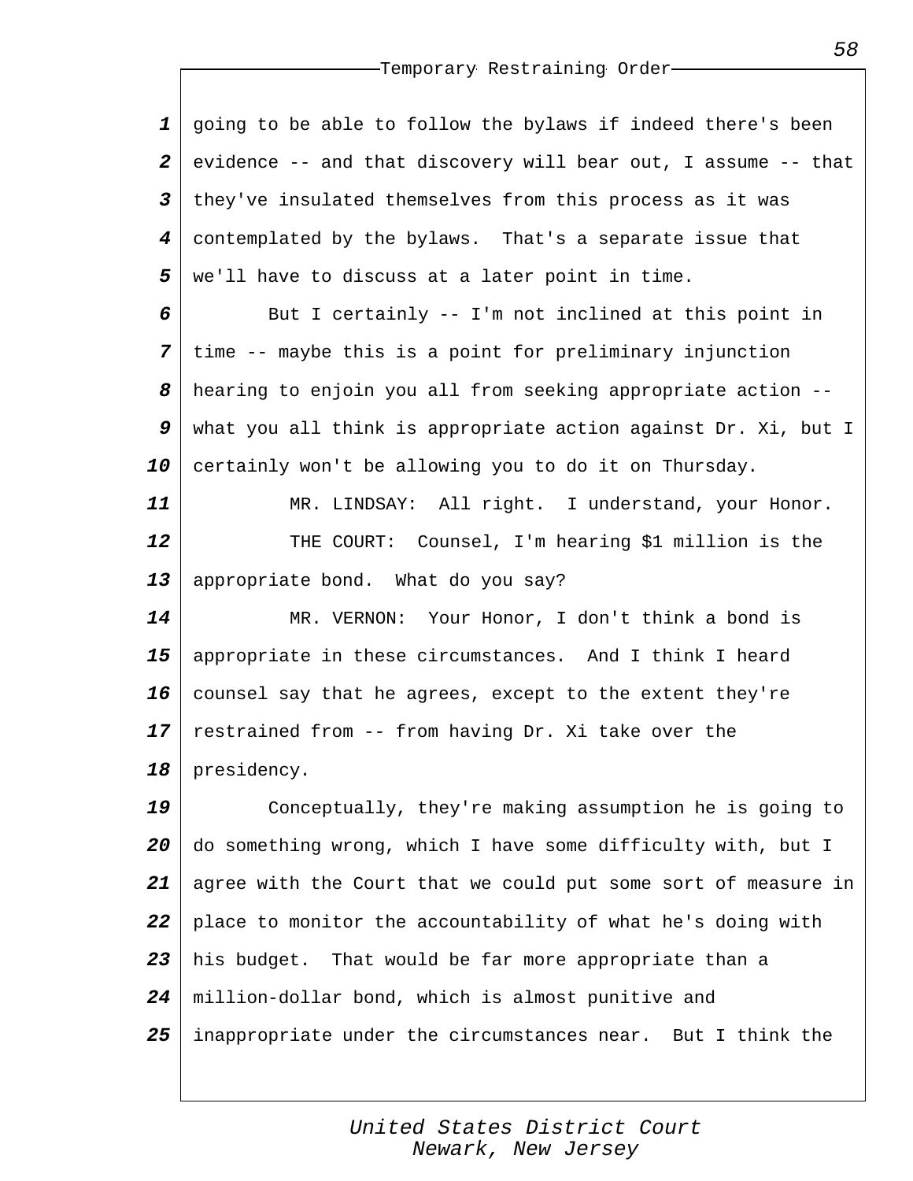going to be able to follow the bylaws if indeed there's been evidence -- and that discovery will bear out, I assume -- that they've insulated themselves from this process as it was contemplated by the bylaws. That's a separate issue that we'll have to discuss at a later point in time.

But I certainly -- I'm not inclined at this point in time -- maybe this is a point for preliminary injunction hearing to enjoin you all from seeking appropriate action -- what you all think is appropriate action against Dr. Xi, but I certainly won't be allowing you to do it on Thursday.

MR. LINDSAY: All right. I understand, your Honor.

THE COURT: Counsel, I'm hearing $1 million is the appropriate bond. What do you say?

MR. VERNON: Your Honor, I don't think a bond is appropriate in these circumstances. And I think I heard counsel say that he agrees, except to the extent they're restrained from -- from having Dr. Xi take over the presidency.

Conceptually, they're making assumption he is going to do something wrong, which I have some difficulty with, but I agree with the Court that we could put some sort of measure in place to monitor the accountability of what he's doing with his budget. That would be far more appropriate than a million-dollar bond, which is almost punitive and inappropriate under the circumstances near. But I think the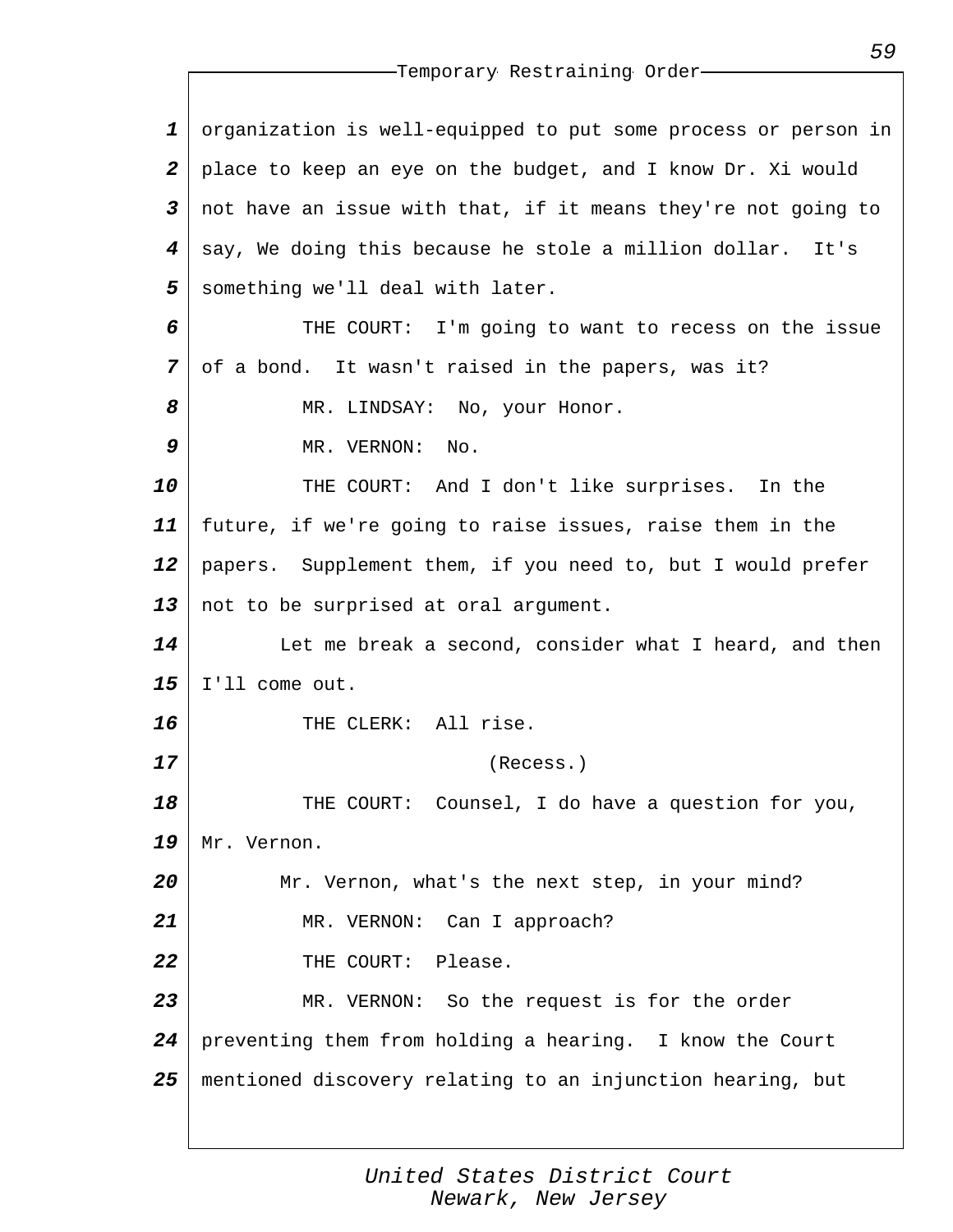organization is well-equipped to put some process or person in place to keep an eye on the budget, and I know Dr. Xi would not have an issue with that, if it means they're not going to say, We doing this because he stole a million dollar. It's something we'll deal with later.

THE COURT: I'm going to want to recess on the issue of a bond. It wasn't raised in the papers, was it?

MR. LINDSAY: No, your Honor.

MR. VERNON: No.

THE COURT: And I don't like surprises. In the future, if we're going to raise issues, raise them in the papers. Supplement them, if you need to, but I would prefer not to be surprised at oral argument.

Let me break a second, consider what I heard, and then I'll come out.

THE CLERK: All rise.

(Recess.)

THE COURT: Counsel, I do have a question for you, Mr. Vernon.

Mr. Vernon, what's the next step, in your mind?

MR. VERNON: Can I approach?

THE COURT: Please.

MR. VERNON: So the request is for the order preventing them from holding a hearing. I know the Court mentioned discovery relating to an injunction hearing, but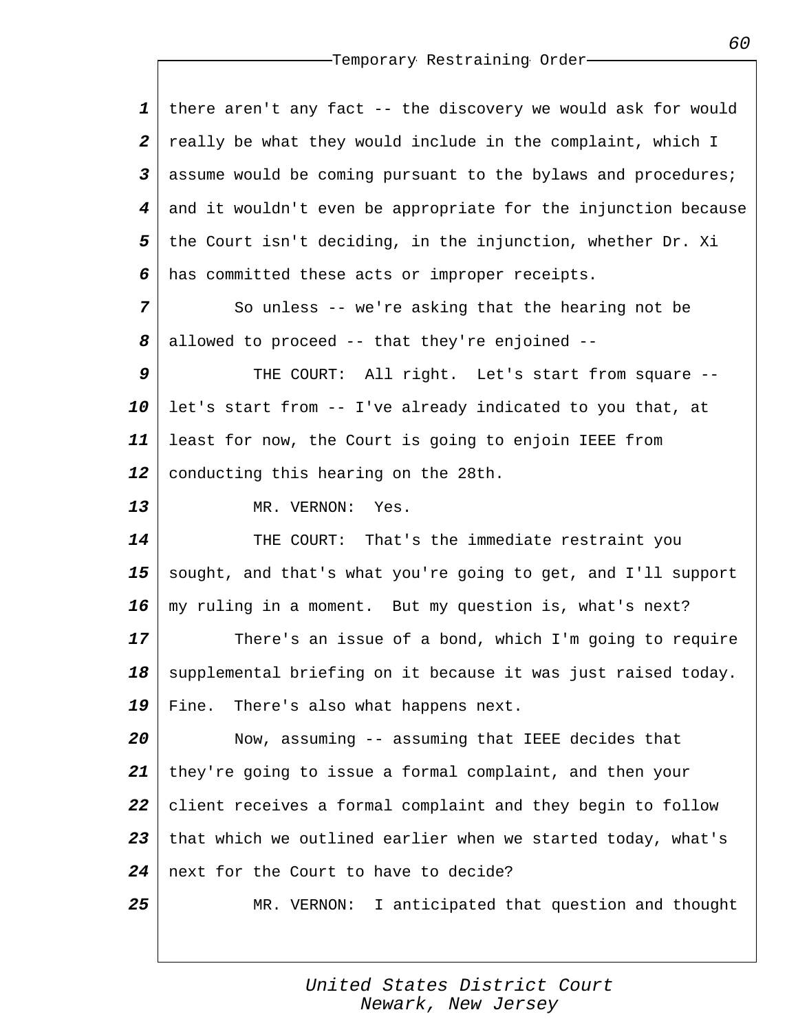there aren't any fact -- the discovery we would ask for would really be what they would include in the complaint, which I assume would be coming pursuant to the bylaws and procedures; and it wouldn't even be appropriate for the injunction because the Court isn't deciding, in the injunction, whether Dr. Xi has committed these acts or improper receipts.

So unless -- we're asking that the hearing not be allowed to proceed -- that they're enjoined --

THE COURT: All right. Let's start from square -- let's start from -- I've already indicated to you that, at least for now, the Court is going to enjoin IEEE from conducting this hearing on the 28th.

MR. VERNON: Yes.

THE COURT: That's the immediate restraint you sought, and that's what you're going to get, and I'll support my ruling in a moment. But my question is, what's next?

There's an issue of a bond, which I'm going to require supplemental briefing on it because it was just raised today. Fine. There's also what happens next.

Now, assuming -- assuming that IEEE decides that they're going to issue a formal complaint, and then your client receives a formal complaint and they begin to follow that which we outlined earlier when we started today, what's next for the Court to have to decide?

MR. VERNON: I anticipated that question and thought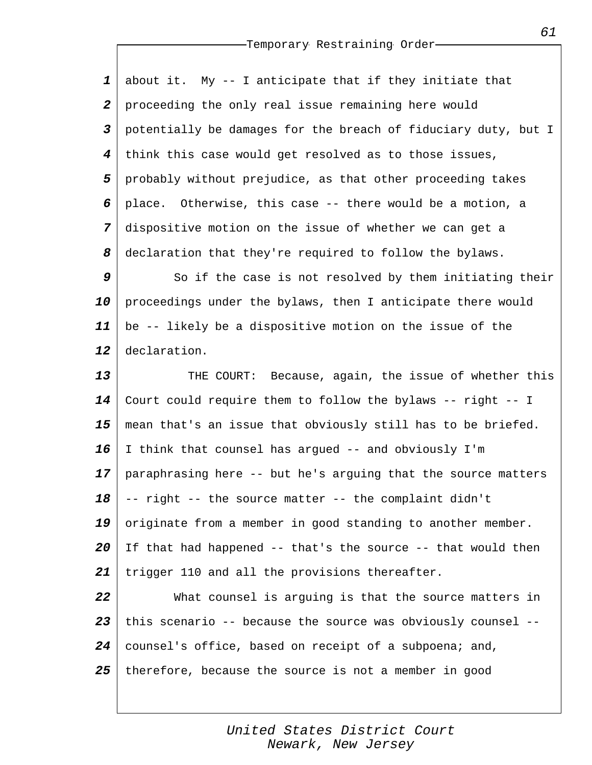about it. My -- I anticipate that if they initiate that proceeding the only real issue remaining here would potentially be damages for the breach of fiduciary duty, but I think this case would get resolved as to those issues, probably without prejudice, as that other proceeding takes place. Otherwise, this case -- there would be a motion, a dispositive motion on the issue of whether we can get a declaration that they're required to follow the bylaws.

So if the case is not resolved by them initiating their proceedings under the bylaws, then I anticipate there would be -- likely be a dispositive motion on the issue of the declaration.

THE COURT: Because, again, the issue of whether this Court could require them to follow the bylaws -- right -- I mean that's an issue that obviously still has to be briefed. I think that counsel has argued -- and obviously I'm paraphrasing here -- but he's arguing that the source matters -- right -- the source matter -- the complaint didn't originate from a member in good standing to another member. If that had happened -- that's the source -- that would then trigger 110 and all the provisions thereafter.

What counsel is arguing is that the source matters in this scenario -- because the source was obviously counsel -- counsel's office, based on receipt of a subpoena; and, therefore, because the source is not a member in good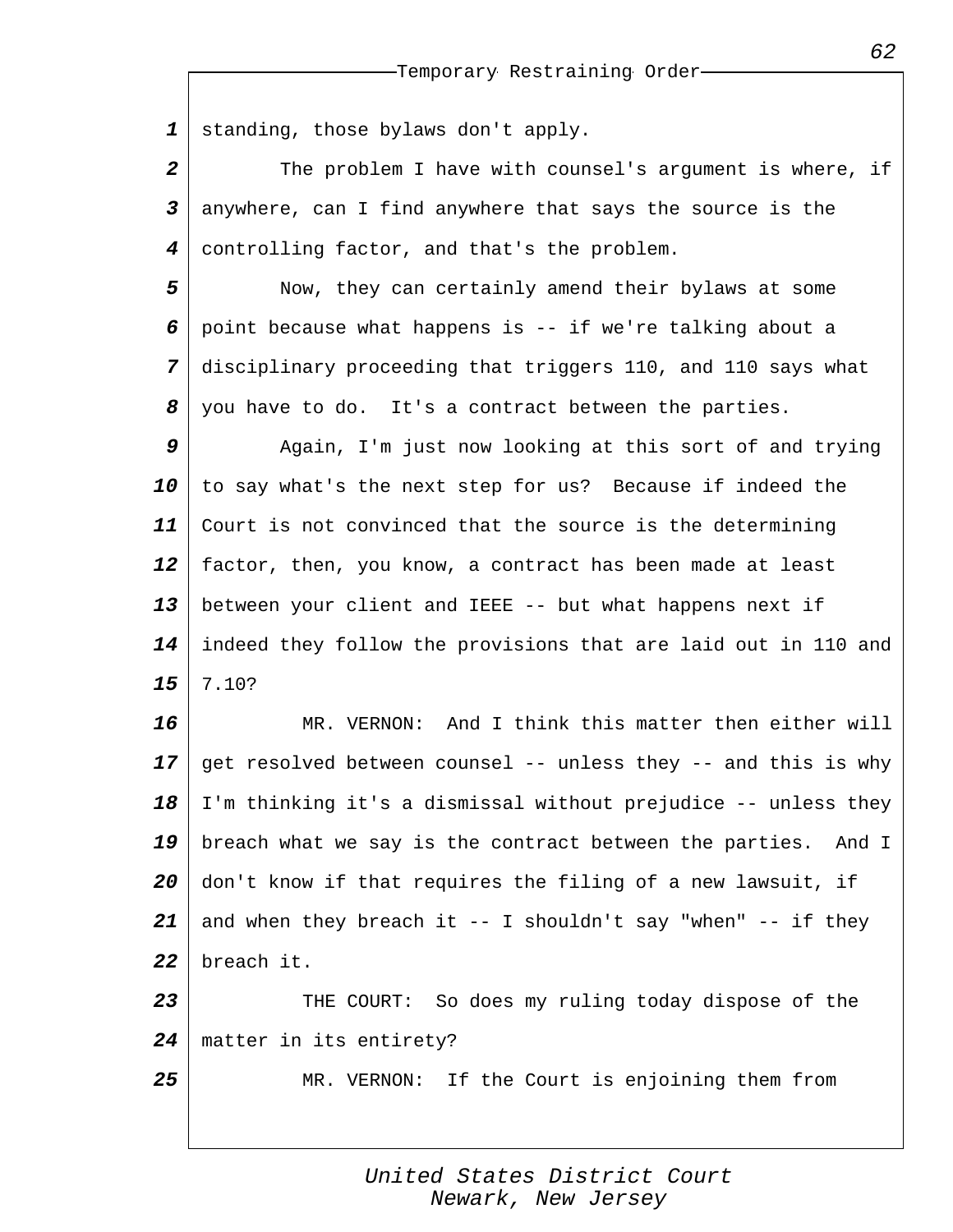standing, those bylaws don't apply.

The problem I have with counsel's argument is where, if anywhere, can I find anywhere that says the source is the controlling factor, and that's the problem.

Now, they can certainly amend their bylaws at some point because what happens is -- if we're talking about a disciplinary proceeding that triggers 110, and 110 says what you have to do. It's a contract between the parties.

Again, I'm just now looking at this sort of and trying to say what's the next step for us? Because if indeed the Court is not convinced that the source is the determining factor, then, you know, a contract has been made at least between your client and IEEE -- but what happens next if indeed they follow the provisions that are laid out in 110 and 7.10?

MR. VERNON: And I think this matter then either will get resolved between counsel -- unless they -- and this is why I'm thinking it's a dismissal without prejudice -- unless they breach what we say is the contract between the parties. And I don't know if that requires the filing of a new lawsuit, if and when they breach it -- I shouldn't say "when" -- if they breach it.

THE COURT: So does my ruling today dispose of the matter in its entirety?

MR. VERNON: If the Court is enjoining them from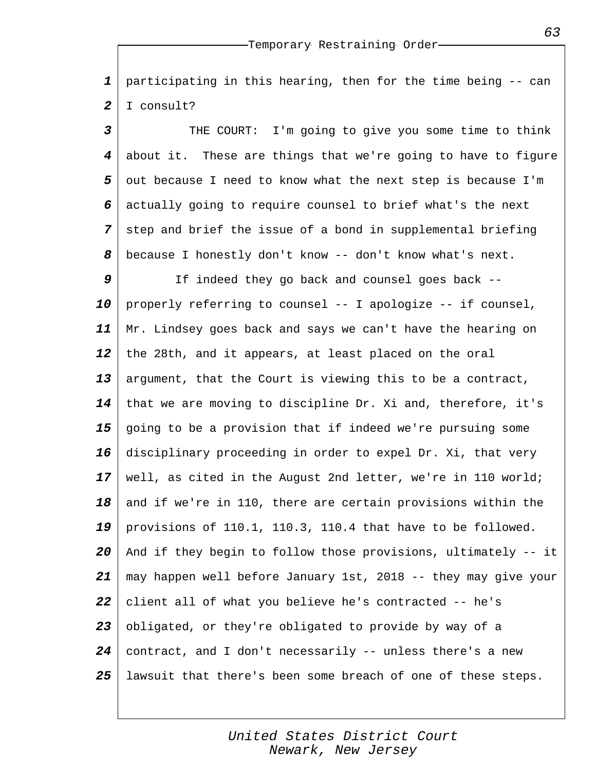participating in this hearing, then for the time being -- can I consult?

THE COURT: I'm going to give you some time to think about it. These are things that we're going to have to figure out because I need to know what the next step is because I'm actually going to require counsel to brief what's the next step and brief the issue of a bond in supplemental briefing because I honestly don't know -- don't know what's next.

If indeed they go back and counsel goes back -- properly referring to counsel -- I apologize -- if counsel, Mr. Lindsey goes back and says we can't have the hearing on the 28th, and it appears, at least placed on the oral argument, that the Court is viewing this to be a contract, that we are moving to discipline Dr. Xi and, therefore, it's going to be a provision that if indeed we're pursuing some disciplinary proceeding in order to expel Dr. Xi, that very well, as cited in the August 2nd letter, we're in 110 world; and if we're in 110, there are certain provisions within the provisions of 110.1, 110.3, 110.4 that have to be followed. And if they begin to follow those provisions, ultimately -- it may happen well before January 1st, 2018 -- they may give your client all of what you believe he's contracted -- he's obligated, or they're obligated to provide by way of a contract, and I don't necessarily -- unless there's a new lawsuit that there's been some breach of one of these steps.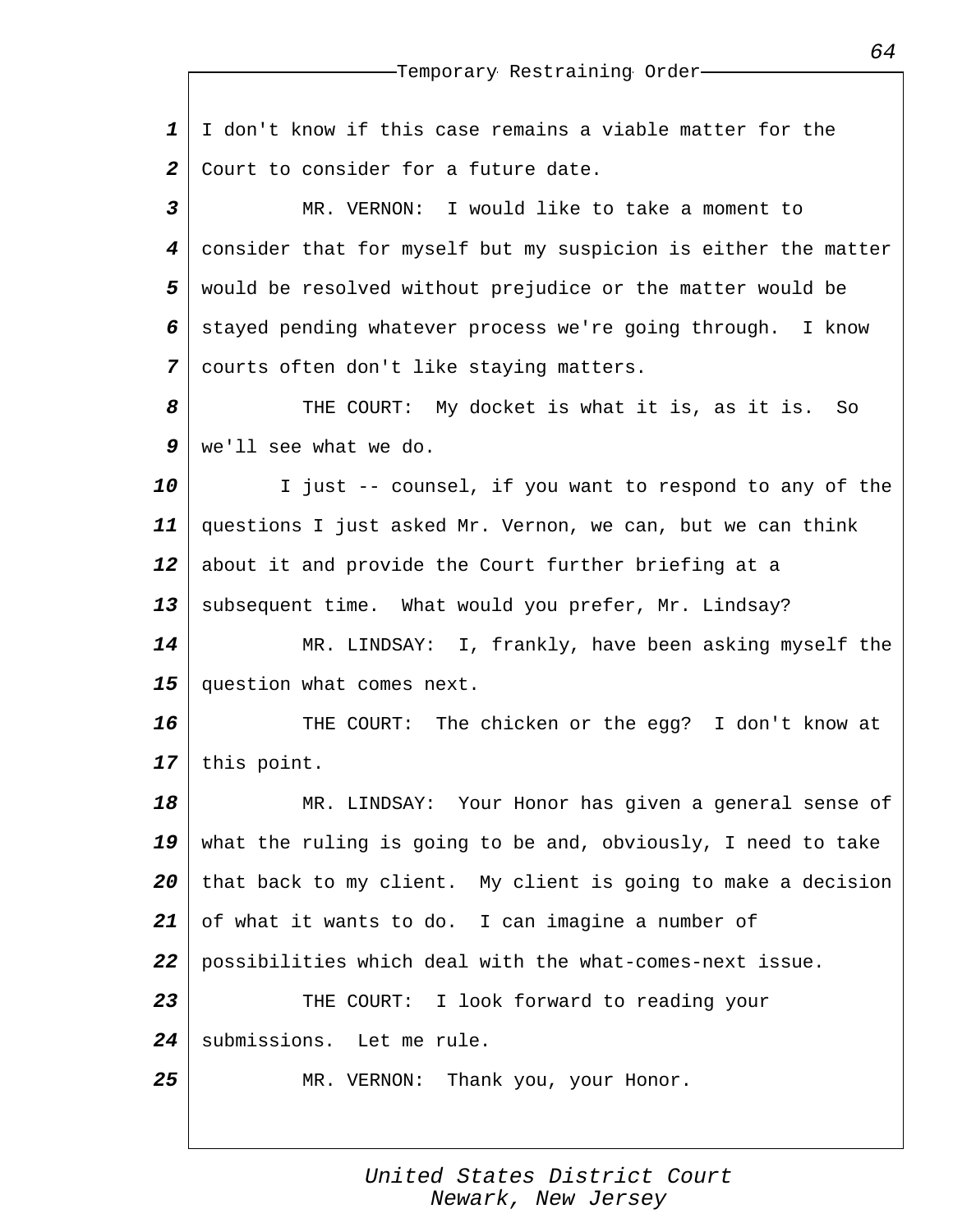I don't know if this case remains a viable matter for the Court to consider for a future date.

MR. VERNON: I would like to take a moment to consider that for myself but my suspicion is either the matter would be resolved without prejudice or the matter would be stayed pending whatever process we're going through. I know courts often don't like staying matters.

THE COURT: My docket is what it is, as it is. So we'll see what we do.

I just -- counsel, if you want to respond to any of the questions I just asked Mr. Vernon, we can, but we can think about it and provide the Court further briefing at a subsequent time. What would you prefer, Mr. Lindsay?

MR. LINDSAY: I, frankly, have been asking myself the question what comes next.

THE COURT: The chicken or the egg? I don't know at this point.

MR. LINDSAY: Your Honor has given a general sense of what the ruling is going to be and, obviously, I need to take that back to my client. My client is going to make a decision of what it wants to do. I can imagine a number of possibilities which deal with the what-comes-next issue.

THE COURT: I look forward to reading your submissions. Let me rule.

MR. VERNON: Thank you, your Honor.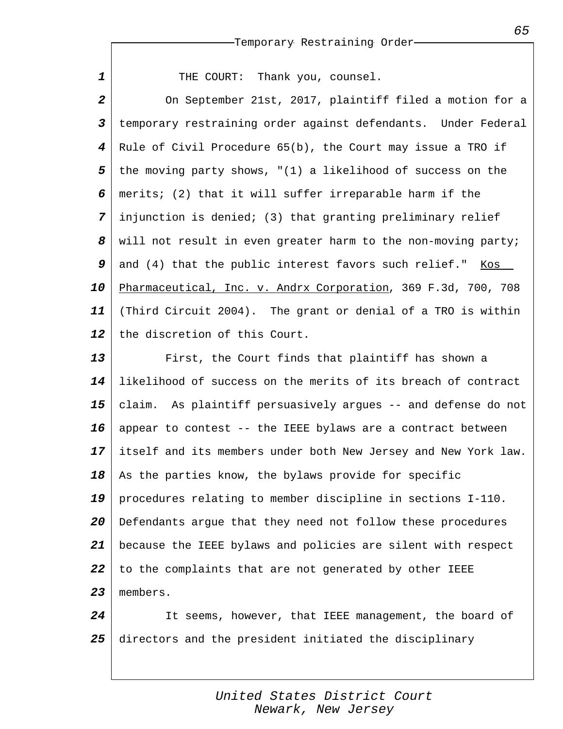THE COURT: Thank you, counsel.

On September 21st, 2017, plaintiff filed a motion for a temporary restraining order against defendants. Under Federal Rule of Civil Procedure 65(b), the Court may issue a TRO if the moving party shows, "(1) a likelihood of success on the merits; (2) that it will suffer irreparable harm if the injunction is denied; (3) that granting preliminary relief will not result in even greater harm to the non-moving party; and (4) that the public interest favors such relief." Kos Pharmaceutical, Inc. v. Andrx Corporation, 369 F.3d, 700, 708 (Third Circuit 2004). The grant or denial of a TRO is within the discretion of this Court.

First, the Court finds that plaintiff has shown a likelihood of success on the merits of its breach of contract claim. As plaintiff persuasively argues -- and defense do not appear to contest -- the IEEE bylaws are a contract between itself and its members under both New Jersey and New York law. As the parties know, the bylaws provide for specific procedures relating to member discipline in sections I-110. Defendants argue that they need not follow these procedures because the IEEE bylaws and policies are silent with respect to the complaints that are not generated by other IEEE members.

It seems, however, that IEEE management, the board of directors and the president initiated the disciplinary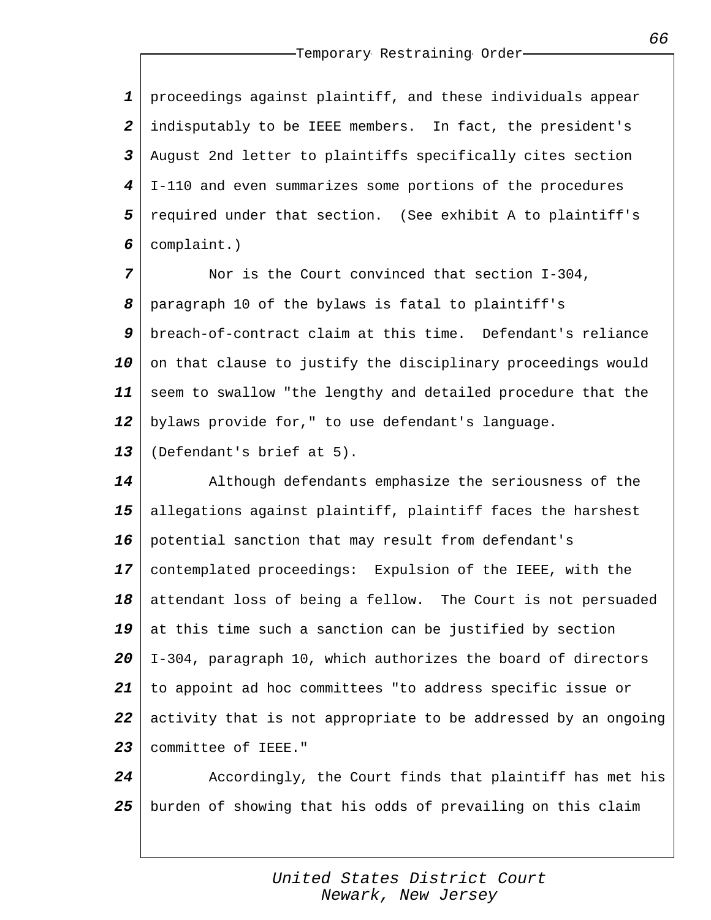proceedings against plaintiff, and these individuals appear indisputably to be IEEE members. In fact, the president's August 2nd letter to plaintiffs specifically cites section I-110 and even summarizes some portions of the procedures required under that section. (See exhibit A to plaintiff's complaint.)

Nor is the Court convinced that section I-304, paragraph 10 of the bylaws is fatal to plaintiff's breach-of-contract claim at this time. Defendant's reliance on that clause to justify the disciplinary proceedings would seem to swallow "the lengthy and detailed procedure that the bylaws provide for," to use defendant's language. (Defendant's brief at 5).

Although defendants emphasize the seriousness of the allegations against plaintiff, plaintiff faces the harshest potential sanction that may result from defendant's contemplated proceedings: Expulsion of the IEEE, with the attendant loss of being a fellow. The Court is not persuaded at this time such a sanction can be justified by section I-304, paragraph 10, which authorizes the board of directors to appoint ad hoc committees "to address specific issue or activity that is not appropriate to be addressed by an ongoing committee of IEEE."

Accordingly, the Court finds that plaintiff has met his burden of showing that his odds of prevailing on this claim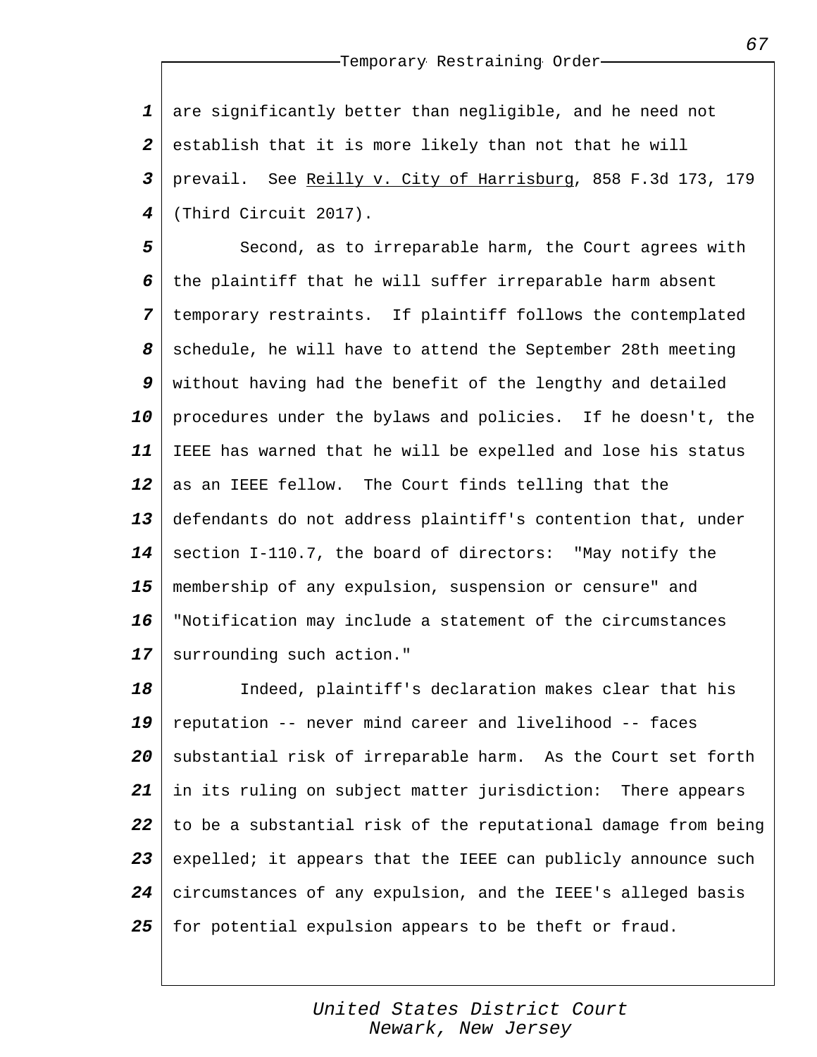are significantly better than negligible, and he need not establish that it is more likely than not that he will prevail. See Reilly v. City of Harrisburg, 858 F.3d 173, 179 (Third Circuit 2017).

Second, as to irreparable harm, the Court agrees with the plaintiff that he will suffer irreparable harm absent temporary restraints. If plaintiff follows the contemplated schedule, he will have to attend the September 28th meeting without having had the benefit of the lengthy and detailed procedures under the bylaws and policies. If he doesn't, the IEEE has warned that he will be expelled and lose his status as an IEEE fellow. The Court finds telling that the defendants do not address plaintiff's contention that, under section I-110.7, the board of directors: "May notify the membership of any expulsion, suspension or censure" and "Notification may include a statement of the circumstances surrounding such action."

Indeed, plaintiff's declaration makes clear that his reputation -- never mind career and livelihood -- faces substantial risk of irreparable harm. As the Court set forth in its ruling on subject matter jurisdiction: There appears to be a substantial risk of the reputational damage from being expelled; it appears that the IEEE can publicly announce such circumstances of any expulsion, and the IEEE's alleged basis for potential expulsion appears to be theft or fraud.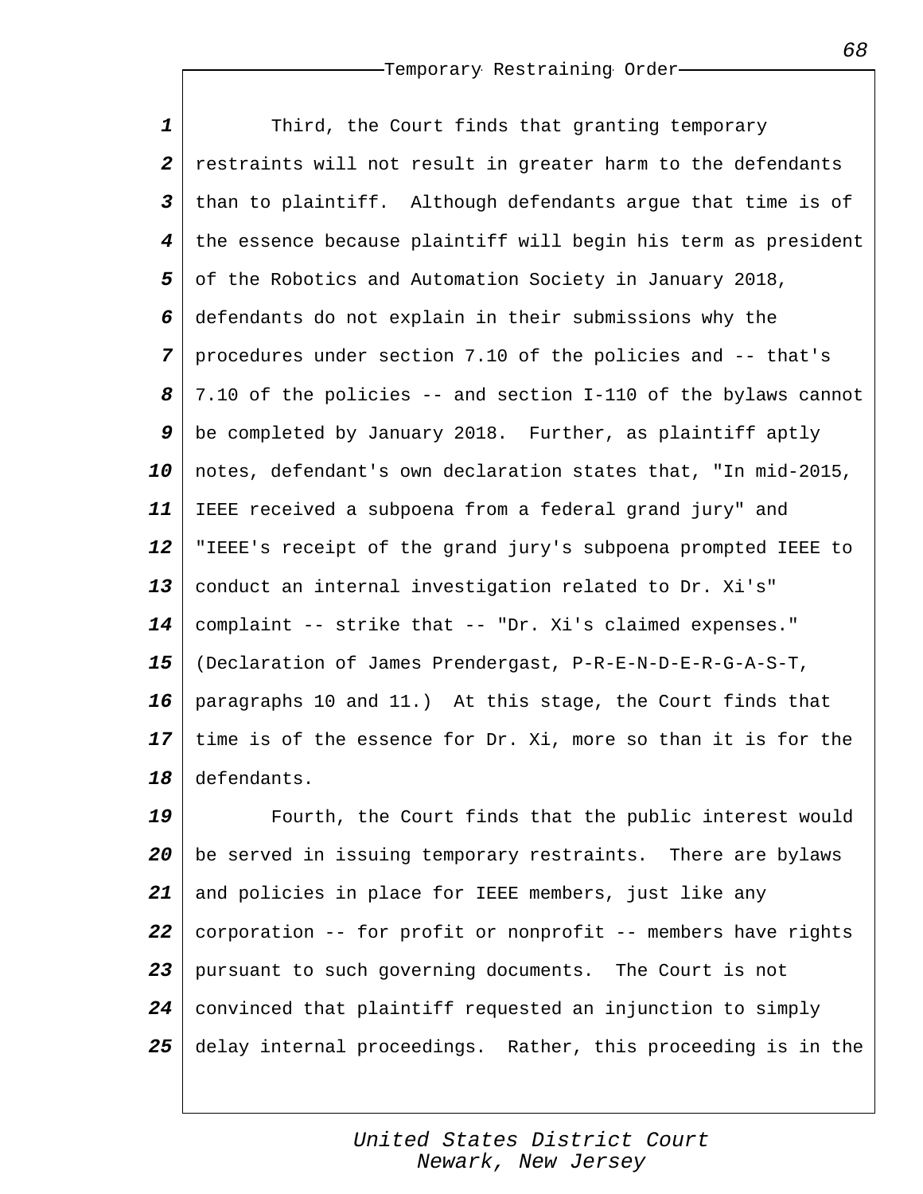Third, the Court finds that granting temporary restraints will not result in greater harm to the defendants than to plaintiff. Although defendants argue that time is of the essence because plaintiff will begin his term as president of the Robotics and Automation Society in January 2018, defendants do not explain in their submissions why the procedures under section 7.10 of the policies and -- that's 7.10 of the policies -- and section I-110 of the bylaws cannot be completed by January 2018. Further, as plaintiff aptly notes, defendant's own declaration states that, "In mid-2015, IEEE received a subpoena from a federal grand jury" and "IEEE's receipt of the grand jury's subpoena prompted IEEE to conduct an internal investigation related to Dr. Xi's" complaint -- strike that -- "Dr. Xi's claimed expenses." (Declaration of James Prendergast, P-R-E-N-D-E-R-G-A-S-T, paragraphs 10 and 11.) At this stage, the Court finds that time is of the essence for Dr. Xi, more so than it is for the defendants.

Fourth, the Court finds that the public interest would be served in issuing temporary restraints. There are bylaws and policies in place for IEEE members, just like any corporation -- for profit or nonprofit -- members have rights pursuant to such governing documents. The Court is not convinced that plaintiff requested an injunction to simply delay internal proceedings. Rather, this proceeding is in the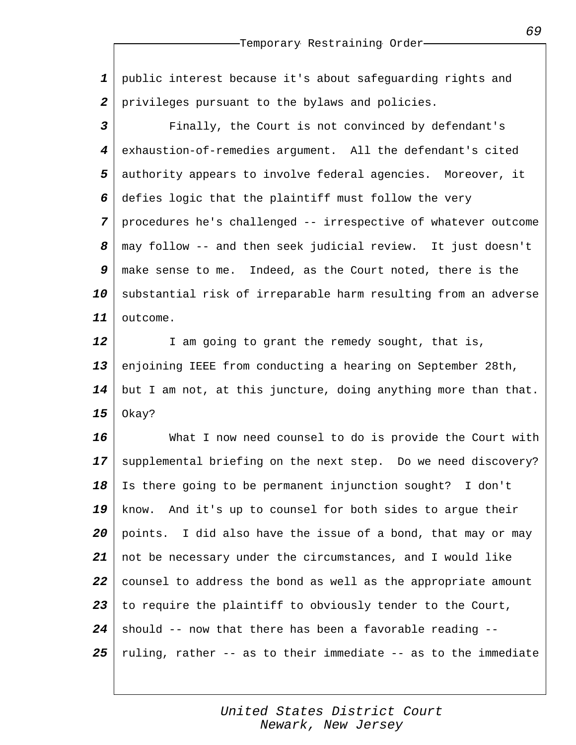public interest because it's about safeguarding rights and privileges pursuant to the bylaws and policies.

Finally, the Court is not convinced by defendant's exhaustion-of-remedies argument. All the defendant's cited authority appears to involve federal agencies. Moreover, it defies logic that the plaintiff must follow the very procedures he's challenged -- irrespective of whatever outcome may follow -- and then seek judicial review. It just doesn't make sense to me. Indeed, as the Court noted, there is the substantial risk of irreparable harm resulting from an adverse outcome.

I am going to grant the remedy sought, that is, enjoining IEEE from conducting a hearing on September 28th, but I am not, at this juncture, doing anything more than that. Okay?

What I now need counsel to do is provide the Court with supplemental briefing on the next step. Do we need discovery? Is there going to be permanent injunction sought? I don't know. And it's up to counsel for both sides to argue their points. I did also have the issue of a bond, that may or may not be necessary under the circumstances, and I would like counsel to address the bond as well as the appropriate amount to require the plaintiff to obviously tender to the Court, should -- now that there has been a favorable reading -- ruling, rather -- as to their immediate -- as to the immediate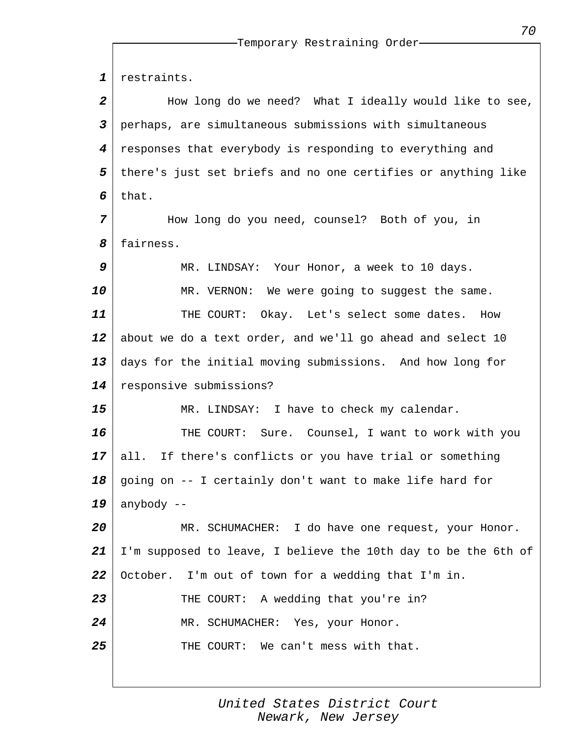restraints.

How long do we need? What I ideally would like to see, perhaps, are simultaneous submissions with simultaneous responses that everybody is responding to everything and there's just set briefs and no one certifies or anything like that.

How long do you need, counsel? Both of you, in fairness.

MR. LINDSAY: Your Honor, a week to 10 days.

MR. VERNON: We were going to suggest the same.

THE COURT: Okay. Let's select some dates. How about we do a text order, and we'll go ahead and select 10 days for the initial moving submissions. And how long for responsive submissions?

MR. LINDSAY: I have to check my calendar.

THE COURT: Sure. Counsel, I want to work with you all. If there's conflicts or you have trial or something going on -- I certainly don't want to make life hard for anybody --

MR. SCHUMACHER: I do have one request, your Honor. I'm supposed to leave, I believe the 10th day to be the 6th of October. I'm out of town for a wedding that I'm in.

THE COURT: A wedding that you're in?

MR. SCHUMACHER: Yes, your Honor.

THE COURT: We can't mess with that.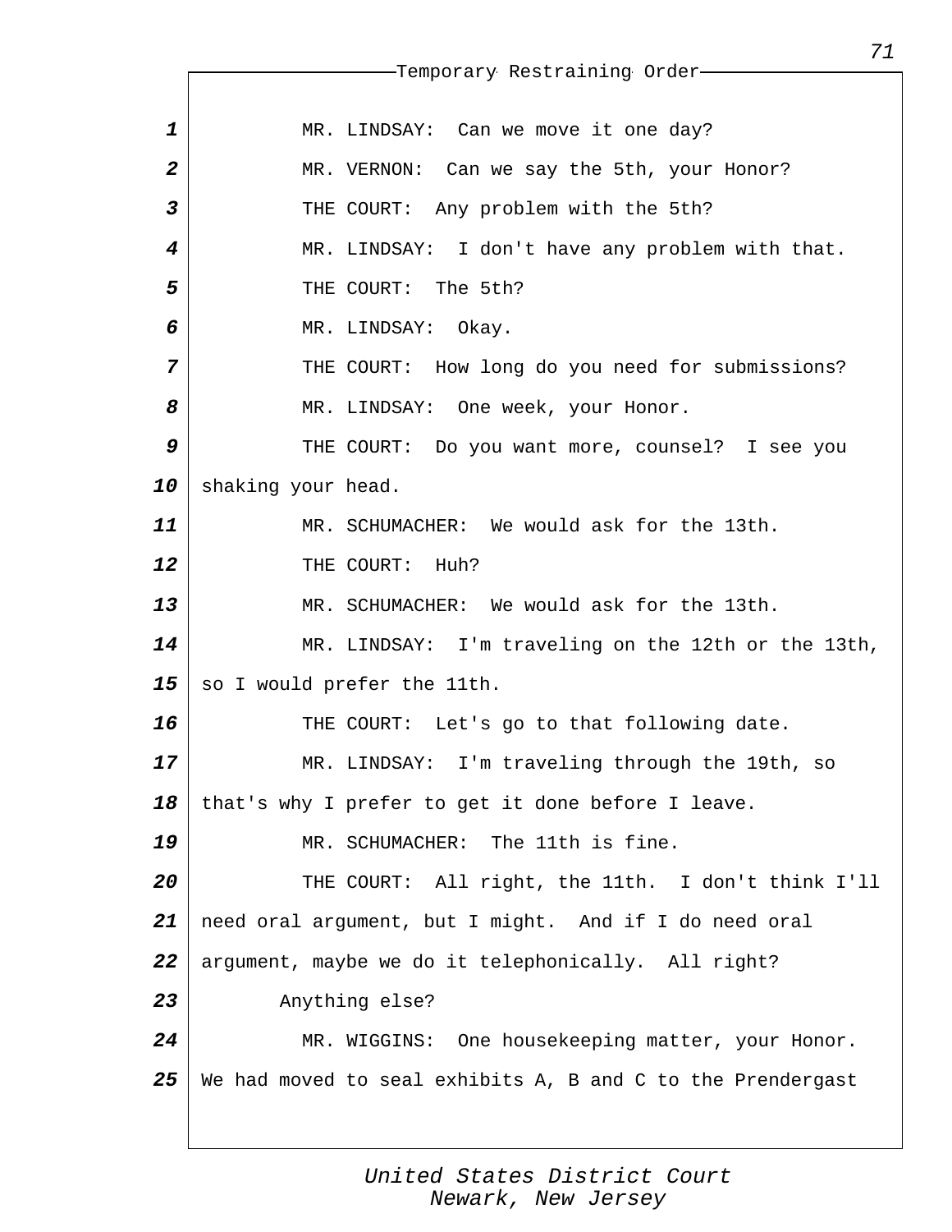MR. LINDSAY: Can we move it one day?

MR. VERNON: Can we say the 5th, your Honor?

THE COURT: Any problem with the 5th?

MR. LINDSAY: I don't have any problem with that.

THE COURT: The 5th?

MR. LINDSAY: Okay.

THE COURT: How long do you need for submissions?

MR. LINDSAY: One week, your Honor.

THE COURT: Do you want more, counsel? I see you shaking your head.

MR. SCHUMACHER: We would ask for the 13th.

THE COURT: Huh?

MR. SCHUMACHER: We would ask for the 13th.

MR. LINDSAY: I'm traveling on the 12th or the 13th, so I would prefer the 11th.

THE COURT: Let's go to that following date.

MR. LINDSAY: I'm traveling through the 19th, so that's why I prefer to get it done before I leave.

MR. SCHUMACHER: The 11th is fine.

THE COURT: All right, the 11th. I don't think I'll need oral argument, but I might. And if I do need oral argument, maybe we do it telephonically. All right?

Anything else?

MR. WIGGINS: One housekeeping matter, your Honor. We had moved to seal exhibits A, B and C to the Prendergast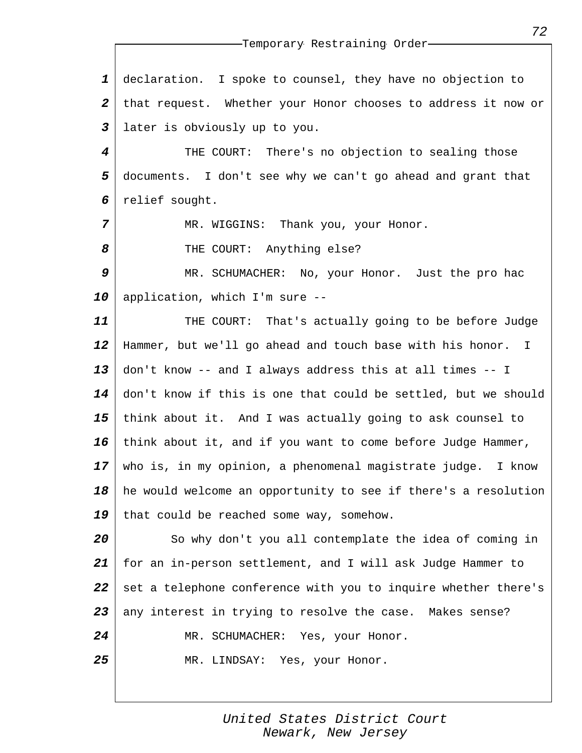declaration. I spoke to counsel, they have no objection to that request. Whether your Honor chooses to address it now or later is obviously up to you.

THE COURT: There's no objection to sealing those documents. I don't see why we can't go ahead and grant that relief sought.

MR. WIGGINS: Thank you, your Honor.

THE COURT: Anything else?

MR. SCHUMACHER: No, your Honor. Just the pro hac application, which I'm sure --

THE COURT: That's actually going to be before Judge Hammer, but we'll go ahead and touch base with his honor. I don't know -- and I always address this at all times -- I don't know if this is one that could be settled, but we should think about it. And I was actually going to ask counsel to think about it, and if you want to come before Judge Hammer, who is, in my opinion, a phenomenal magistrate judge. I know he would welcome an opportunity to see if there's a resolution that could be reached some way, somehow.

So why don't you all contemplate the idea of coming in for an in-person settlement, and I will ask Judge Hammer to set a telephone conference with you to inquire whether there's any interest in trying to resolve the case. Makes sense?

MR. SCHUMACHER: Yes, your Honor.

MR. LINDSAY: Yes, your Honor.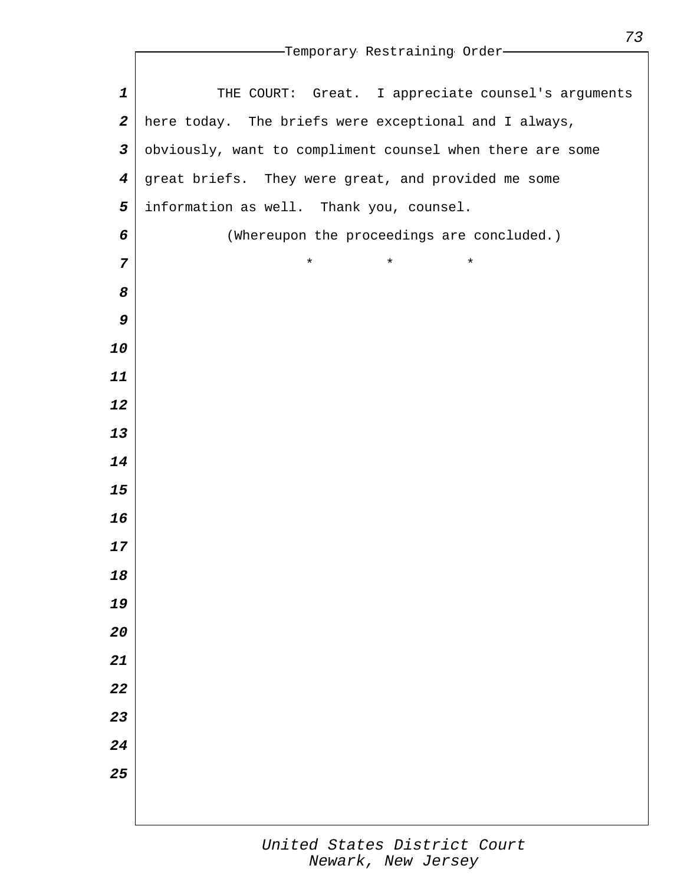THE COURT: Great. I appreciate counsel's arguments here today. The briefs were exceptional and I always, obviously, want to compliment counsel when there are some great briefs. They were great, and provided me some information as well. Thank you, counsel.

(Whereupon the proceedings are concluded.)

\* \* \*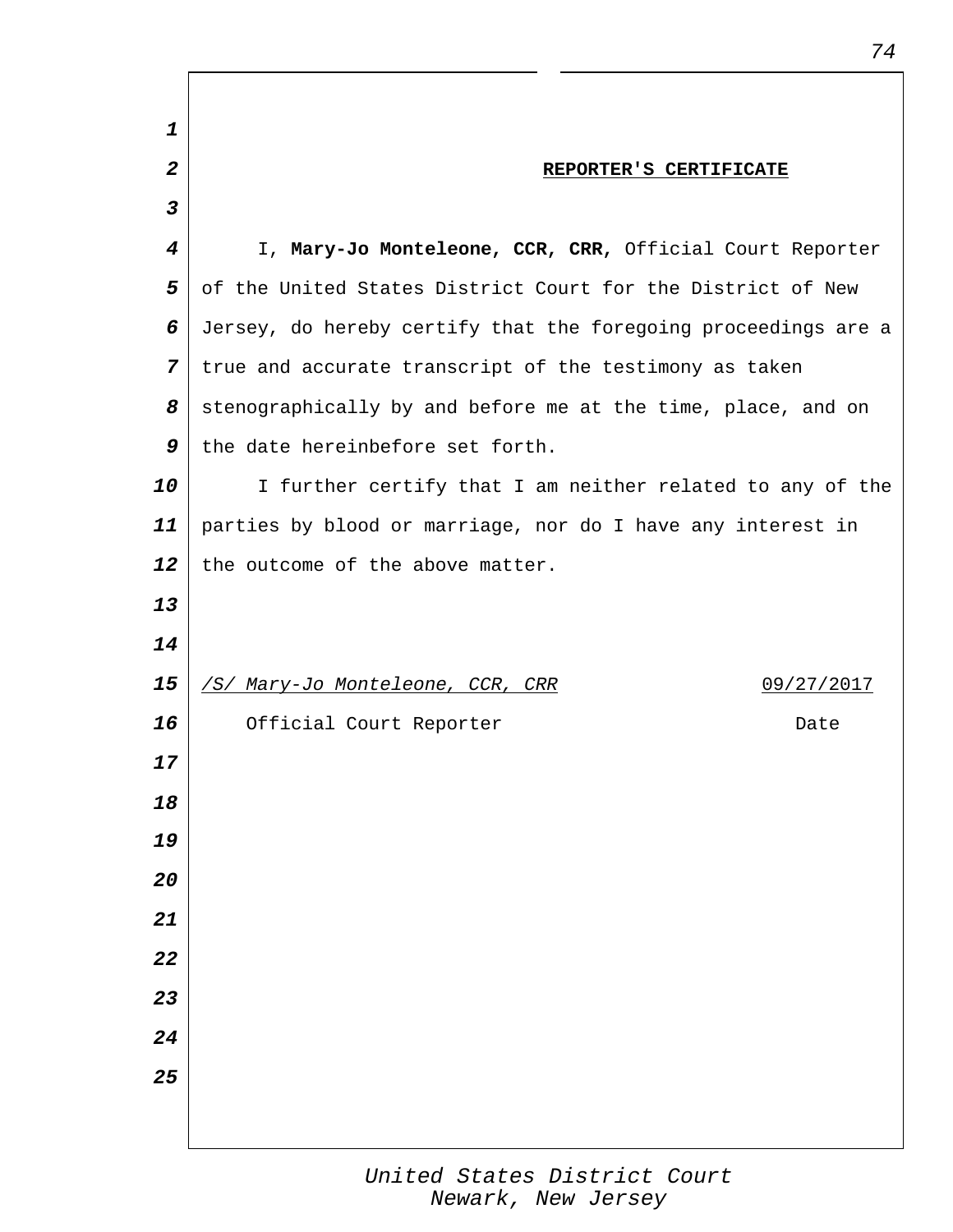## REPORTER'S CERTIFICATE

I, **Mary-Jo Monteleone, CCR, CRR,** Official Court Reporter of the United States District Court for the District of New Jersey, do hereby certify that the foregoing proceedings are a true and accurate transcript of the testimony as taken stenographically by and before me at the time, place, and on the date hereinbefore set forth.

I further certify that I am neither related to any of the parties by blood or marriage, nor do I have any interest in the outcome of the above matter.

*/S/ Mary-Jo Monteleone, CCR, CRR* — 09/27/2017

Official Court Reporter — Date